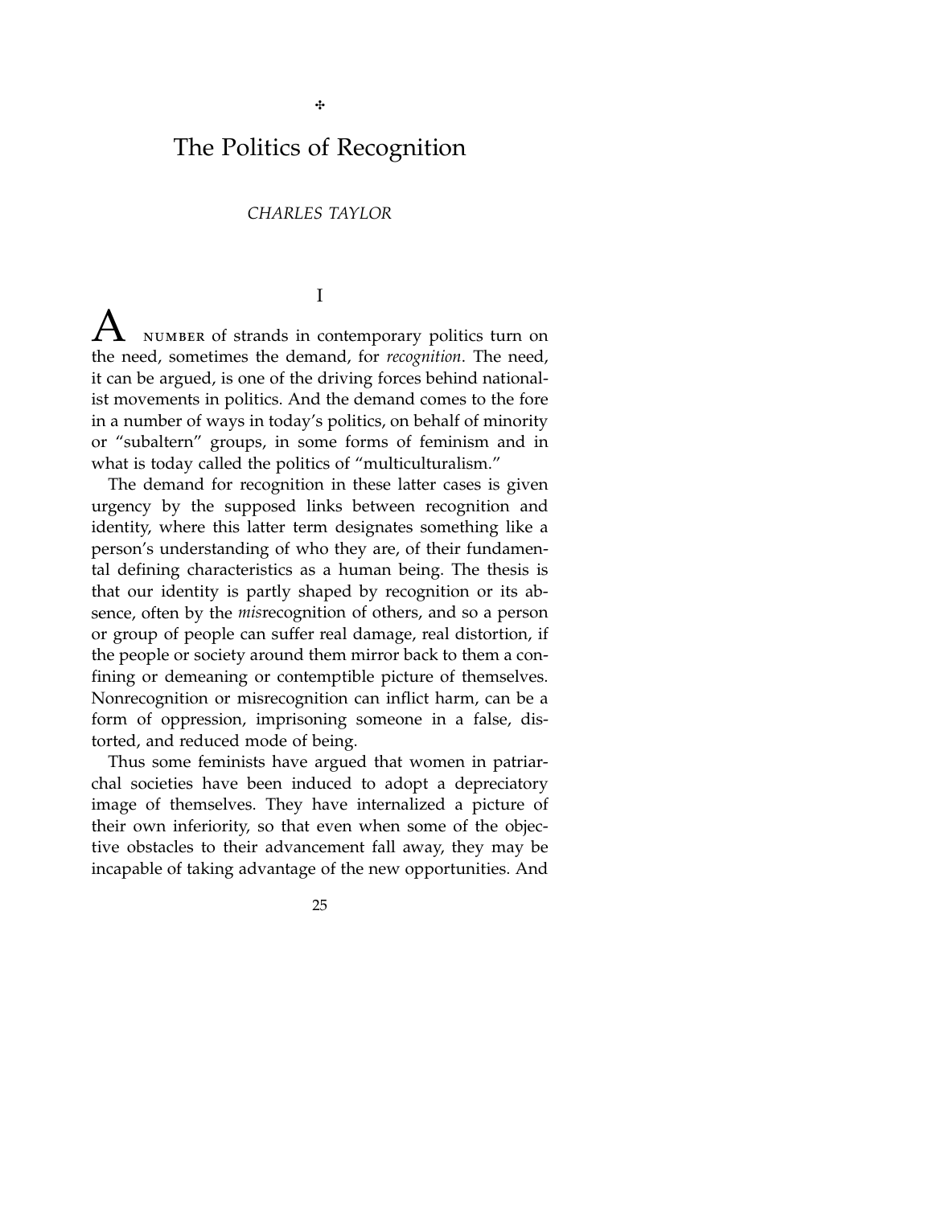# The Politics of Recognition

*CHARLES TAYLOR*

## I

A NUMBER of strands in contemporary politics turn on the need, sometimes the demand, for *recognition*. The need, it can be argued, is one of the driving forces behind nationalist movements in politics. And the demand comes to the fore in a number of ways in today's politics, on behalf of minority or "subaltern" groups, in some forms of feminism and in what is today called the politics of "multiculturalism."

The demand for recognition in these latter cases is given urgency by the supposed links between recognition and identity, where this latter term designates something like a person's understanding of who they are, of their fundamental defining characteristics as a human being. The thesis is that our identity is partly shaped by recognition or its absence, often by the *mis*recognition of others, and so a person or group of people can suffer real damage, real distortion, if the people or society around them mirror back to them a confining or demeaning or contemptible picture of themselves. Nonrecognition or misrecognition can inflict harm, can be a form of oppression, imprisoning someone in a false, distorted, and reduced mode of being.

Thus some feminists have argued that women in patriarchal societies have been induced to adopt a depreciatory image of themselves. They have internalized a picture of their own inferiority, so that even when some of the objective obstacles to their advancement fall away, they may be incapable of taking advantage of the new opportunities. And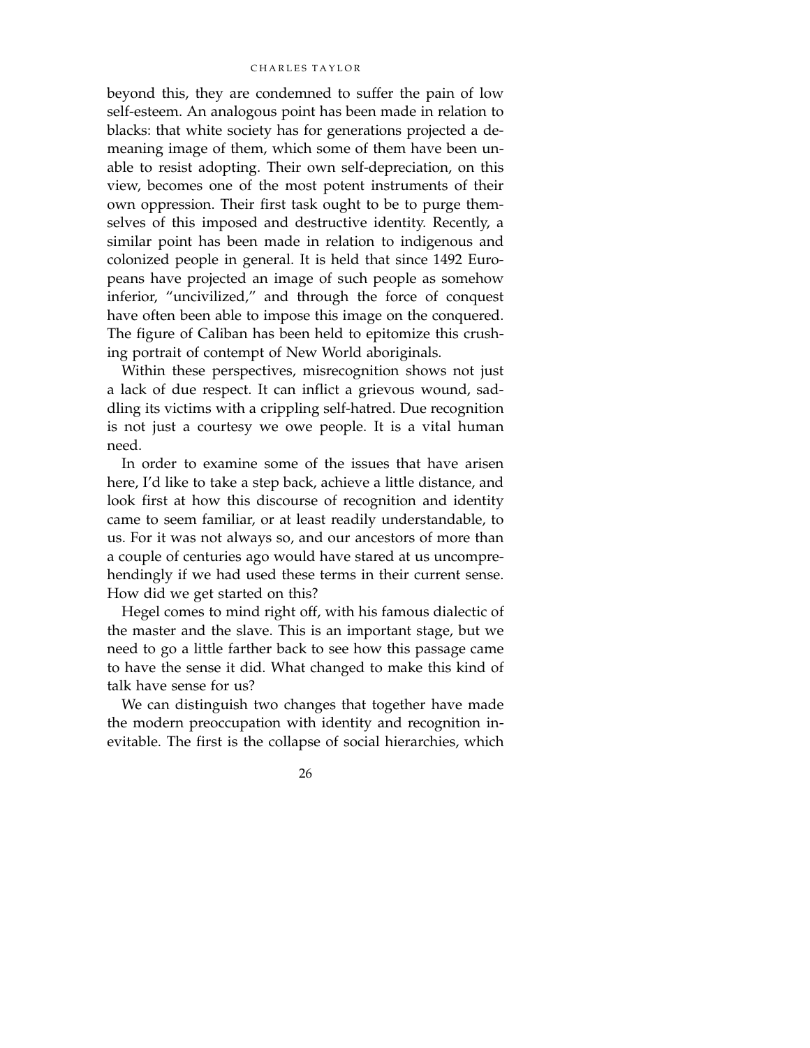beyond this, they are condemned to suffer the pain of low self-esteem. An analogous point has been made in relation to blacks: that white society has for generations projected a demeaning image of them, which some of them have been unable to resist adopting. Their own self-depreciation, on this view, becomes one of the most potent instruments of their own oppression. Their first task ought to be to purge themselves of this imposed and destructive identity. Recently, a similar point has been made in relation to indigenous and colonized people in general. It is held that since 1492 Europeans have projected an image of such people as somehow inferior, "uncivilized," and through the force of conquest have often been able to impose this image on the conquered. The figure of Caliban has been held to epitomize this crushing portrait of contempt of New World aboriginals.

Within these perspectives, misrecognition shows not just a lack of due respect. It can inflict a grievous wound, saddling its victims with a crippling self-hatred. Due recognition is not just a courtesy we owe people. It is a vital human need.

In order to examine some of the issues that have arisen here, I'd like to take a step back, achieve a little distance, and look first at how this discourse of recognition and identity came to seem familiar, or at least readily understandable, to us. For it was not always so, and our ancestors of more than a couple of centuries ago would have stared at us uncomprehendingly if we had used these terms in their current sense. How did we get started on this?

Hegel comes to mind right off, with his famous dialectic of the master and the slave. This is an important stage, but we need to go a little farther back to see how this passage came to have the sense it did. What changed to make this kind of talk have sense for us?

We can distinguish two changes that together have made the modern preoccupation with identity and recognition inevitable. The first is the collapse of social hierarchies, which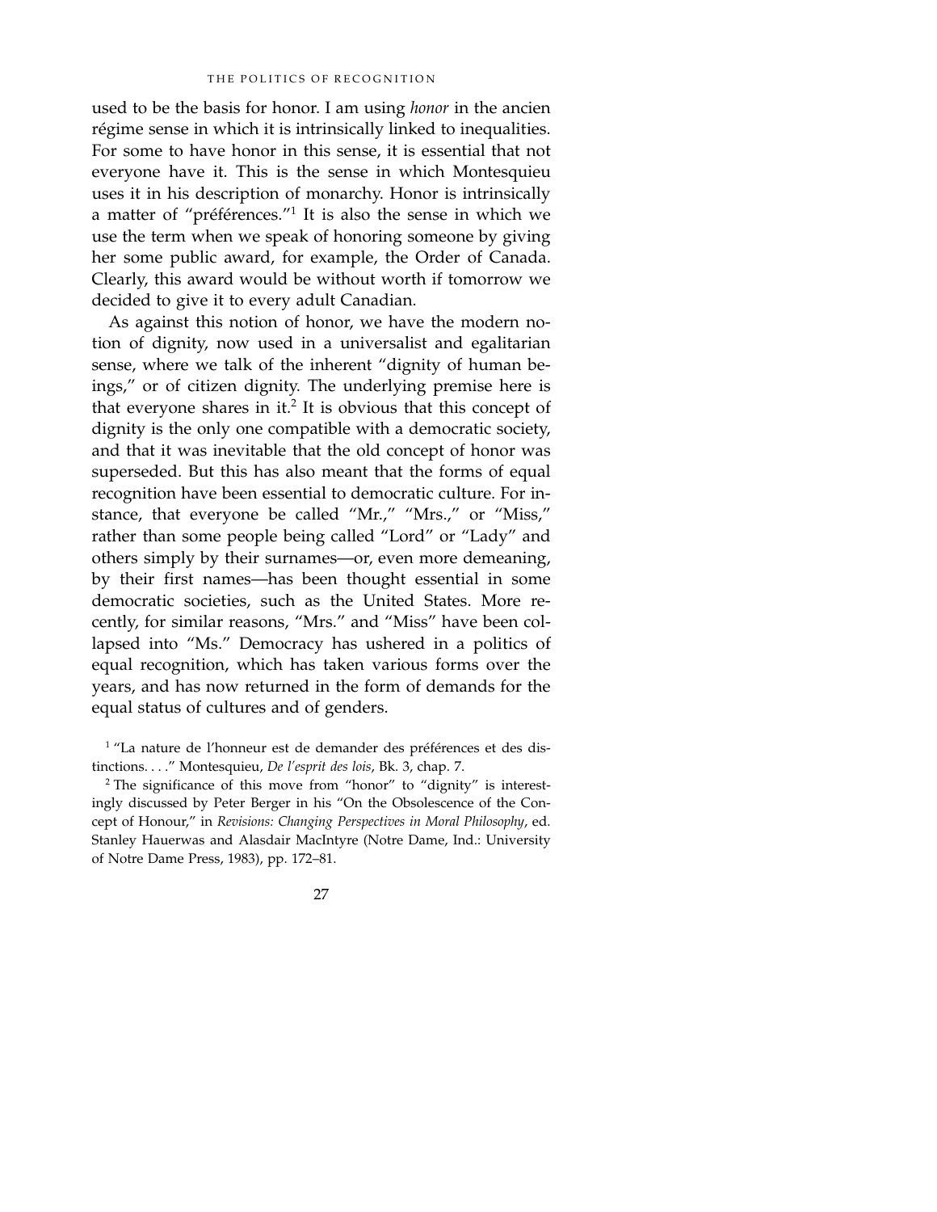used to be the basis for honor. I am using *honor* in the ancien régime sense in which it is intrinsically linked to inequalities. For some to have honor in this sense, it is essential that not everyone have it. This is the sense in which Montesquieu uses it in his description of monarchy. Honor is intrinsically a matter of "préférences."[1] It is also the sense in which we use the term when we speak of honoring someone by giving her some public award, for example, the Order of Canada. Clearly, this award would be without worth if tomorrow we decided to give it to every adult Canadian.

As against this notion of honor, we have the modern notion of dignity, now used in a universalist and egalitarian sense, where we talk of the inherent "dignity of human beings," or of citizen dignity. The underlying premise here is that everyone shares in it.[2] It is obvious that this concept of dignity is the only one compatible with a democratic society, and that it was inevitable that the old concept of honor was superseded. But this has also meant that the forms of equal recognition have been essential to democratic culture. For instance, that everyone be called "Mr.," "Mrs.," or "Miss," rather than some people being called "Lord" or "Lady" and others simply by their surnames—or, even more demeaning, by their first names—has been thought essential in some democratic societies, such as the United States. More recently, for similar reasons, "Mrs." and "Miss" have been collapsed into "Ms." Democracy has ushered in a politics of equal recognition, which has taken various forms over the years, and has now returned in the form of demands for the equal status of cultures and of genders.

[1] "La nature de l'honneur est de demander des préférences et des distinctions. . . ." Montesquieu, *De l'esprit des lois*, Bk. 3, chap. 7.

[2] The significance of this move from "honor" to "dignity" is interestingly discussed by Peter Berger in his "On the Obsolescence of the Concept of Honour," in *Revisions: Changing Perspectives in Moral Philosophy*, ed. Stanley Hauerwas and Alasdair MacIntyre (Notre Dame, Ind.: University of Notre Dame Press, 1983), pp. 172–81.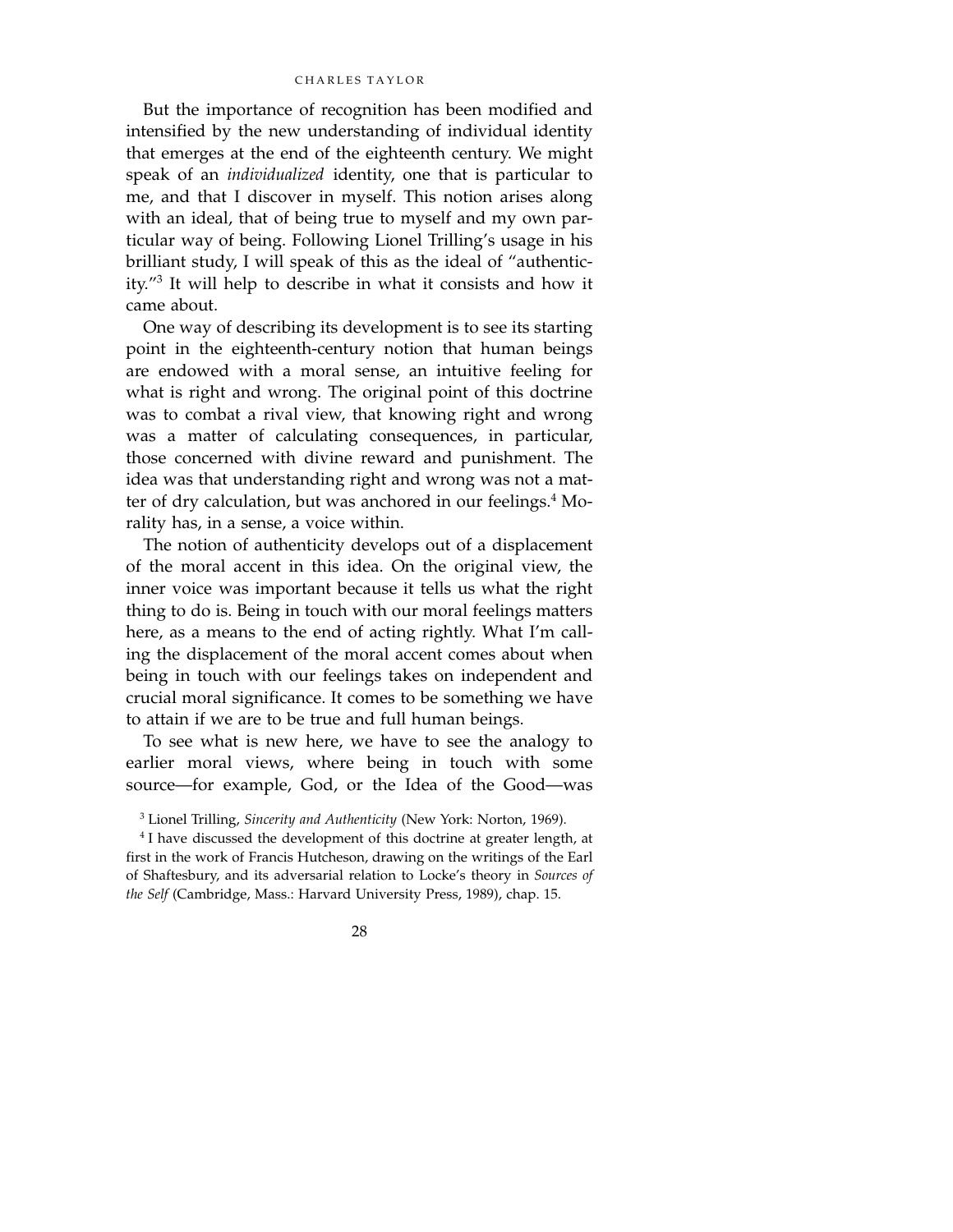But the importance of recognition has been modified and intensified by the new understanding of individual identity that emerges at the end of the eighteenth century. We might speak of an *individualized* identity, one that is particular to me, and that I discover in myself. This notion arises along with an ideal, that of being true to myself and my own particular way of being. Following Lionel Trilling's usage in his brilliant study, I will speak of this as the ideal of "authenticity."[3] It will help to describe in what it consists and how it came about.

One way of describing its development is to see its starting point in the eighteenth-century notion that human beings are endowed with a moral sense, an intuitive feeling for what is right and wrong. The original point of this doctrine was to combat a rival view, that knowing right and wrong was a matter of calculating consequences, in particular, those concerned with divine reward and punishment. The idea was that understanding right and wrong was not a matter of dry calculation, but was anchored in our feelings.[4] Morality has, in a sense, a voice within.

The notion of authenticity develops out of a displacement of the moral accent in this idea. On the original view, the inner voice was important because it tells us what the right thing to do is. Being in touch with our moral feelings matters here, as a means to the end of acting rightly. What I'm calling the displacement of the moral accent comes about when being in touch with our feelings takes on independent and crucial moral significance. It comes to be something we have to attain if we are to be true and full human beings.

To see what is new here, we have to see the analogy to earlier moral views, where being in touch with some source—for example, God, or the Idea of the Good—was

[3] Lionel Trilling, *Sincerity and Authenticity* (New York: Norton, 1969).

[4] I have discussed the development of this doctrine at greater length, at first in the work of Francis Hutcheson, drawing on the writings of the Earl of Shaftesbury, and its adversarial relation to Locke's theory in *Sources of the Self* (Cambridge, Mass.: Harvard University Press, 1989), chap. 15.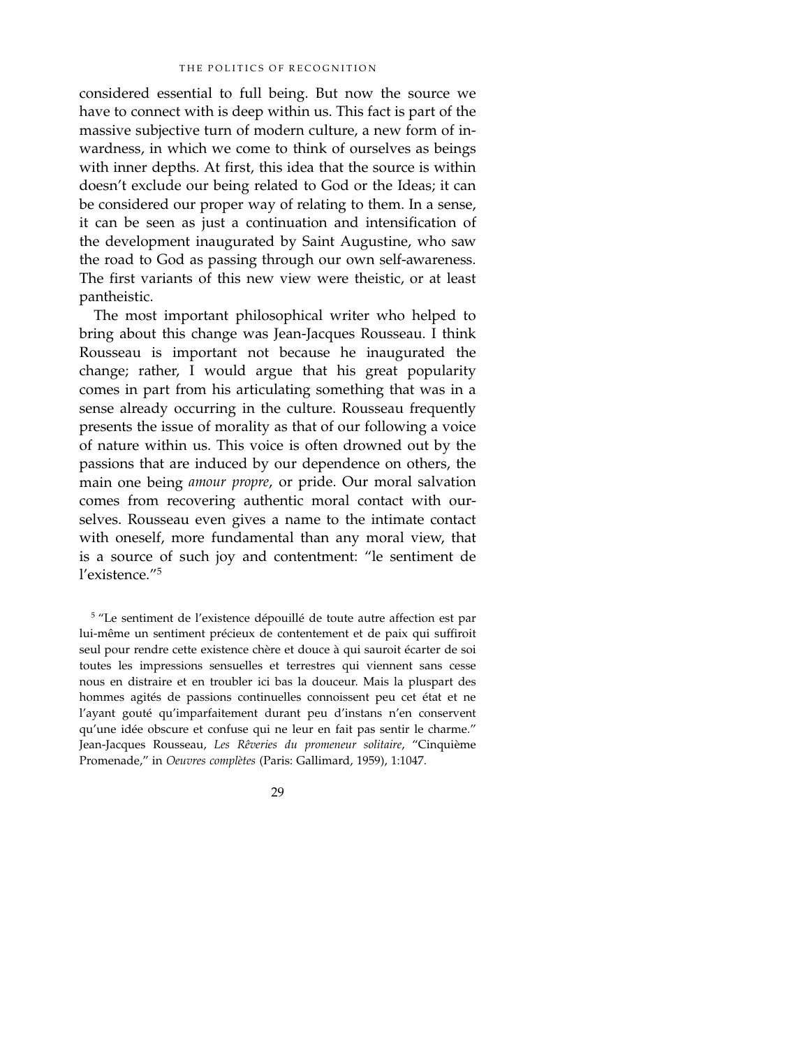considered essential to full being. But now the source we have to connect with is deep within us. This fact is part of the massive subjective turn of modern culture, a new form of inwardness, in which we come to think of ourselves as beings with inner depths. At first, this idea that the source is within doesn't exclude our being related to God or the Ideas; it can be considered our proper way of relating to them. In a sense, it can be seen as just a continuation and intensification of the development inaugurated by Saint Augustine, who saw the road to God as passing through our own self-awareness. The first variants of this new view were theistic, or at least pantheistic.

The most important philosophical writer who helped to bring about this change was Jean-Jacques Rousseau. I think Rousseau is important not because he inaugurated the change; rather, I would argue that his great popularity comes in part from his articulating something that was in a sense already occurring in the culture. Rousseau frequently presents the issue of morality as that of our following a voice of nature within us. This voice is often drowned out by the passions that are induced by our dependence on others, the main one being *amour propre*, or pride. Our moral salvation comes from recovering authentic moral contact with ourselves. Rousseau even gives a name to the intimate contact with oneself, more fundamental than any moral view, that is a source of such joy and contentment: "le sentiment de l'existence."[5]

[5] "Le sentiment de l'existence dépouillé de toute autre affection est par lui-même un sentiment précieux de contentement et de paix qui suffiroit seul pour rendre cette existence chère et douce à qui sauroit écarter de soi toutes les impressions sensuelles et terrestres qui viennent sans cesse nous en distraire et en troubler ici bas la douceur. Mais la pluspart des hommes agités de passions continuelles connoissent peu cet état et ne l'ayant gouté qu'imparfaitement durant peu d'instans n'en conservent qu'une idée obscure et confuse qui ne leur en fait pas sentir le charme." Jean-Jacques Rousseau, *Les Rêveries du promeneur solitaire*, "Cinquième Promenade," in *Oeuvres complètes* (Paris: Gallimard, 1959), 1:1047.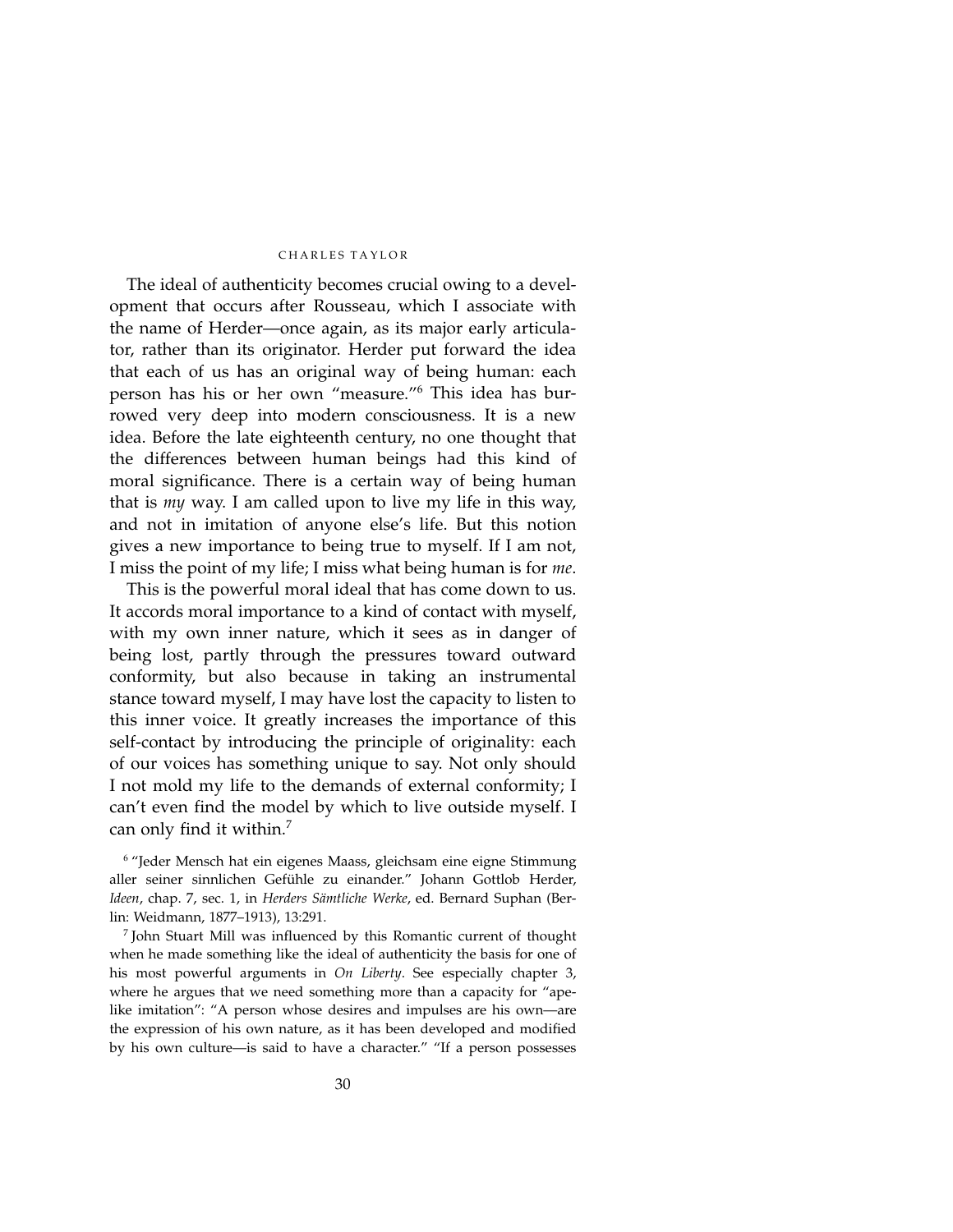The ideal of authenticity becomes crucial owing to a development that occurs after Rousseau, which I associate with the name of Herder—once again, as its major early articulator, rather than its originator. Herder put forward the idea that each of us has an original way of being human: each person has his or her own "measure."[6] This idea has burrowed very deep into modern consciousness. It is a new idea. Before the late eighteenth century, no one thought that the differences between human beings had this kind of moral significance. There is a certain way of being human that is *my* way. I am called upon to live my life in this way, and not in imitation of anyone else's life. But this notion gives a new importance to being true to myself. If I am not, I miss the point of my life; I miss what being human is for *me*.

This is the powerful moral ideal that has come down to us. It accords moral importance to a kind of contact with myself, with my own inner nature, which it sees as in danger of being lost, partly through the pressures toward outward conformity, but also because in taking an instrumental stance toward myself, I may have lost the capacity to listen to this inner voice. It greatly increases the importance of this self-contact by introducing the principle of originality: each of our voices has something unique to say. Not only should I not mold my life to the demands of external conformity; I can't even find the model by which to live outside myself. I can only find it within.[7]

[6] "Jeder Mensch hat ein eigenes Maass, gleichsam eine eigne Stimmung aller seiner sinnlichen Gefühle zu einander." Johann Gottlob Herder, *Ideen*, chap. 7, sec. 1, in *Herders Sämtliche Werke*, ed. Bernard Suphan (Berlin: Weidmann, 1877–1913), 13:291.

[7] John Stuart Mill was influenced by this Romantic current of thought when he made something like the ideal of authenticity the basis for one of his most powerful arguments in *On Liberty*. See especially chapter 3, where he argues that we need something more than a capacity for "ape-like imitation": "A person whose desires and impulses are his own—are the expression of his own nature, as it has been developed and modified by his own culture—is said to have a character." "If a person possesses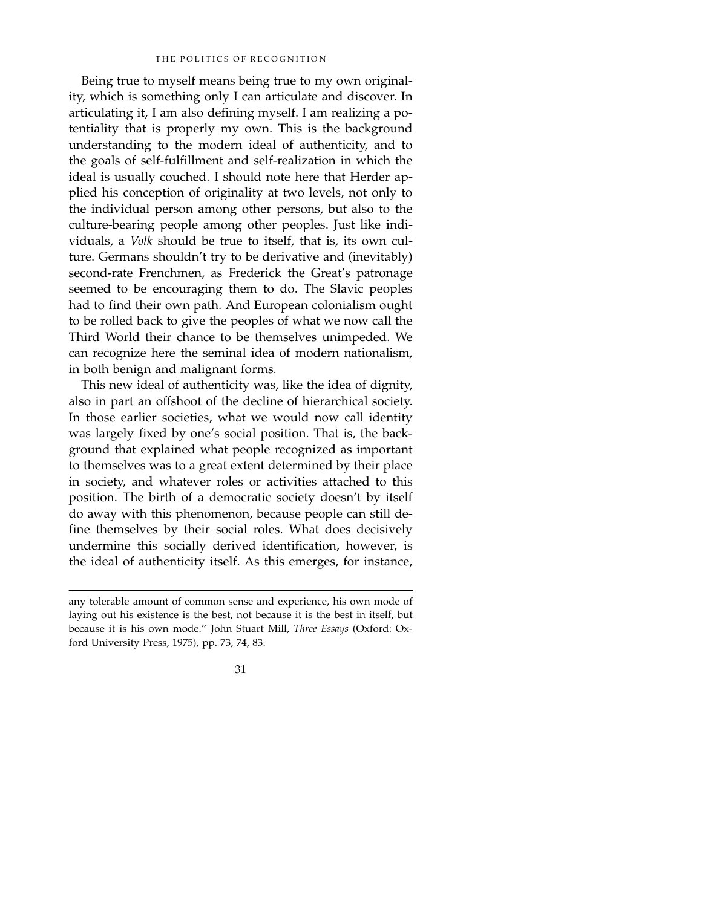Being true to myself means being true to my own originality, which is something only I can articulate and discover. In articulating it, I am also defining myself. I am realizing a potentiality that is properly my own. This is the background understanding to the modern ideal of authenticity, and to the goals of self-fulfillment and self-realization in which the ideal is usually couched. I should note here that Herder applied his conception of originality at two levels, not only to the individual person among other persons, but also to the culture-bearing people among other peoples. Just like individuals, a *Volk* should be true to itself, that is, its own culture. Germans shouldn't try to be derivative and (inevitably) second-rate Frenchmen, as Frederick the Great's patronage seemed to be encouraging them to do. The Slavic peoples had to find their own path. And European colonialism ought to be rolled back to give the peoples of what we now call the Third World their chance to be themselves unimpeded. We can recognize here the seminal idea of modern nationalism, in both benign and malignant forms.

This new ideal of authenticity was, like the idea of dignity, also in part an offshoot of the decline of hierarchical society. In those earlier societies, what we would now call identity was largely fixed by one's social position. That is, the background that explained what people recognized as important to themselves was to a great extent determined by their place in society, and whatever roles or activities attached to this position. The birth of a democratic society doesn't by itself do away with this phenomenon, because people can still define themselves by their social roles. What does decisively undermine this socially derived identification, however, is the ideal of authenticity itself. As this emerges, for instance,

---

any tolerable amount of common sense and experience, his own mode of laying out his existence is the best, not because it is the best in itself, but because it is his own mode." John Stuart Mill, *Three Essays* (Oxford: Oxford University Press, 1975), pp. 73, 74, 83.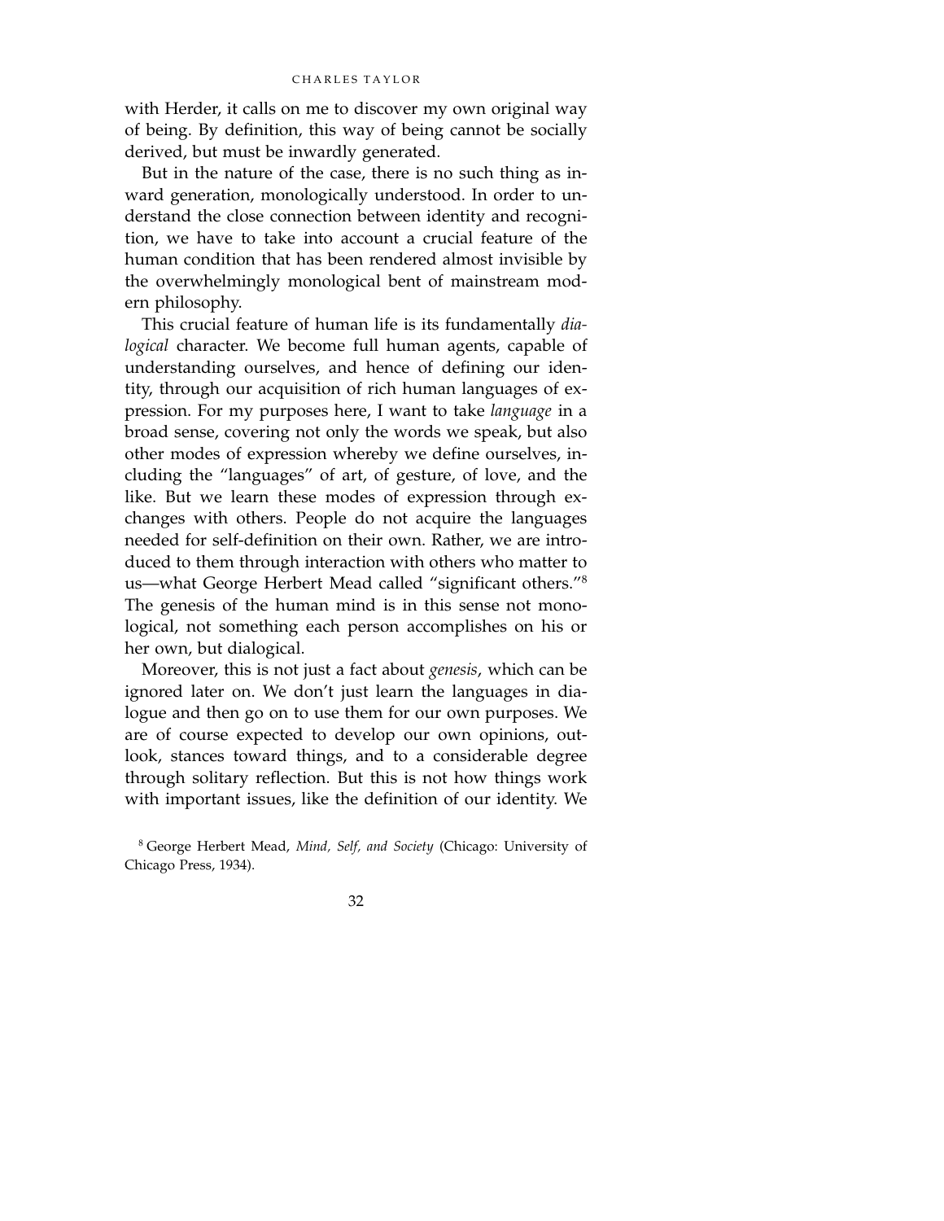with Herder, it calls on me to discover my own original way of being. By definition, this way of being cannot be socially derived, but must be inwardly generated.

But in the nature of the case, there is no such thing as inward generation, monologically understood. In order to understand the close connection between identity and recognition, we have to take into account a crucial feature of the human condition that has been rendered almost invisible by the overwhelmingly monological bent of mainstream modern philosophy.

This crucial feature of human life is its fundamentally *dialogical* character. We become full human agents, capable of understanding ourselves, and hence of defining our identity, through our acquisition of rich human languages of expression. For my purposes here, I want to take *language* in a broad sense, covering not only the words we speak, but also other modes of expression whereby we define ourselves, including the "languages" of art, of gesture, of love, and the like. But we learn these modes of expression through exchanges with others. People do not acquire the languages needed for self-definition on their own. Rather, we are introduced to them through interaction with others who matter to us—what George Herbert Mead called "significant others."[8] The genesis of the human mind is in this sense not monological, not something each person accomplishes on his or her own, but dialogical.

Moreover, this is not just a fact about *genesis*, which can be ignored later on. We don't just learn the languages in dialogue and then go on to use them for our own purposes. We are of course expected to develop our own opinions, outlook, stances toward things, and to a considerable degree through solitary reflection. But this is not how things work with important issues, like the definition of our identity. We

[8] George Herbert Mead, *Mind, Self, and Society* (Chicago: University of Chicago Press, 1934).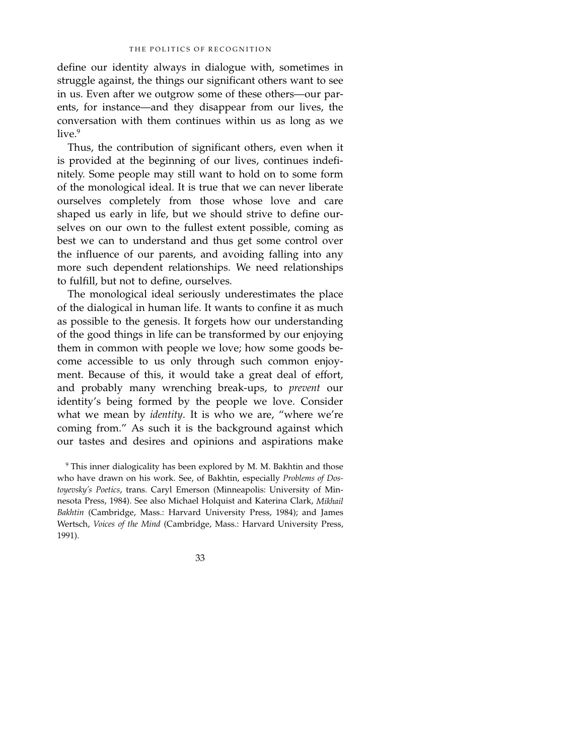define our identity always in dialogue with, sometimes in struggle against, the things our significant others want to see in us. Even after we outgrow some of these others—our parents, for instance—and they disappear from our lives, the conversation with them continues within us as long as we live.[9]

Thus, the contribution of significant others, even when it is provided at the beginning of our lives, continues indefinitely. Some people may still want to hold on to some form of the monological ideal. It is true that we can never liberate ourselves completely from those whose love and care shaped us early in life, but we should strive to define ourselves on our own to the fullest extent possible, coming as best we can to understand and thus get some control over the influence of our parents, and avoiding falling into any more such dependent relationships. We need relationships to fulfill, but not to define, ourselves.

The monological ideal seriously underestimates the place of the dialogical in human life. It wants to confine it as much as possible to the genesis. It forgets how our understanding of the good things in life can be transformed by our enjoying them in common with people we love; how some goods become accessible to us only through such common enjoyment. Because of this, it would take a great deal of effort, and probably many wrenching break-ups, to *prevent* our identity's being formed by the people we love. Consider what we mean by *identity*. It is who we are, "where we're coming from." As such it is the background against which our tastes and desires and opinions and aspirations make

[9] This inner dialogicality has been explored by M. M. Bakhtin and those who have drawn on his work. See, of Bakhtin, especially *Problems of Dostoyevsky's Poetics*, trans. Caryl Emerson (Minneapolis: University of Minnesota Press, 1984). See also Michael Holquist and Katerina Clark, *Mikhail Bakhtin* (Cambridge, Mass.: Harvard University Press, 1984); and James Wertsch, *Voices of the Mind* (Cambridge, Mass.: Harvard University Press, 1991).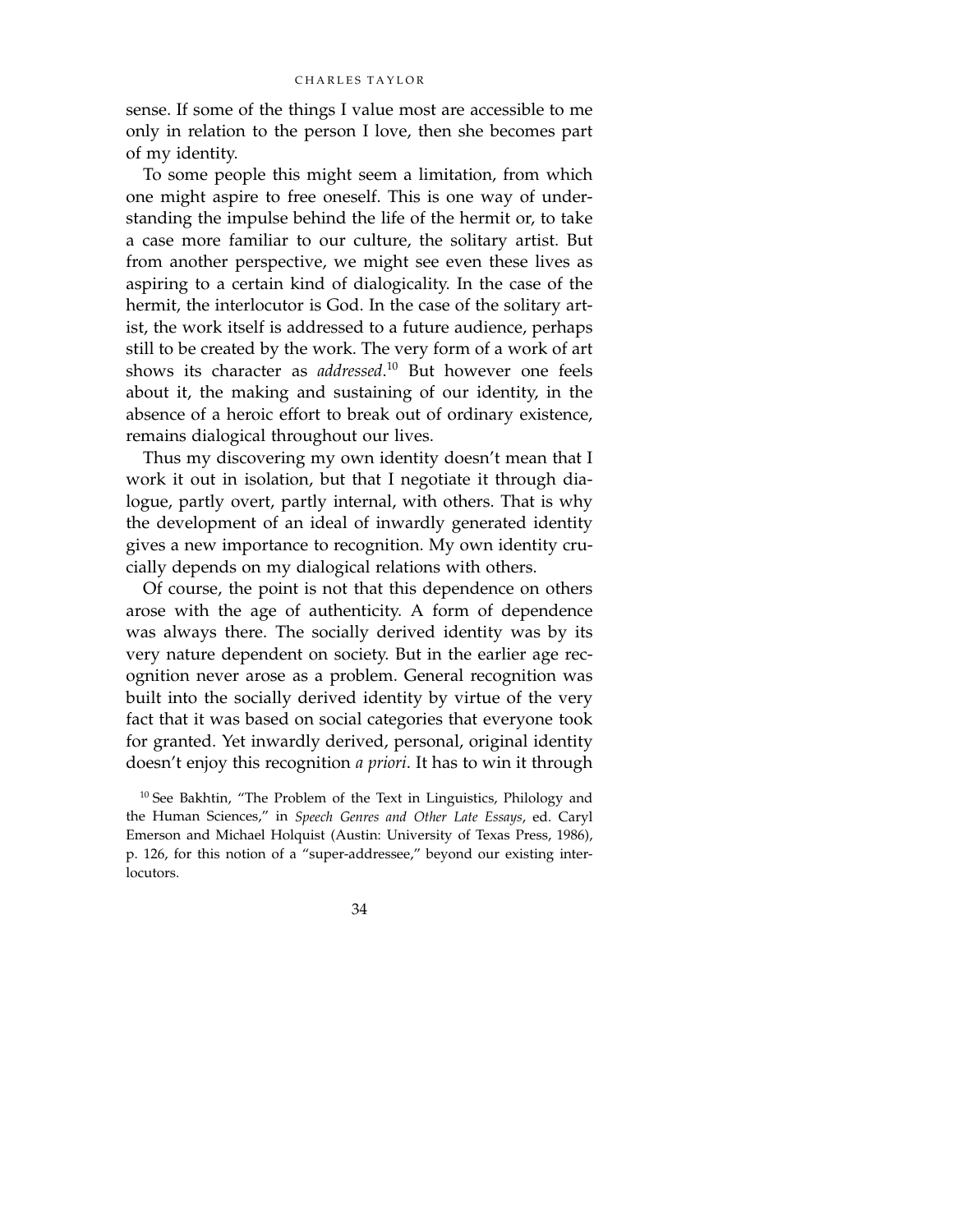sense. If some of the things I value most are accessible to me only in relation to the person I love, then she becomes part of my identity.

To some people this might seem a limitation, from which one might aspire to free oneself. This is one way of understanding the impulse behind the life of the hermit or, to take a case more familiar to our culture, the solitary artist. But from another perspective, we might see even these lives as aspiring to a certain kind of dialogicality. In the case of the hermit, the interlocutor is God. In the case of the solitary artist, the work itself is addressed to a future audience, perhaps still to be created by the work. The very form of a work of art shows its character as *addressed*.[10] But however one feels about it, the making and sustaining of our identity, in the absence of a heroic effort to break out of ordinary existence, remains dialogical throughout our lives.

Thus my discovering my own identity doesn't mean that I work it out in isolation, but that I negotiate it through dialogue, partly overt, partly internal, with others. That is why the development of an ideal of inwardly generated identity gives a new importance to recognition. My own identity crucially depends on my dialogical relations with others.

Of course, the point is not that this dependence on others arose with the age of authenticity. A form of dependence was always there. The socially derived identity was by its very nature dependent on society. But in the earlier age recognition never arose as a problem. General recognition was built into the socially derived identity by virtue of the very fact that it was based on social categories that everyone took for granted. Yet inwardly derived, personal, original identity doesn't enjoy this recognition *a priori*. It has to win it through

[10] See Bakhtin, "The Problem of the Text in Linguistics, Philology and the Human Sciences," in *Speech Genres and Other Late Essays*, ed. Caryl Emerson and Michael Holquist (Austin: University of Texas Press, 1986), p. 126, for this notion of a "super-addressee," beyond our existing interlocutors.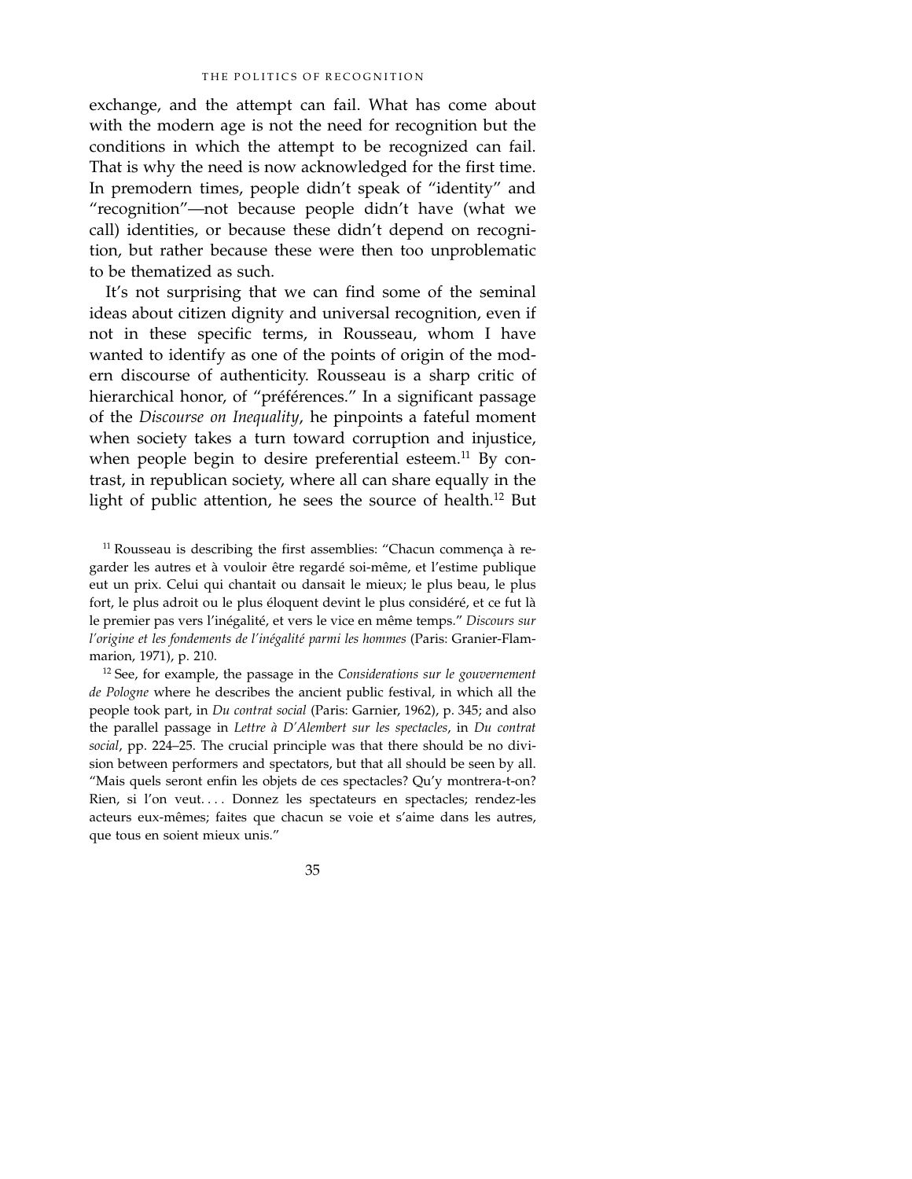exchange, and the attempt can fail. What has come about with the modern age is not the need for recognition but the conditions in which the attempt to be recognized can fail. That is why the need is now acknowledged for the first time. In premodern times, people didn't speak of "identity" and "recognition"—not because people didn't have (what we call) identities, or because these didn't depend on recognition, but rather because these were then too unproblematic to be thematized as such.

It's not surprising that we can find some of the seminal ideas about citizen dignity and universal recognition, even if not in these specific terms, in Rousseau, whom I have wanted to identify as one of the points of origin of the modern discourse of authenticity. Rousseau is a sharp critic of hierarchical honor, of "préférences." In a significant passage of the *Discourse on Inequality*, he pinpoints a fateful moment when society takes a turn toward corruption and injustice, when people begin to desire preferential esteem.[11] By contrast, in republican society, where all can share equally in the light of public attention, he sees the source of health.[12] But

[11] Rousseau is describing the first assemblies: "Chacun commença à regarder les autres et à vouloir être regardé soi-même, et l'estime publique eut un prix. Celui qui chantait ou dansait le mieux; le plus beau, le plus fort, le plus adroit ou le plus éloquent devint le plus considéré, et ce fut là le premier pas vers l'inégalité, et vers le vice en même temps." *Discours sur l'origine et les fondements de l'inégalité parmi les hommes* (Paris: Granier-Flammarion, 1971), p. 210.

[12] See, for example, the passage in the *Considerations sur le gouvernement de Pologne* where he describes the ancient public festival, in which all the people took part, in *Du contrat social* (Paris: Garnier, 1962), p. 345; and also the parallel passage in *Lettre à D'Alembert sur les spectacles*, in *Du contrat social*, pp. 224–25. The crucial principle was that there should be no division between performers and spectators, but that all should be seen by all. "Mais quels seront enfin les objets de ces spectacles? Qu'y montrera-t-on? Rien, si l'on veut. . . . Donnez les spectateurs en spectacles; rendez-les acteurs eux-mêmes; faites que chacun se voie et s'aime dans les autres, que tous en soient mieux unis."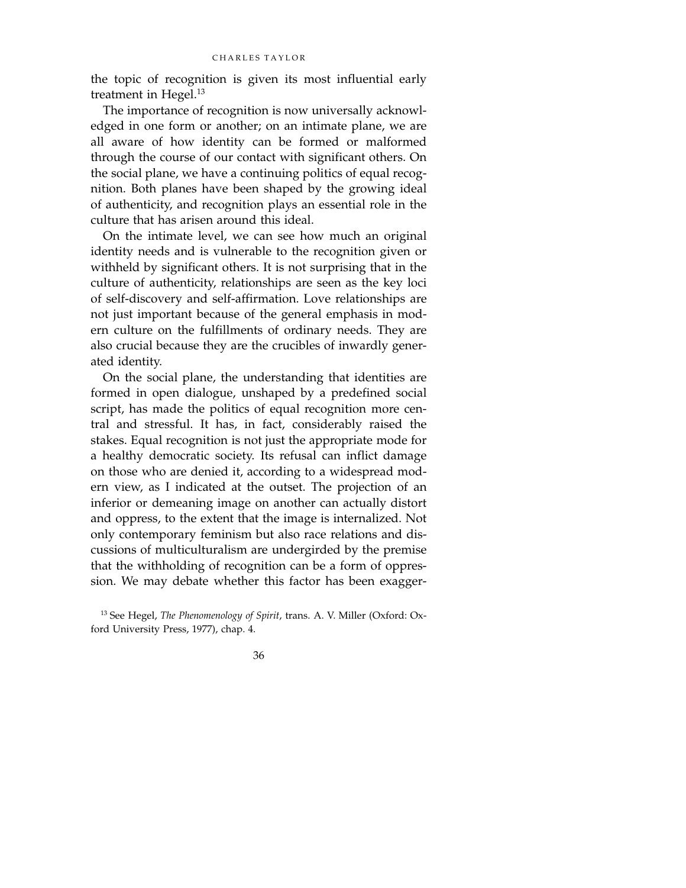the topic of recognition is given its most influential early treatment in Hegel.[13]

The importance of recognition is now universally acknowledged in one form or another; on an intimate plane, we are all aware of how identity can be formed or malformed through the course of our contact with significant others. On the social plane, we have a continuing politics of equal recognition. Both planes have been shaped by the growing ideal of authenticity, and recognition plays an essential role in the culture that has arisen around this ideal.

On the intimate level, we can see how much an original identity needs and is vulnerable to the recognition given or withheld by significant others. It is not surprising that in the culture of authenticity, relationships are seen as the key loci of self-discovery and self-affirmation. Love relationships are not just important because of the general emphasis in modern culture on the fulfillments of ordinary needs. They are also crucial because they are the crucibles of inwardly generated identity.

On the social plane, the understanding that identities are formed in open dialogue, unshaped by a predefined social script, has made the politics of equal recognition more central and stressful. It has, in fact, considerably raised the stakes. Equal recognition is not just the appropriate mode for a healthy democratic society. Its refusal can inflict damage on those who are denied it, according to a widespread modern view, as I indicated at the outset. The projection of an inferior or demeaning image on another can actually distort and oppress, to the extent that the image is internalized. Not only contemporary feminism but also race relations and discussions of multiculturalism are undergirded by the premise that the withholding of recognition can be a form of oppression. We may debate whether this factor has been exagger-

[13] See Hegel, *The Phenomenology of Spirit*, trans. A. V. Miller (Oxford: Oxford University Press, 1977), chap. 4.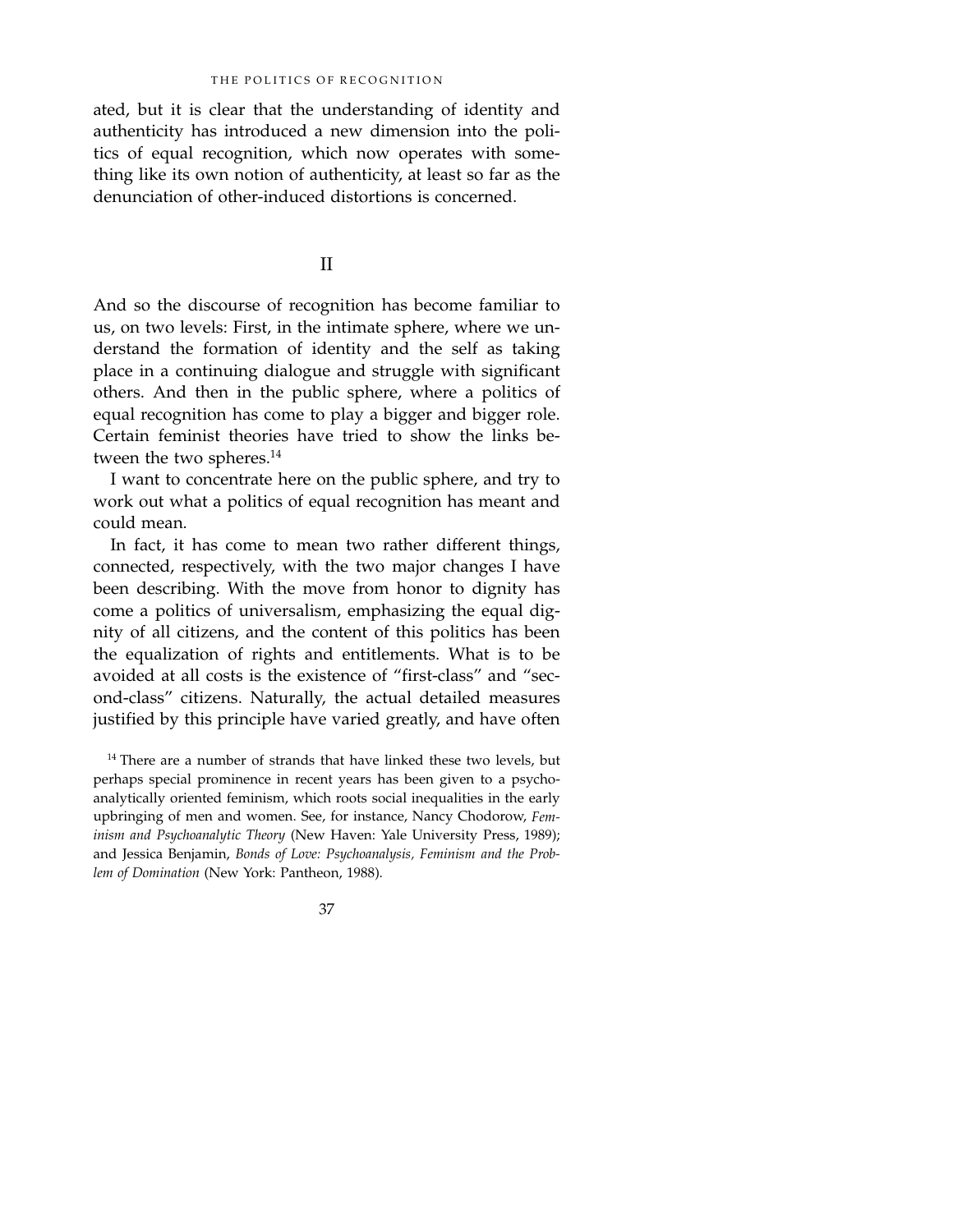ated, but it is clear that the understanding of identity and authenticity has introduced a new dimension into the politics of equal recognition, which now operates with something like its own notion of authenticity, at least so far as the denunciation of other-induced distortions is concerned.

## II

And so the discourse of recognition has become familiar to us, on two levels: First, in the intimate sphere, where we understand the formation of identity and the self as taking place in a continuing dialogue and struggle with significant others. And then in the public sphere, where a politics of equal recognition has come to play a bigger and bigger role. Certain feminist theories have tried to show the links between the two spheres.[14]

I want to concentrate here on the public sphere, and try to work out what a politics of equal recognition has meant and could mean.

In fact, it has come to mean two rather different things, connected, respectively, with the two major changes I have been describing. With the move from honor to dignity has come a politics of universalism, emphasizing the equal dignity of all citizens, and the content of this politics has been the equalization of rights and entitlements. What is to be avoided at all costs is the existence of "first-class" and "second-class" citizens. Naturally, the actual detailed measures justified by this principle have varied greatly, and have often

[14] There are a number of strands that have linked these two levels, but perhaps special prominence in recent years has been given to a psychoanalytically oriented feminism, which roots social inequalities in the early upbringing of men and women. See, for instance, Nancy Chodorow, *Feminism and Psychoanalytic Theory* (New Haven: Yale University Press, 1989); and Jessica Benjamin, *Bonds of Love: Psychoanalysis, Feminism and the Problem of Domination* (New York: Pantheon, 1988).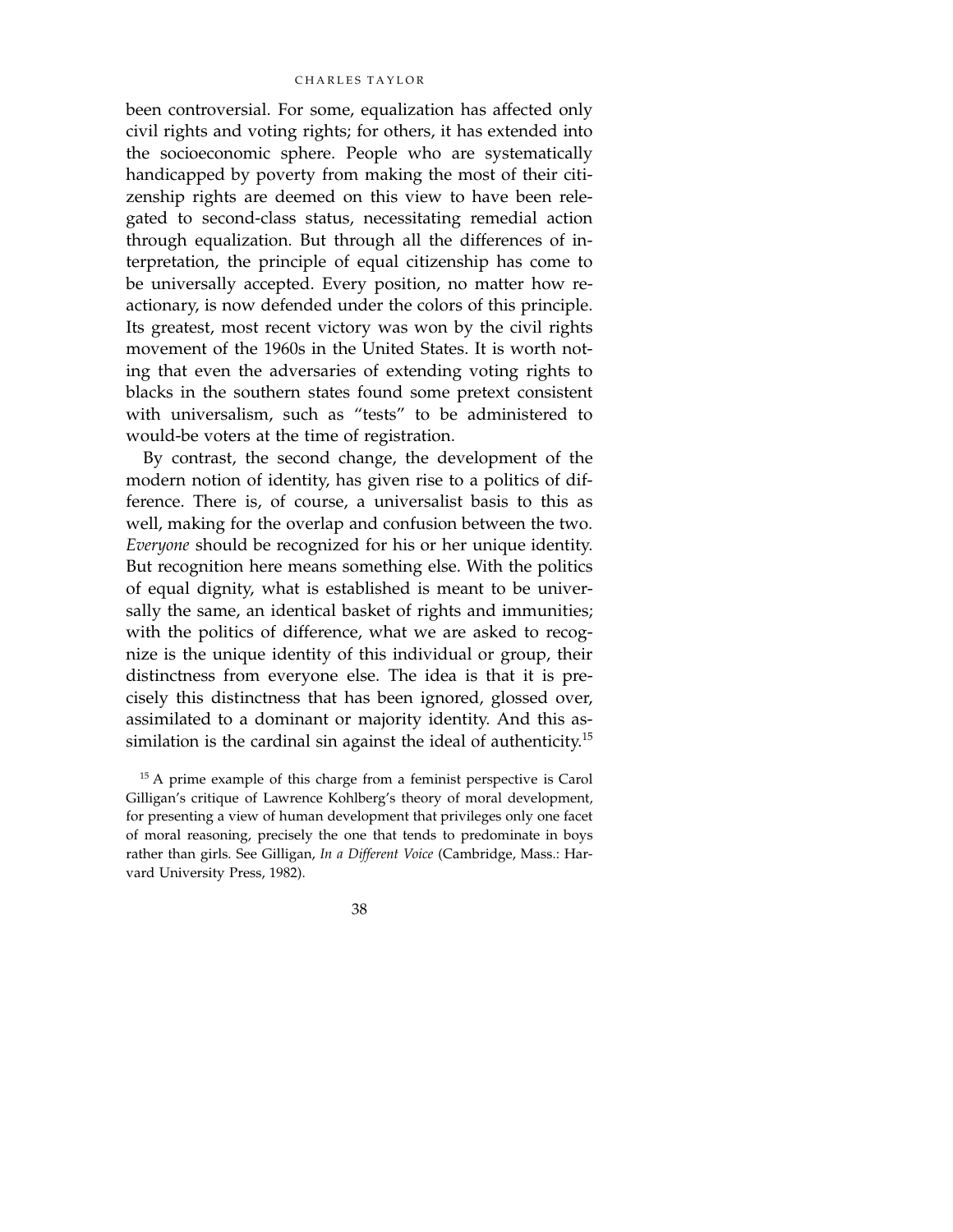been controversial. For some, equalization has affected only civil rights and voting rights; for others, it has extended into the socioeconomic sphere. People who are systematically handicapped by poverty from making the most of their citizenship rights are deemed on this view to have been relegated to second-class status, necessitating remedial action through equalization. But through all the differences of interpretation, the principle of equal citizenship has come to be universally accepted. Every position, no matter how reactionary, is now defended under the colors of this principle. Its greatest, most recent victory was won by the civil rights movement of the 1960s in the United States. It is worth noting that even the adversaries of extending voting rights to blacks in the southern states found some pretext consistent with universalism, such as "tests" to be administered to would-be voters at the time of registration.

By contrast, the second change, the development of the modern notion of identity, has given rise to a politics of difference. There is, of course, a universalist basis to this as well, making for the overlap and confusion between the two. *Everyone* should be recognized for his or her unique identity. But recognition here means something else. With the politics of equal dignity, what is established is meant to be universally the same, an identical basket of rights and immunities; with the politics of difference, what we are asked to recognize is the unique identity of this individual or group, their distinctness from everyone else. The idea is that it is precisely this distinctness that has been ignored, glossed over, assimilated to a dominant or majority identity. And this assimilation is the cardinal sin against the ideal of authenticity.[15]

[15] A prime example of this charge from a feminist perspective is Carol Gilligan's critique of Lawrence Kohlberg's theory of moral development, for presenting a view of human development that privileges only one facet of moral reasoning, precisely the one that tends to predominate in boys rather than girls. See Gilligan, *In a Different Voice* (Cambridge, Mass.: Harvard University Press, 1982).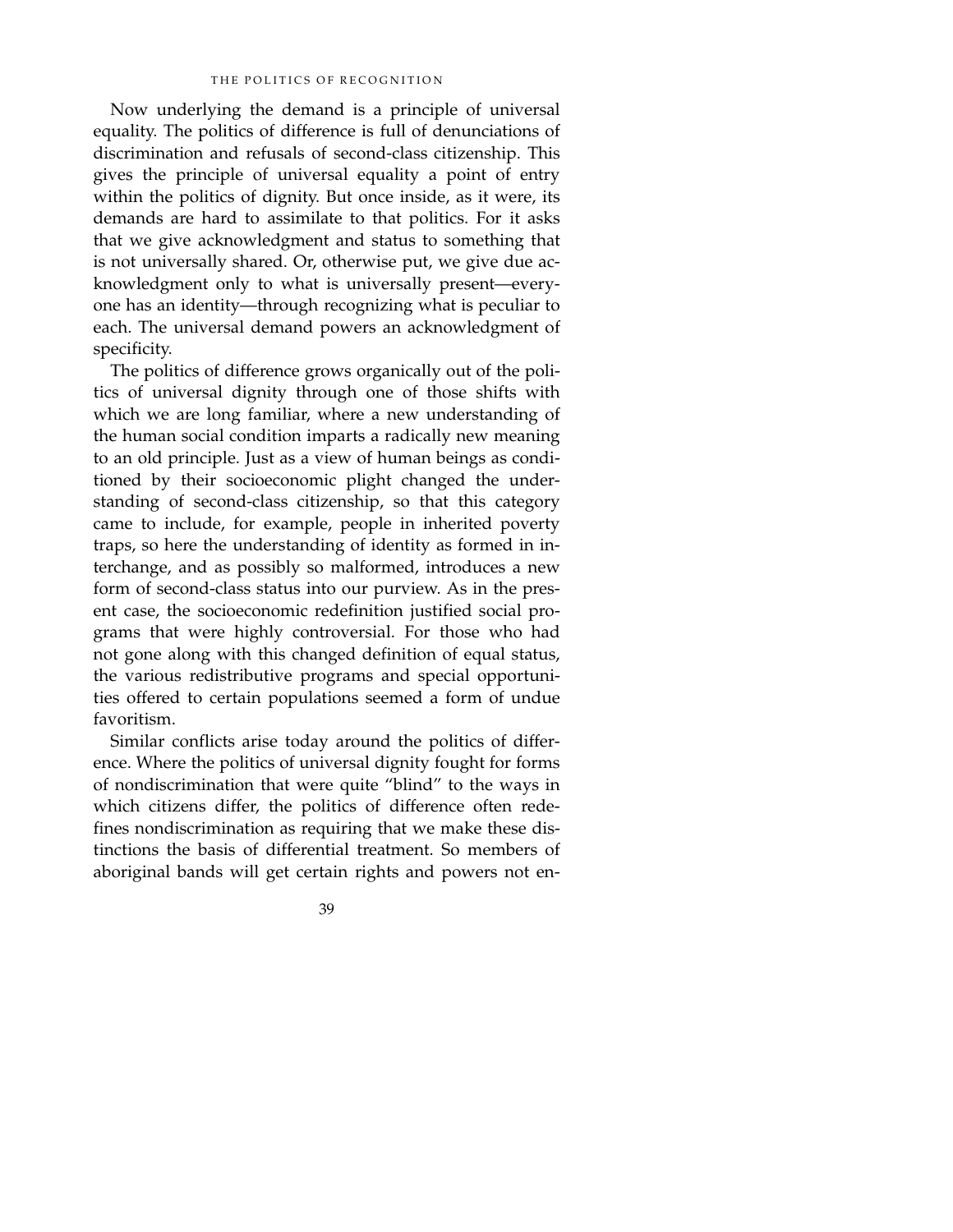Now underlying the demand is a principle of universal equality. The politics of difference is full of denunciations of discrimination and refusals of second-class citizenship. This gives the principle of universal equality a point of entry within the politics of dignity. But once inside, as it were, its demands are hard to assimilate to that politics. For it asks that we give acknowledgment and status to something that is not universally shared. Or, otherwise put, we give due acknowledgment only to what is universally present—everyone has an identity—through recognizing what is peculiar to each. The universal demand powers an acknowledgment of specificity.

The politics of difference grows organically out of the politics of universal dignity through one of those shifts with which we are long familiar, where a new understanding of the human social condition imparts a radically new meaning to an old principle. Just as a view of human beings as conditioned by their socioeconomic plight changed the understanding of second-class citizenship, so that this category came to include, for example, people in inherited poverty traps, so here the understanding of identity as formed in interchange, and as possibly so malformed, introduces a new form of second-class status into our purview. As in the present case, the socioeconomic redefinition justified social programs that were highly controversial. For those who had not gone along with this changed definition of equal status, the various redistributive programs and special opportunities offered to certain populations seemed a form of undue favoritism.

Similar conflicts arise today around the politics of difference. Where the politics of universal dignity fought for forms of nondiscrimination that were quite "blind" to the ways in which citizens differ, the politics of difference often redefines nondiscrimination as requiring that we make these distinctions the basis of differential treatment. So members of aboriginal bands will get certain rights and powers not en-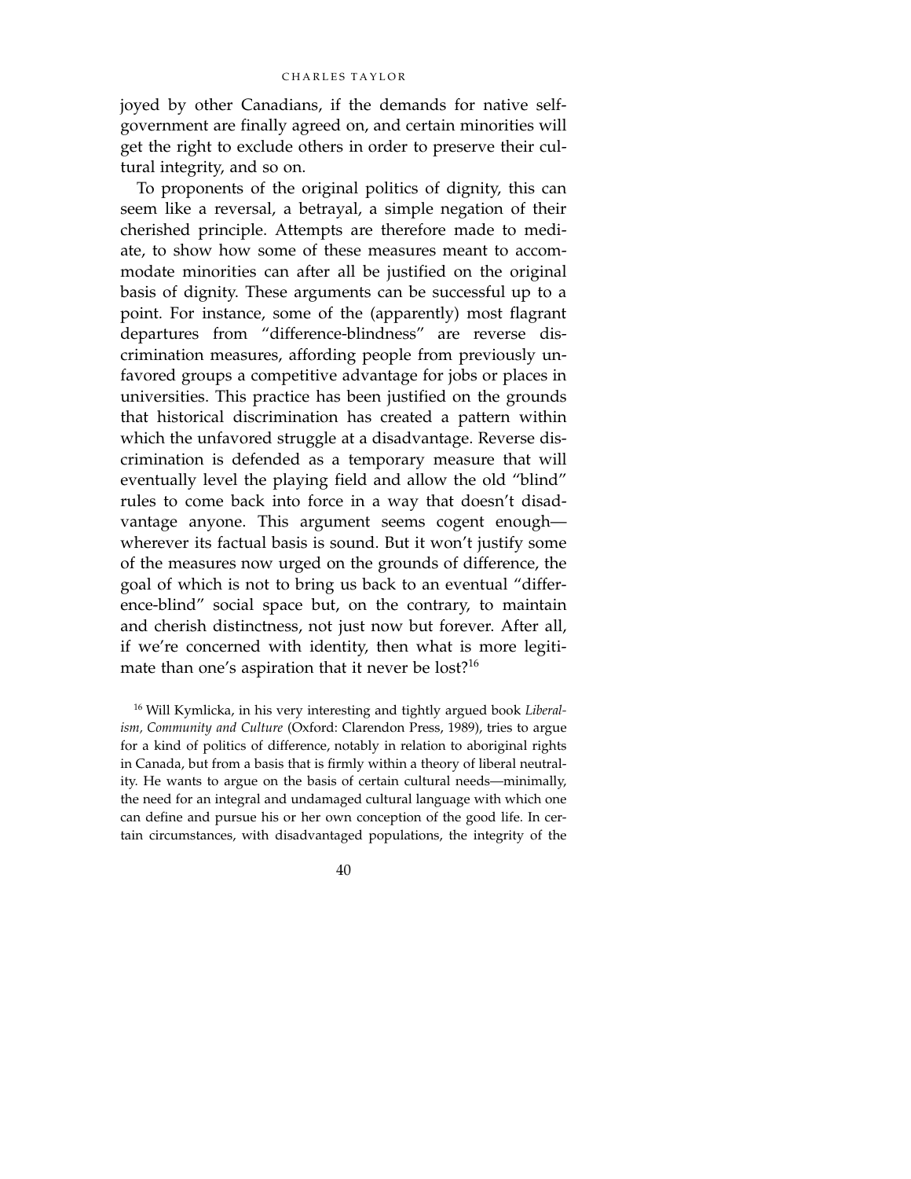joyed by other Canadians, if the demands for native self-government are finally agreed on, and certain minorities will get the right to exclude others in order to preserve their cultural integrity, and so on.

To proponents of the original politics of dignity, this can seem like a reversal, a betrayal, a simple negation of their cherished principle. Attempts are therefore made to mediate, to show how some of these measures meant to accommodate minorities can after all be justified on the original basis of dignity. These arguments can be successful up to a point. For instance, some of the (apparently) most flagrant departures from "difference-blindness" are reverse discrimination measures, affording people from previously unfavored groups a competitive advantage for jobs or places in universities. This practice has been justified on the grounds that historical discrimination has created a pattern within which the unfavored struggle at a disadvantage. Reverse discrimination is defended as a temporary measure that will eventually level the playing field and allow the old "blind" rules to come back into force in a way that doesn't disadvantage anyone. This argument seems cogent enough—wherever its factual basis is sound. But it won't justify some of the measures now urged on the grounds of difference, the goal of which is not to bring us back to an eventual "difference-blind" social space but, on the contrary, to maintain and cherish distinctness, not just now but forever. After all, if we're concerned with identity, then what is more legitimate than one's aspiration that it never be lost?[16]

[16] Will Kymlicka, in his very interesting and tightly argued book *Liberalism, Community and Culture* (Oxford: Clarendon Press, 1989), tries to argue for a kind of politics of difference, notably in relation to aboriginal rights in Canada, but from a basis that is firmly within a theory of liberal neutrality. He wants to argue on the basis of certain cultural needs—minimally, the need for an integral and undamaged cultural language with which one can define and pursue his or her own conception of the good life. In certain circumstances, with disadvantaged populations, the integrity of the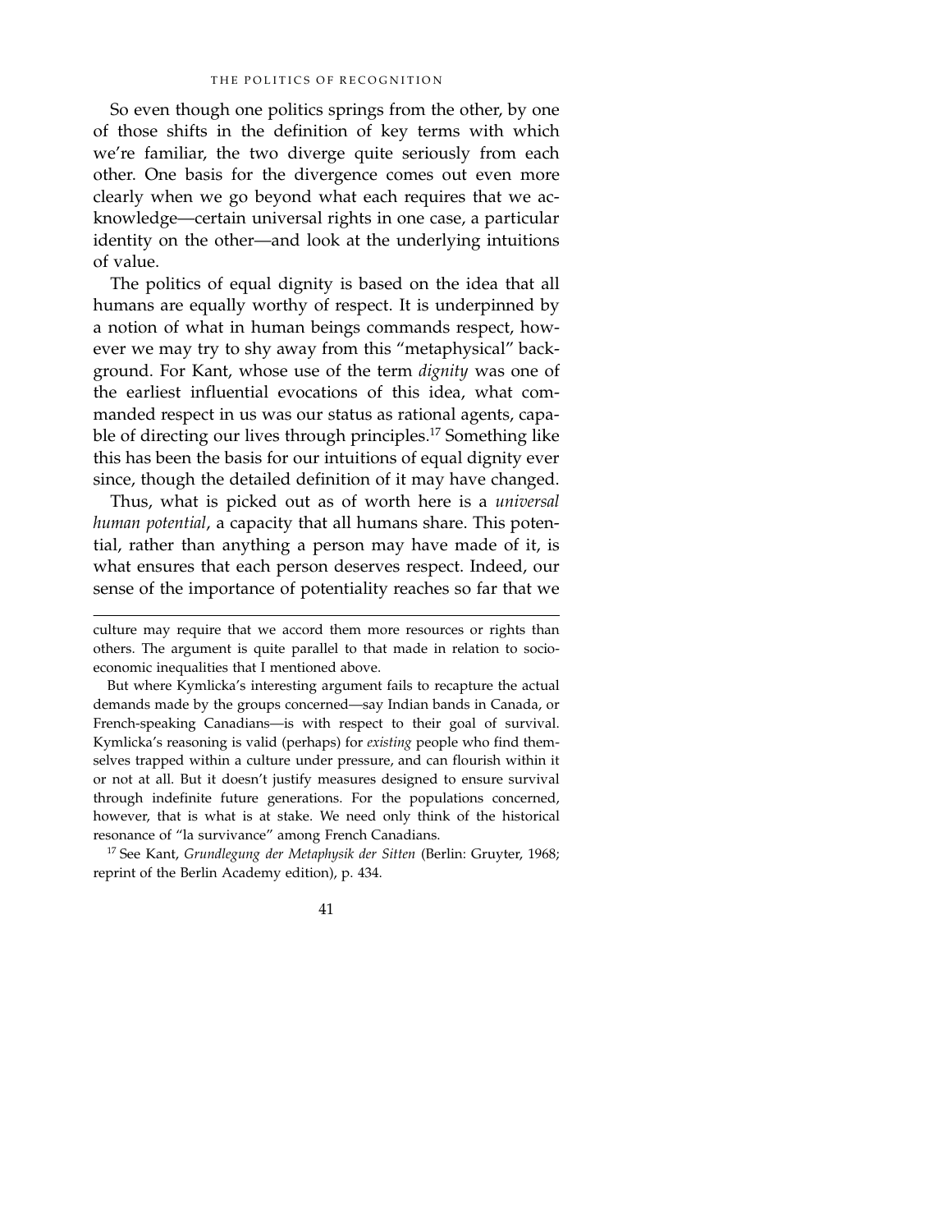So even though one politics springs from the other, by one of those shifts in the definition of key terms with which we're familiar, the two diverge quite seriously from each other. One basis for the divergence comes out even more clearly when we go beyond what each requires that we acknowledge—certain universal rights in one case, a particular identity on the other—and look at the underlying intuitions of value.

The politics of equal dignity is based on the idea that all humans are equally worthy of respect. It is underpinned by a notion of what in human beings commands respect, however we may try to shy away from this "metaphysical" background. For Kant, whose use of the term *dignity* was one of the earliest influential evocations of this idea, what commanded respect in us was our status as rational agents, capable of directing our lives through principles.[17] Something like this has been the basis for our intuitions of equal dignity ever since, though the detailed definition of it may have changed.

Thus, what is picked out as of worth here is a *universal human potential*, a capacity that all humans share. This potential, rather than anything a person may have made of it, is what ensures that each person deserves respect. Indeed, our sense of the importance of potentiality reaches so far that we

---

culture may require that we accord them more resources or rights than others. The argument is quite parallel to that made in relation to socioeconomic inequalities that I mentioned above.

But where Kymlicka's interesting argument fails to recapture the actual demands made by the groups concerned—say Indian bands in Canada, or French-speaking Canadians—is with respect to their goal of survival. Kymlicka's reasoning is valid (perhaps) for *existing* people who find themselves trapped within a culture under pressure, and can flourish within it or not at all. But it doesn't justify measures designed to ensure survival through indefinite future generations. For the populations concerned, however, that is what is at stake. We need only think of the historical resonance of "la survivance" among French Canadians.

[17] See Kant, *Grundlegung der Metaphysik der Sitten* (Berlin: Gruyter, 1968; reprint of the Berlin Academy edition), p. 434.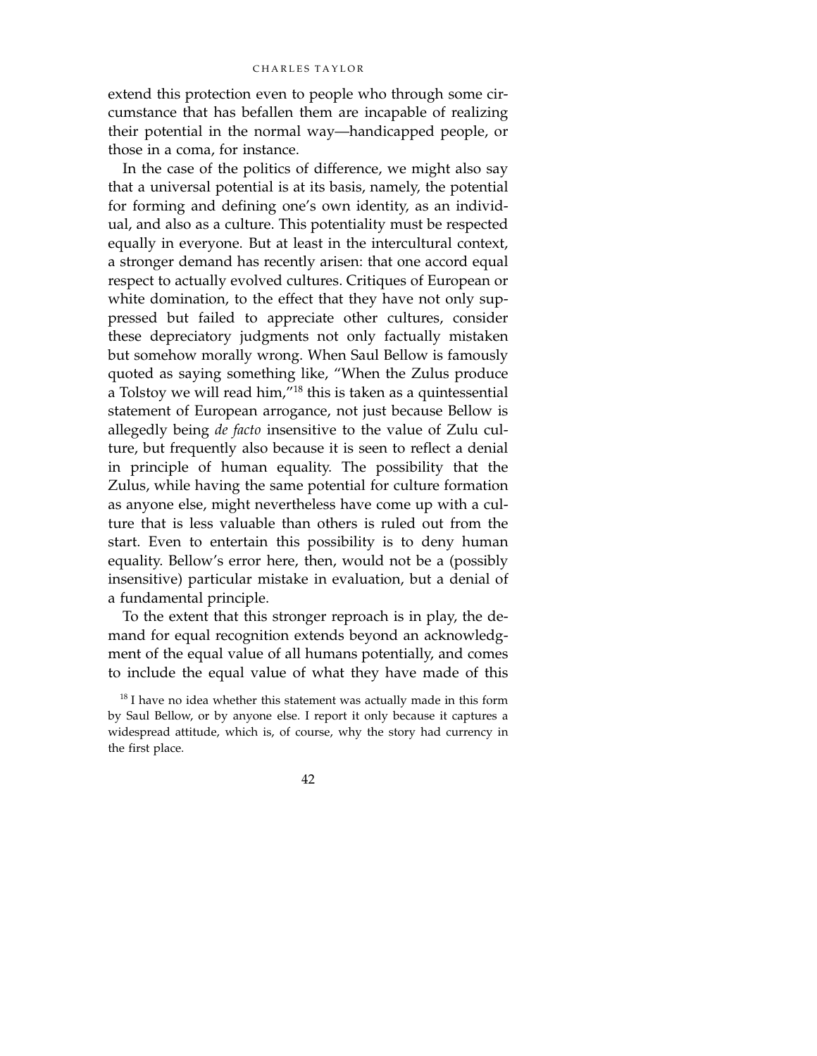extend this protection even to people who through some circumstance that has befallen them are incapable of realizing their potential in the normal way—handicapped people, or those in a coma, for instance.

In the case of the politics of difference, we might also say that a universal potential is at its basis, namely, the potential for forming and defining one's own identity, as an individual, and also as a culture. This potentiality must be respected equally in everyone. But at least in the intercultural context, a stronger demand has recently arisen: that one accord equal respect to actually evolved cultures. Critiques of European or white domination, to the effect that they have not only suppressed but failed to appreciate other cultures, consider these depreciatory judgments not only factually mistaken but somehow morally wrong. When Saul Bellow is famously quoted as saying something like, "When the Zulus produce a Tolstoy we will read him,"[18] this is taken as a quintessential statement of European arrogance, not just because Bellow is allegedly being *de facto* insensitive to the value of Zulu culture, but frequently also because it is seen to reflect a denial in principle of human equality. The possibility that the Zulus, while having the same potential for culture formation as anyone else, might nevertheless have come up with a culture that is less valuable than others is ruled out from the start. Even to entertain this possibility is to deny human equality. Bellow's error here, then, would not be a (possibly insensitive) particular mistake in evaluation, but a denial of a fundamental principle.

To the extent that this stronger reproach is in play, the demand for equal recognition extends beyond an acknowledgment of the equal value of all humans potentially, and comes to include the equal value of what they have made of this

[18] I have no idea whether this statement was actually made in this form by Saul Bellow, or by anyone else. I report it only because it captures a widespread attitude, which is, of course, why the story had currency in the first place.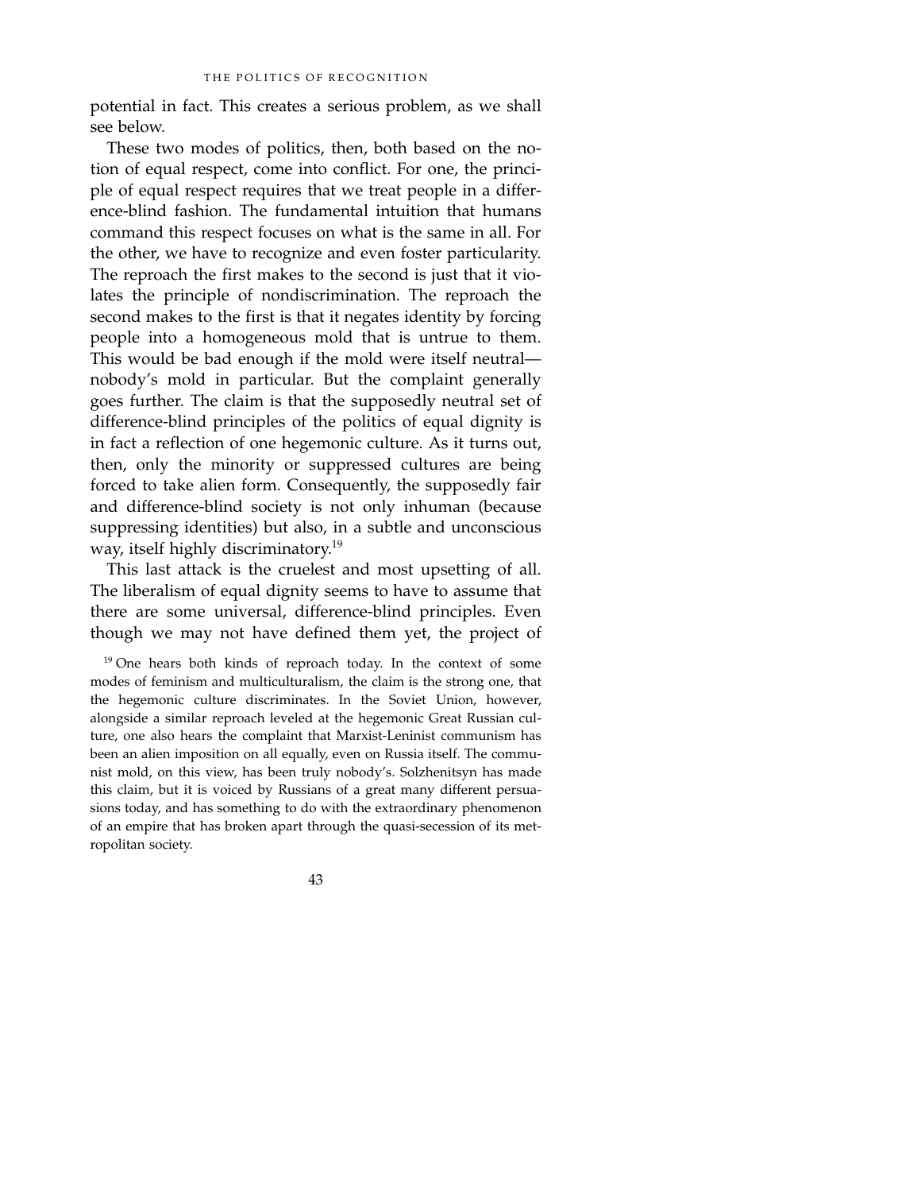potential in fact. This creates a serious problem, as we shall see below.

These two modes of politics, then, both based on the notion of equal respect, come into conflict. For one, the principle of equal respect requires that we treat people in a difference-blind fashion. The fundamental intuition that humans command this respect focuses on what is the same in all. For the other, we have to recognize and even foster particularity. The reproach the first makes to the second is just that it violates the principle of nondiscrimination. The reproach the second makes to the first is that it negates identity by forcing people into a homogeneous mold that is untrue to them. This would be bad enough if the mold were itself neutral—nobody's mold in particular. But the complaint generally goes further. The claim is that the supposedly neutral set of difference-blind principles of the politics of equal dignity is in fact a reflection of one hegemonic culture. As it turns out, then, only the minority or suppressed cultures are being forced to take alien form. Consequently, the supposedly fair and difference-blind society is not only inhuman (because suppressing identities) but also, in a subtle and unconscious way, itself highly discriminatory.[19]

This last attack is the cruelest and most upsetting of all. The liberalism of equal dignity seems to have to assume that there are some universal, difference-blind principles. Even though we may not have defined them yet, the project of

[19] One hears both kinds of reproach today. In the context of some modes of feminism and multiculturalism, the claim is the strong one, that the hegemonic culture discriminates. In the Soviet Union, however, alongside a similar reproach leveled at the hegemonic Great Russian culture, one also hears the complaint that Marxist-Leninist communism has been an alien imposition on all equally, even on Russia itself. The communist mold, on this view, has been truly nobody's. Solzhenitsyn has made this claim, but it is voiced by Russians of a great many different persuasions today, and has something to do with the extraordinary phenomenon of an empire that has broken apart through the quasi-secession of its metropolitan society.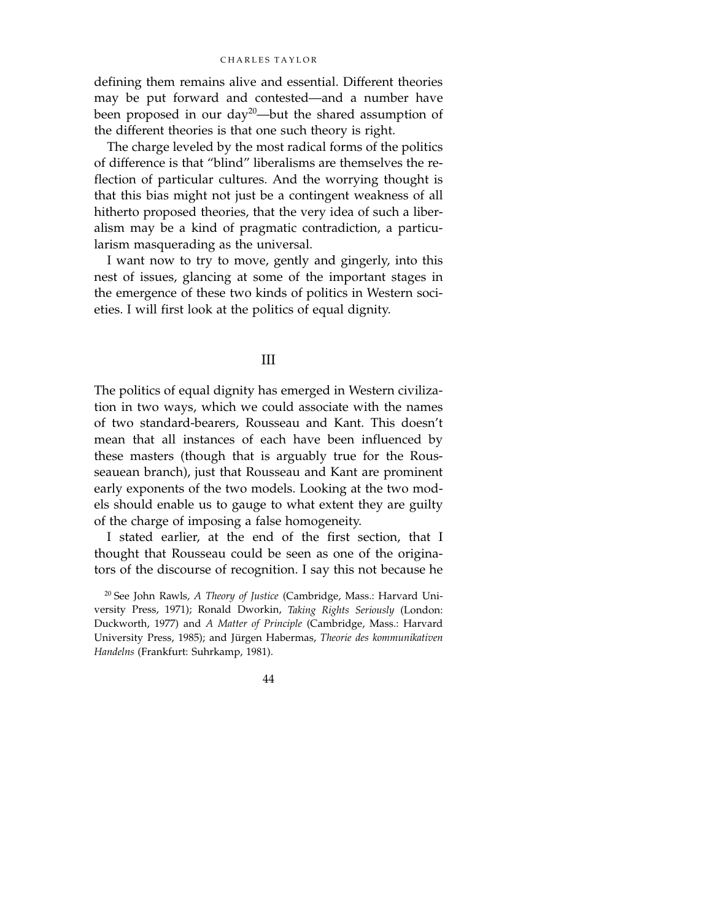defining them remains alive and essential. Different theories may be put forward and contested—and a number have been proposed in our day[20]—but the shared assumption of the different theories is that one such theory is right.

The charge leveled by the most radical forms of the politics of difference is that "blind" liberalisms are themselves the reflection of particular cultures. And the worrying thought is that this bias might not just be a contingent weakness of all hitherto proposed theories, that the very idea of such a liberalism may be a kind of pragmatic contradiction, a particularism masquerading as the universal.

I want now to try to move, gently and gingerly, into this nest of issues, glancing at some of the important stages in the emergence of these two kinds of politics in Western societies. I will first look at the politics of equal dignity.

## III

The politics of equal dignity has emerged in Western civilization in two ways, which we could associate with the names of two standard-bearers, Rousseau and Kant. This doesn't mean that all instances of each have been influenced by these masters (though that is arguably true for the Rousseauean branch), just that Rousseau and Kant are prominent early exponents of the two models. Looking at the two models should enable us to gauge to what extent they are guilty of the charge of imposing a false homogeneity.

I stated earlier, at the end of the first section, that I thought that Rousseau could be seen as one of the originators of the discourse of recognition. I say this not because he

[20] See John Rawls, *A Theory of Justice* (Cambridge, Mass.: Harvard University Press, 1971); Ronald Dworkin, *Taking Rights Seriously* (London: Duckworth, 1977) and *A Matter of Principle* (Cambridge, Mass.: Harvard University Press, 1985); and Jürgen Habermas, *Theorie des kommunikativen Handelns* (Frankfurt: Suhrkamp, 1981).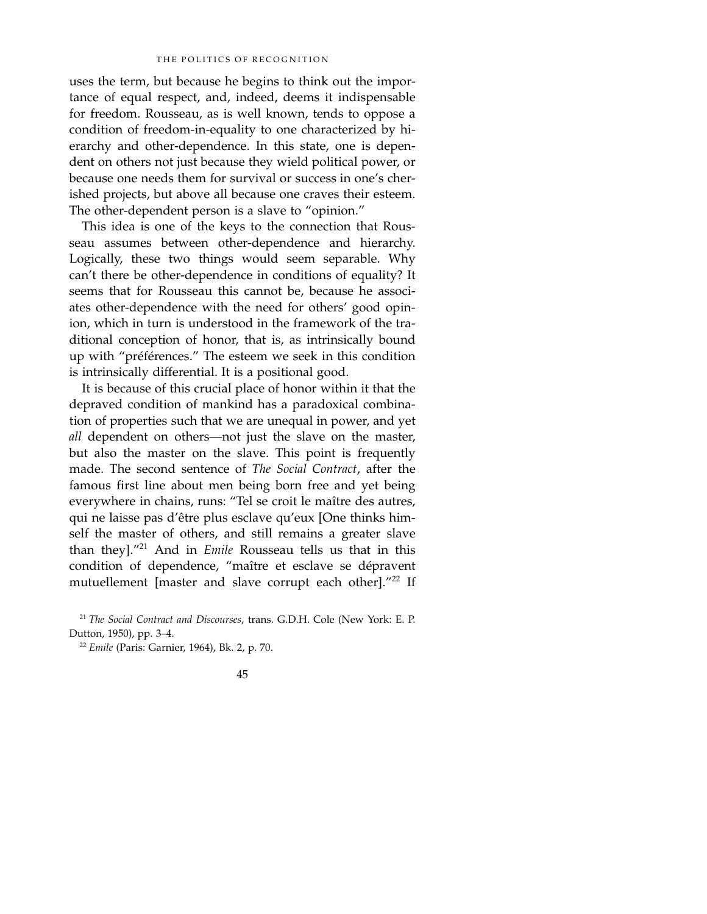uses the term, but because he begins to think out the importance of equal respect, and, indeed, deems it indispensable for freedom. Rousseau, as is well known, tends to oppose a condition of freedom-in-equality to one characterized by hierarchy and other-dependence. In this state, one is dependent on others not just because they wield political power, or because one needs them for survival or success in one's cherished projects, but above all because one craves their esteem. The other-dependent person is a slave to "opinion."

This idea is one of the keys to the connection that Rousseau assumes between other-dependence and hierarchy. Logically, these two things would seem separable. Why can't there be other-dependence in conditions of equality? It seems that for Rousseau this cannot be, because he associates other-dependence with the need for others' good opinion, which in turn is understood in the framework of the traditional conception of honor, that is, as intrinsically bound up with "préférences." The esteem we seek in this condition is intrinsically differential. It is a positional good.

It is because of this crucial place of honor within it that the depraved condition of mankind has a paradoxical combination of properties such that we are unequal in power, and yet *all* dependent on others—not just the slave on the master, but also the master on the slave. This point is frequently made. The second sentence of *The Social Contract*, after the famous first line about men being born free and yet being everywhere in chains, runs: "Tel se croit le maître des autres, qui ne laisse pas d'être plus esclave qu'eux [One thinks himself the master of others, and still remains a greater slave than they]."[21] And in *Emile* Rousseau tells us that in this condition of dependence, "maître et esclave se dépravent mutuellement [master and slave corrupt each other]."[22] If

[21] *The Social Contract and Discourses*, trans. G.D.H. Cole (New York: E. P. Dutton, 1950), pp. 3–4.

[22] *Emile* (Paris: Garnier, 1964), Bk. 2, p. 70.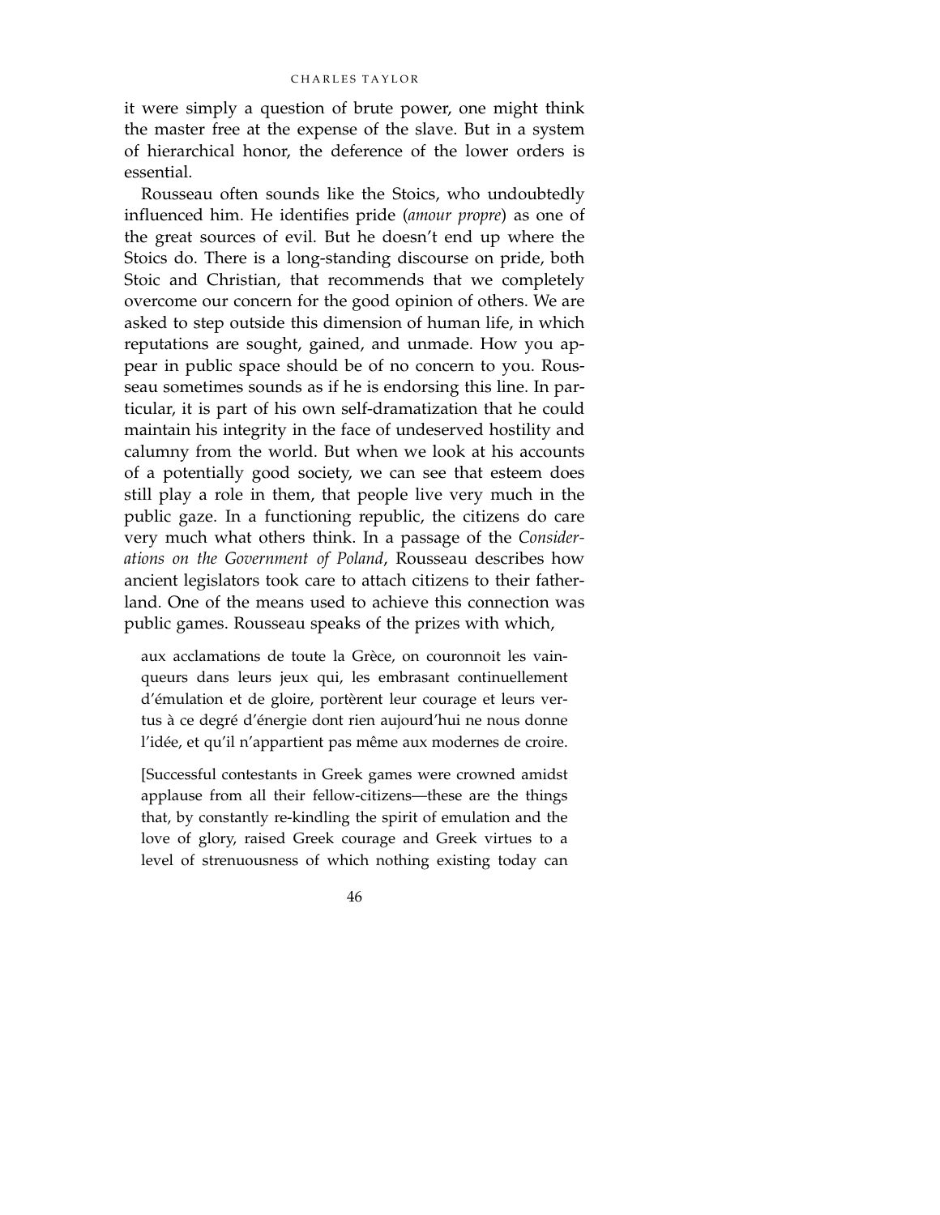it were simply a question of brute power, one might think the master free at the expense of the slave. But in a system of hierarchical honor, the deference of the lower orders is essential.

Rousseau often sounds like the Stoics, who undoubtedly influenced him. He identifies pride (*amour propre*) as one of the great sources of evil. But he doesn't end up where the Stoics do. There is a long-standing discourse on pride, both Stoic and Christian, that recommends that we completely overcome our concern for the good opinion of others. We are asked to step outside this dimension of human life, in which reputations are sought, gained, and unmade. How you appear in public space should be of no concern to you. Rousseau sometimes sounds as if he is endorsing this line. In particular, it is part of his own self-dramatization that he could maintain his integrity in the face of undeserved hostility and calumny from the world. But when we look at his accounts of a potentially good society, we can see that esteem does still play a role in them, that people live very much in the public gaze. In a functioning republic, the citizens do care very much what others think. In a passage of the *Considerations on the Government of Poland*, Rousseau describes how ancient legislators took care to attach citizens to their fatherland. One of the means used to achieve this connection was public games. Rousseau speaks of the prizes with which,

> aux acclamations de toute la Grèce, on couronnoit les vainqueurs dans leurs jeux qui, les embrasant continuellement d'émulation et de gloire, portèrent leur courage et leurs vertus à ce degré d'énergie dont rien aujourd'hui ne nous donne l'idée, et qu'il n'appartient pas même aux modernes de croire.

> [Successful contestants in Greek games were crowned amidst applause from all their fellow-citizens—these are the things that, by constantly re-kindling the spirit of emulation and the love of glory, raised Greek courage and Greek virtues to a level of strenuousness of which nothing existing today can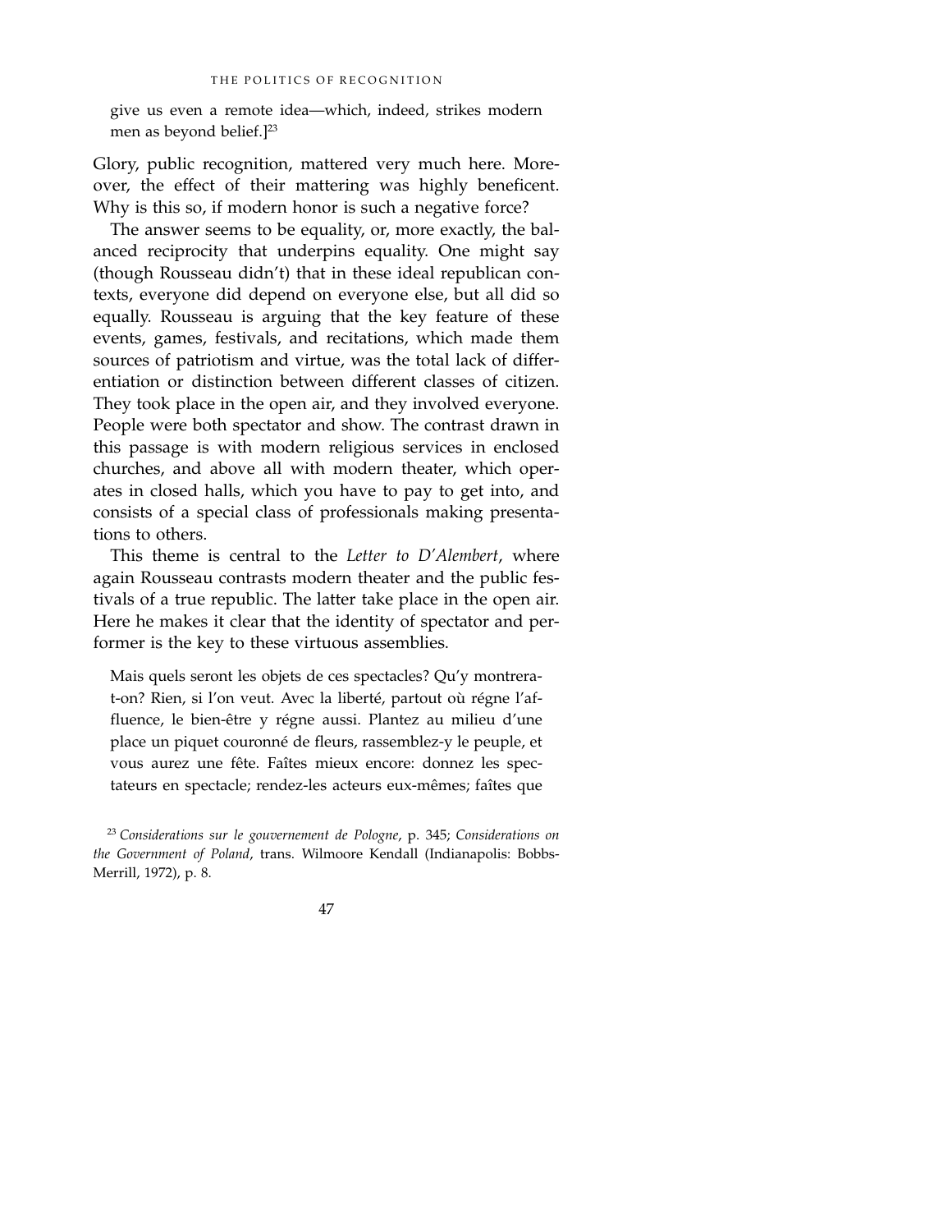give us even a remote idea—which, indeed, strikes modern men as beyond belief.][23]

Glory, public recognition, mattered very much here. Moreover, the effect of their mattering was highly beneficent. Why is this so, if modern honor is such a negative force?

The answer seems to be equality, or, more exactly, the balanced reciprocity that underpins equality. One might say (though Rousseau didn't) that in these ideal republican contexts, everyone did depend on everyone else, but all did so equally. Rousseau is arguing that the key feature of these events, games, festivals, and recitations, which made them sources of patriotism and virtue, was the total lack of differentiation or distinction between different classes of citizen. They took place in the open air, and they involved everyone. People were both spectator and show. The contrast drawn in this passage is with modern religious services in enclosed churches, and above all with modern theater, which operates in closed halls, which you have to pay to get into, and consists of a special class of professionals making presentations to others.

This theme is central to the *Letter to D'Alembert*, where again Rousseau contrasts modern theater and the public festivals of a true republic. The latter take place in the open air. Here he makes it clear that the identity of spectator and performer is the key to these virtuous assemblies.

> Mais quels seront les objets de ces spectacles? Qu'y montrera-t-on? Rien, si l'on veut. Avec la liberté, partout où régne l'affluence, le bien-être y régne aussi. Plantez au milieu d'une place un piquet couronné de fleurs, rassemblez-y le peuple, et vous aurez une fête. Faîtes mieux encore: donnez les spectateurs en spectacle; rendez-les acteurs eux-mêmes; faîtes que

[23] *Considerations sur le gouvernement de Pologne*, p. 345; *Considerations on the Government of Poland*, trans. Wilmoore Kendall (Indianapolis: Bobbs-Merrill, 1972), p. 8.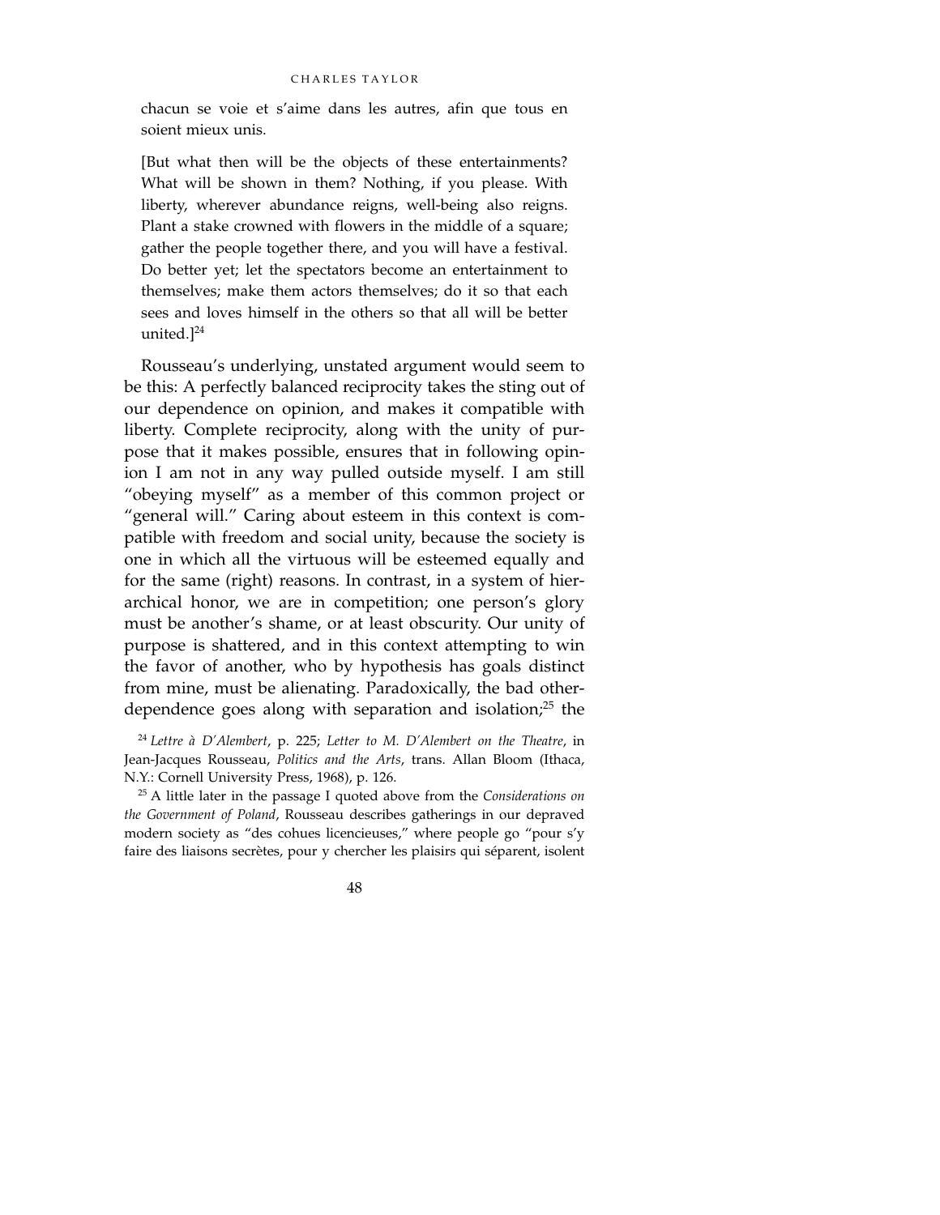chacun se voie et s'aime dans les autres, afin que tous en soient mieux unis.

[But what then will be the objects of these entertainments? What will be shown in them? Nothing, if you please. With liberty, wherever abundance reigns, well-being also reigns. Plant a stake crowned with flowers in the middle of a square; gather the people together there, and you will have a festival. Do better yet; let the spectators become an entertainment to themselves; make them actors themselves; do it so that each sees and loves himself in the others so that all will be better united.][24]

Rousseau's underlying, unstated argument would seem to be this: A perfectly balanced reciprocity takes the sting out of our dependence on opinion, and makes it compatible with liberty. Complete reciprocity, along with the unity of purpose that it makes possible, ensures that in following opinion I am not in any way pulled outside myself. I am still "obeying myself" as a member of this common project or "general will." Caring about esteem in this context is compatible with freedom and social unity, because the society is one in which all the virtuous will be esteemed equally and for the same (right) reasons. In contrast, in a system of hierarchical honor, we are in competition; one person's glory must be another's shame, or at least obscurity. Our unity of purpose is shattered, and in this context attempting to win the favor of another, who by hypothesis has goals distinct from mine, must be alienating. Paradoxically, the bad other-dependence goes along with separation and isolation;[25] the

[24] *Lettre à D'Alembert*, p. 225; *Letter to M. D'Alembert on the Theatre*, in Jean-Jacques Rousseau, *Politics and the Arts*, trans. Allan Bloom (Ithaca, N.Y.: Cornell University Press, 1968), p. 126.

[25] A little later in the passage I quoted above from the *Considerations on the Government of Poland*, Rousseau describes gatherings in our depraved modern society as "des cohues licencieuses," where people go "pour s'y faire des liaisons secrètes, pour y chercher les plaisirs qui séparent, isolent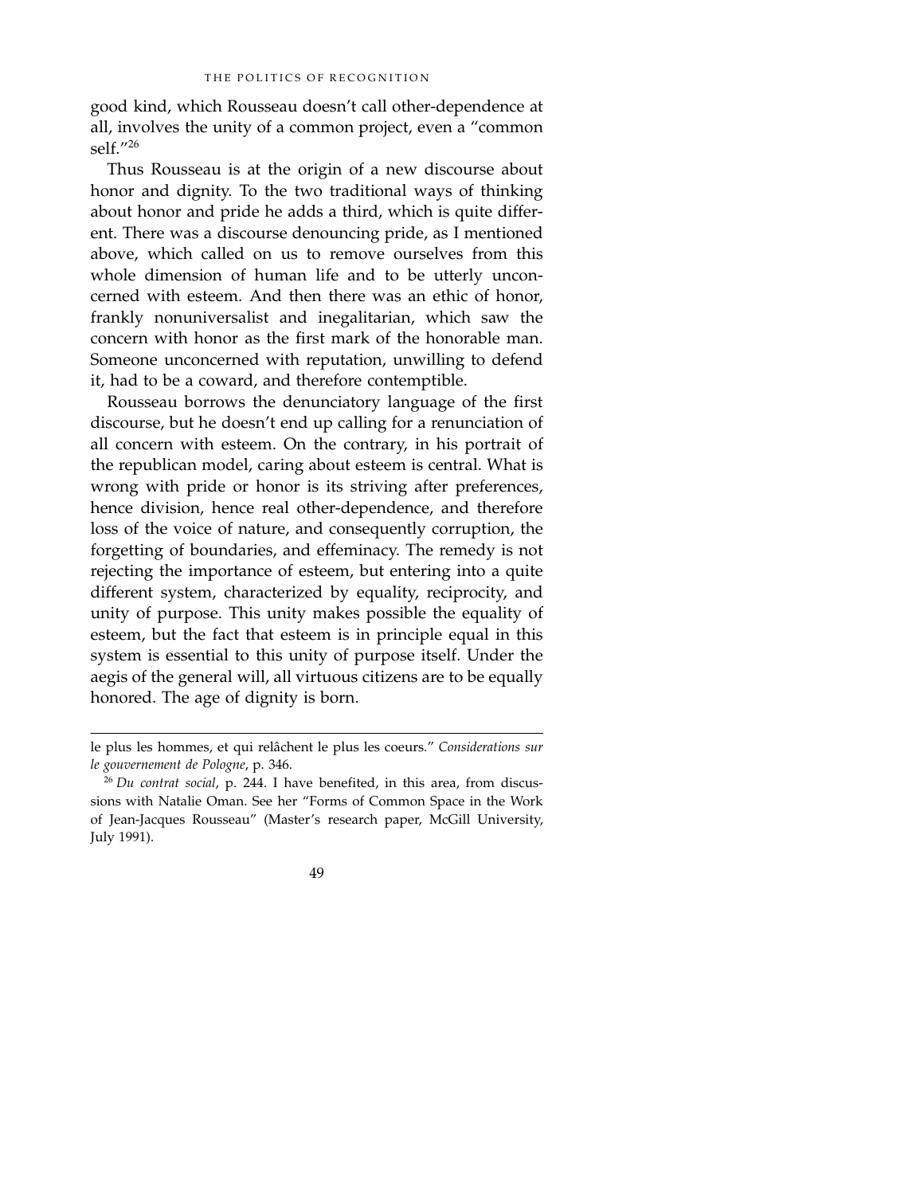good kind, which Rousseau doesn't call other-dependence at all, involves the unity of a common project, even a "common self."[26]

Thus Rousseau is at the origin of a new discourse about honor and dignity. To the two traditional ways of thinking about honor and pride he adds a third, which is quite different. There was a discourse denouncing pride, as I mentioned above, which called on us to remove ourselves from this whole dimension of human life and to be utterly unconcerned with esteem. And then there was an ethic of honor, frankly nonuniversalist and inegalitarian, which saw the concern with honor as the first mark of the honorable man. Someone unconcerned with reputation, unwilling to defend it, had to be a coward, and therefore contemptible.

Rousseau borrows the denunciatory language of the first discourse, but he doesn't end up calling for a renunciation of all concern with esteem. On the contrary, in his portrait of the republican model, caring about esteem is central. What is wrong with pride or honor is its striving after preferences, hence division, hence real other-dependence, and therefore loss of the voice of nature, and consequently corruption, the forgetting of boundaries, and effeminacy. The remedy is not rejecting the importance of esteem, but entering into a quite different system, characterized by equality, reciprocity, and unity of purpose. This unity makes possible the equality of esteem, but the fact that esteem is in principle equal in this system is essential to this unity of purpose itself. Under the aegis of the general will, all virtuous citizens are to be equally honored. The age of dignity is born.

---

le plus les hommes, et qui relâchent le plus les coeurs." *Considerations sur le gouvernement de Pologne*, p. 346.

[26] *Du contrat social*, p. 244. I have benefited, in this area, from discussions with Natalie Oman. See her "Forms of Common Space in the Work of Jean-Jacques Rousseau" (Master's research paper, McGill University, July 1991).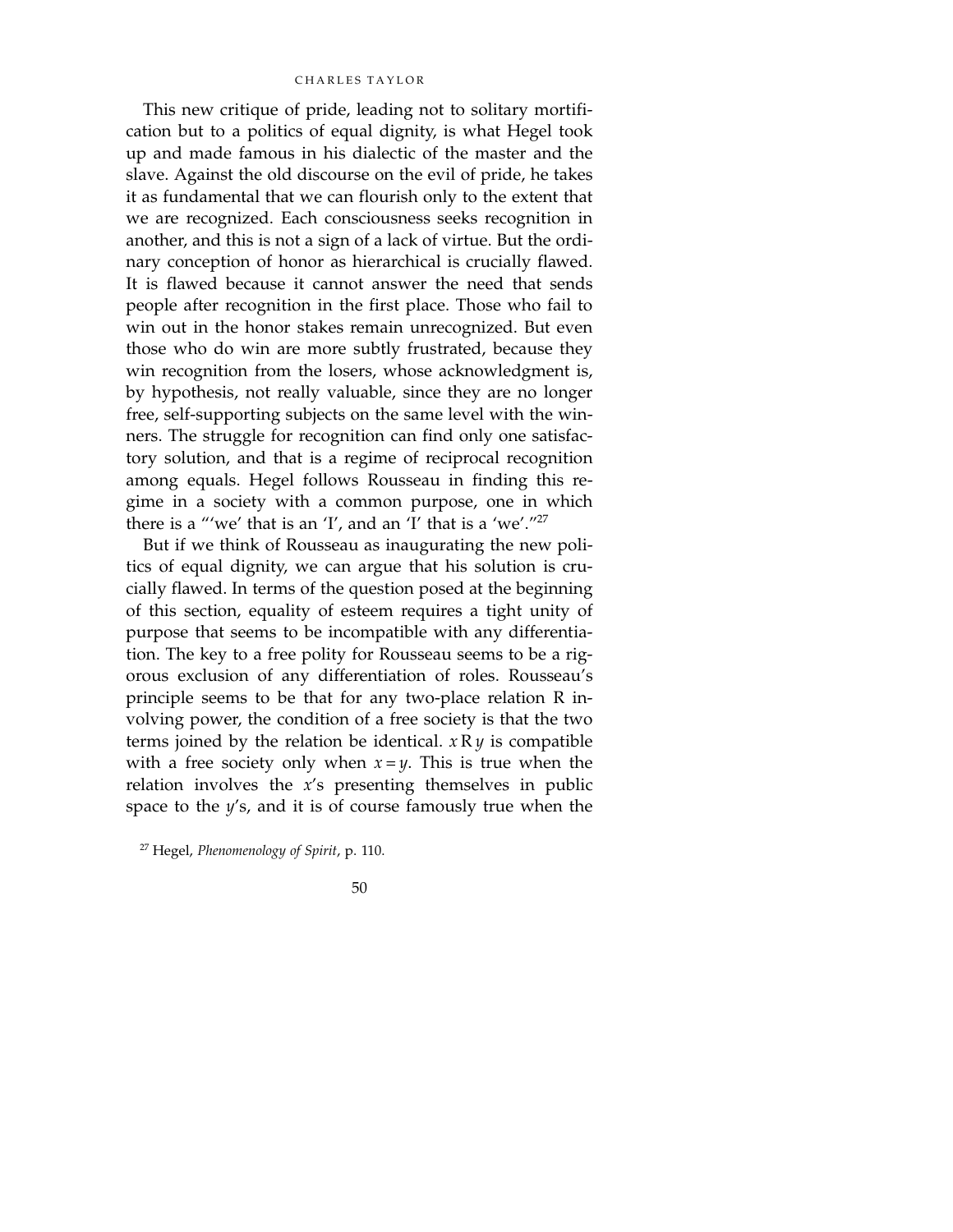This new critique of pride, leading not to solitary mortification but to a politics of equal dignity, is what Hegel took up and made famous in his dialectic of the master and the slave. Against the old discourse on the evil of pride, he takes it as fundamental that we can flourish only to the extent that we are recognized. Each consciousness seeks recognition in another, and this is not a sign of a lack of virtue. But the ordinary conception of honor as hierarchical is crucially flawed. It is flawed because it cannot answer the need that sends people after recognition in the first place. Those who fail to win out in the honor stakes remain unrecognized. But even those who do win are more subtly frustrated, because they win recognition from the losers, whose acknowledgment is, by hypothesis, not really valuable, since they are no longer free, self-supporting subjects on the same level with the winners. The struggle for recognition can find only one satisfactory solution, and that is a regime of reciprocal recognition among equals. Hegel follows Rousseau in finding this regime in a society with a common purpose, one in which there is a "'we' that is an 'I', and an 'I' that is a 'we'."[27]

But if we think of Rousseau as inaugurating the new politics of equal dignity, we can argue that his solution is crucially flawed. In terms of the question posed at the beginning of this section, equality of esteem requires a tight unity of purpose that seems to be incompatible with any differentiation. The key to a free polity for Rousseau seems to be a rigorous exclusion of any differentiation of roles. Rousseau's principle seems to be that for any two-place relation R involving power, the condition of a free society is that the two terms joined by the relation be identical. $x \mathrm{R} y$ is compatible with a free society only when $x = y$. This is true when the relation involves the $x$'s presenting themselves in public space to the $y$'s, and it is of course famously true when the

[27] Hegel, *Phenomenology of Spirit*, p. 110.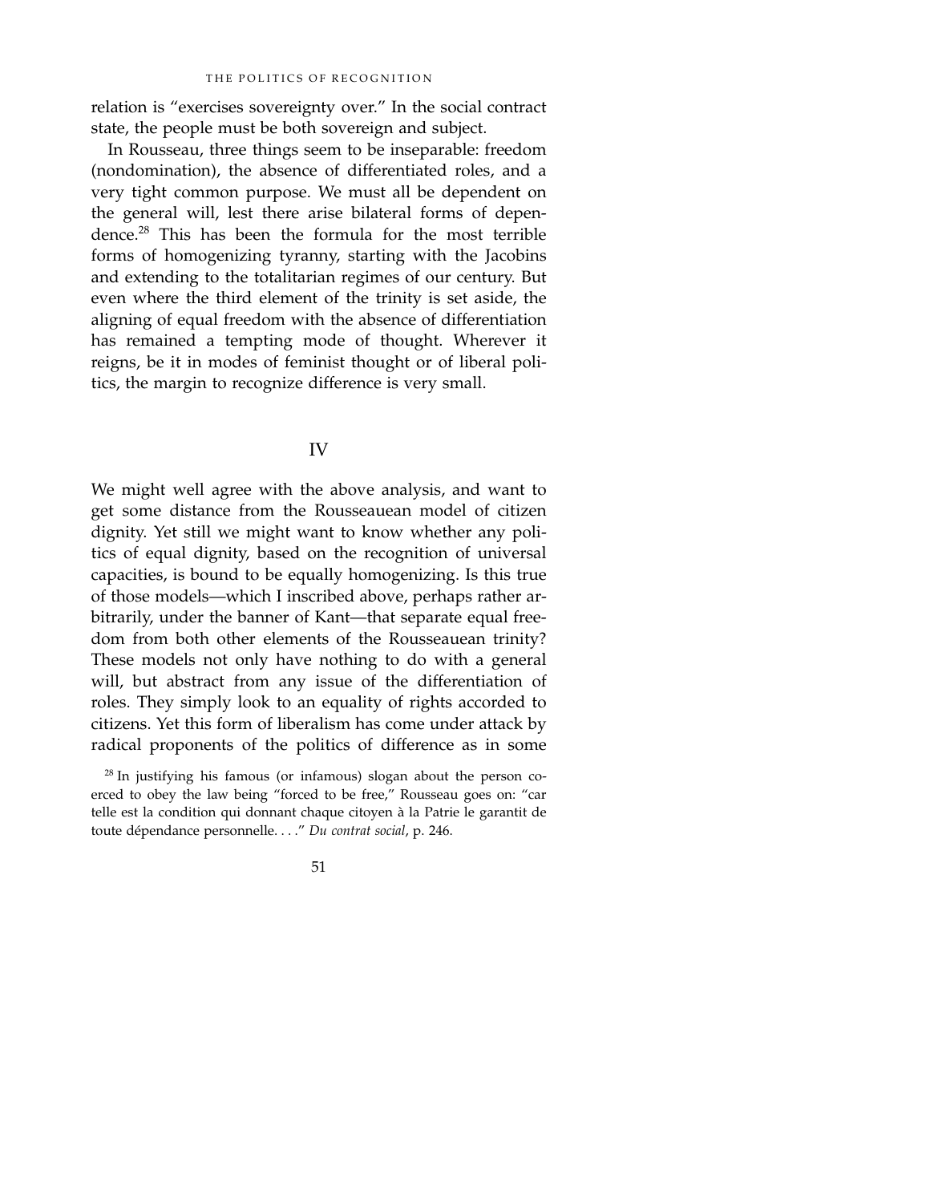relation is "exercises sovereignty over." In the social contract state, the people must be both sovereign and subject.

In Rousseau, three things seem to be inseparable: freedom (nondomination), the absence of differentiated roles, and a very tight common purpose. We must all be dependent on the general will, lest there arise bilateral forms of dependence.[28] This has been the formula for the most terrible forms of homogenizing tyranny, starting with the Jacobins and extending to the totalitarian regimes of our century. But even where the third element of the trinity is set aside, the aligning of equal freedom with the absence of differentiation has remained a tempting mode of thought. Wherever it reigns, be it in modes of feminist thought or of liberal politics, the margin to recognize difference is very small.

## IV

We might well agree with the above analysis, and want to get some distance from the Rousseauean model of citizen dignity. Yet still we might want to know whether any politics of equal dignity, based on the recognition of universal capacities, is bound to be equally homogenizing. Is this true of those models—which I inscribed above, perhaps rather arbitrarily, under the banner of Kant—that separate equal freedom from both other elements of the Rousseauean trinity? These models not only have nothing to do with a general will, but abstract from any issue of the differentiation of roles. They simply look to an equality of rights accorded to citizens. Yet this form of liberalism has come under attack by radical proponents of the politics of difference as in some

[28] In justifying his famous (or infamous) slogan about the person coerced to obey the law being "forced to be free," Rousseau goes on: "car telle est la condition qui donnant chaque citoyen à la Patrie le garantit de toute dépendance personnelle. . . ." *Du contrat social*, p. 246.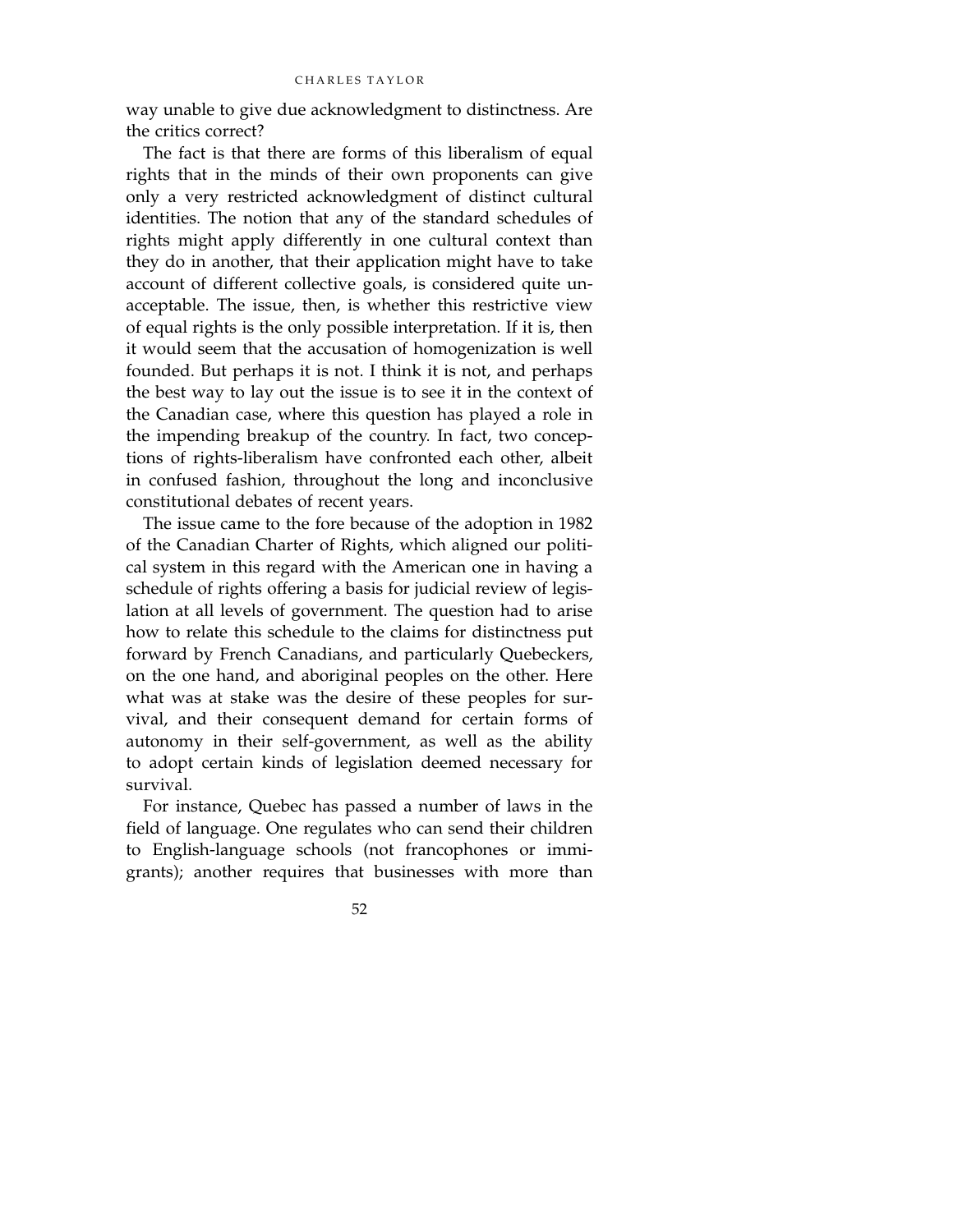way unable to give due acknowledgment to distinctness. Are the critics correct?

The fact is that there are forms of this liberalism of equal rights that in the minds of their own proponents can give only a very restricted acknowledgment of distinct cultural identities. The notion that any of the standard schedules of rights might apply differently in one cultural context than they do in another, that their application might have to take account of different collective goals, is considered quite unacceptable. The issue, then, is whether this restrictive view of equal rights is the only possible interpretation. If it is, then it would seem that the accusation of homogenization is well founded. But perhaps it is not. I think it is not, and perhaps the best way to lay out the issue is to see it in the context of the Canadian case, where this question has played a role in the impending breakup of the country. In fact, two conceptions of rights-liberalism have confronted each other, albeit in confused fashion, throughout the long and inconclusive constitutional debates of recent years.

The issue came to the fore because of the adoption in 1982 of the Canadian Charter of Rights, which aligned our political system in this regard with the American one in having a schedule of rights offering a basis for judicial review of legislation at all levels of government. The question had to arise how to relate this schedule to the claims for distinctness put forward by French Canadians, and particularly Quebeckers, on the one hand, and aboriginal peoples on the other. Here what was at stake was the desire of these peoples for survival, and their consequent demand for certain forms of autonomy in their self-government, as well as the ability to adopt certain kinds of legislation deemed necessary for survival.

For instance, Quebec has passed a number of laws in the field of language. One regulates who can send their children to English-language schools (not francophones or immigrants); another requires that businesses with more than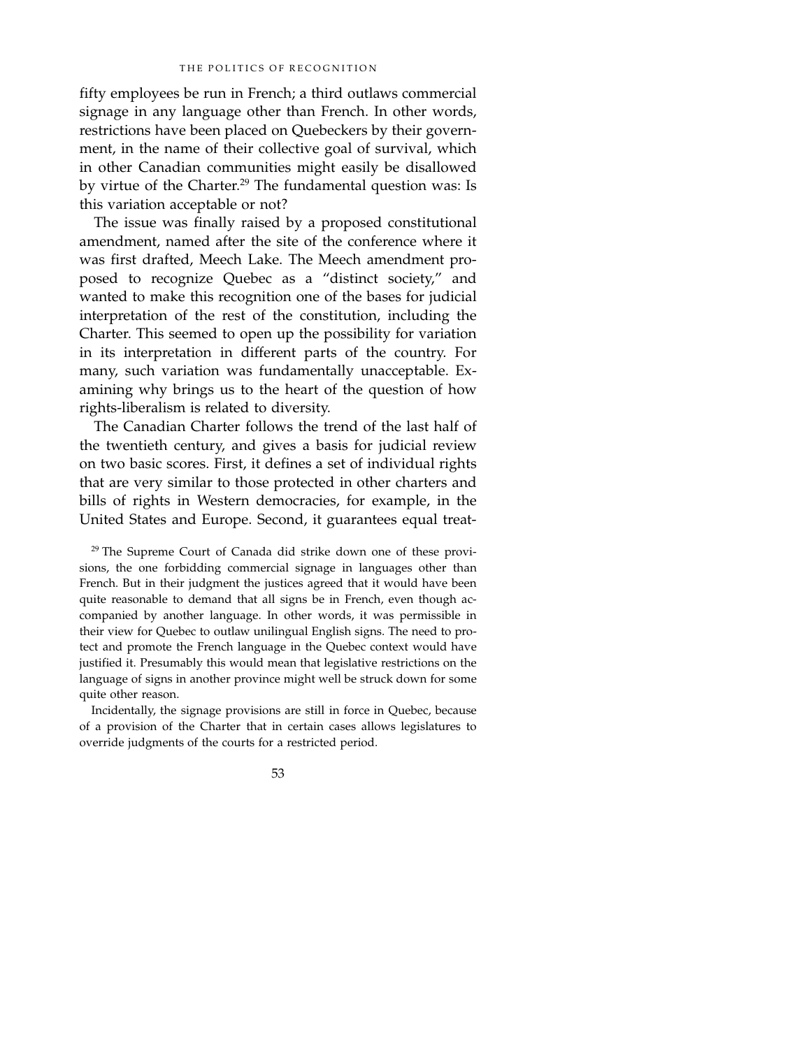fifty employees be run in French; a third outlaws commercial signage in any language other than French. In other words, restrictions have been placed on Quebeckers by their government, in the name of their collective goal of survival, which in other Canadian communities might easily be disallowed by virtue of the Charter.[29] The fundamental question was: Is this variation acceptable or not?

The issue was finally raised by a proposed constitutional amendment, named after the site of the conference where it was first drafted, Meech Lake. The Meech amendment proposed to recognize Quebec as a "distinct society," and wanted to make this recognition one of the bases for judicial interpretation of the rest of the constitution, including the Charter. This seemed to open up the possibility for variation in its interpretation in different parts of the country. For many, such variation was fundamentally unacceptable. Examining why brings us to the heart of the question of how rights-liberalism is related to diversity.

The Canadian Charter follows the trend of the last half of the twentieth century, and gives a basis for judicial review on two basic scores. First, it defines a set of individual rights that are very similar to those protected in other charters and bills of rights in Western democracies, for example, in the United States and Europe. Second, it guarantees equal treat-

[29] The Supreme Court of Canada did strike down one of these provisions, the one forbidding commercial signage in languages other than French. But in their judgment the justices agreed that it would have been quite reasonable to demand that all signs be in French, even though accompanied by another language. In other words, it was permissible in their view for Quebec to outlaw unilingual English signs. The need to protect and promote the French language in the Quebec context would have justified it. Presumably this would mean that legislative restrictions on the language of signs in another province might well be struck down for some quite other reason.

Incidentally, the signage provisions are still in force in Quebec, because of a provision of the Charter that in certain cases allows legislatures to override judgments of the courts for a restricted period.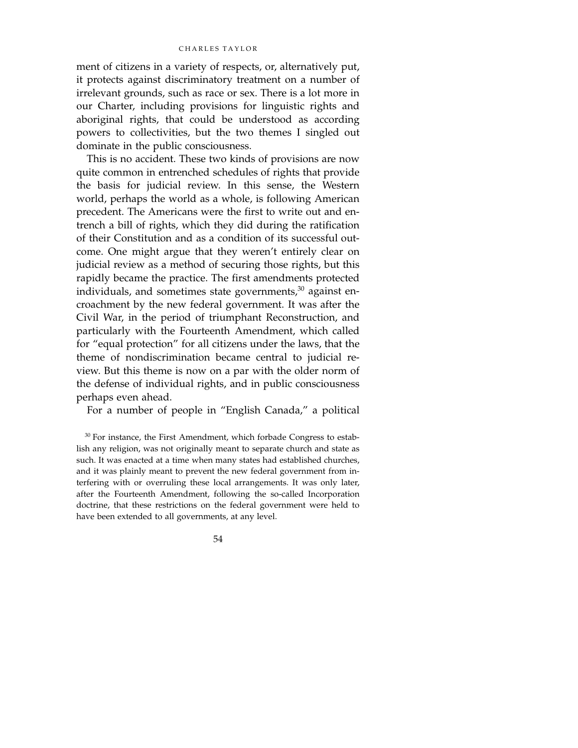ment of citizens in a variety of respects, or, alternatively put, it protects against discriminatory treatment on a number of irrelevant grounds, such as race or sex. There is a lot more in our Charter, including provisions for linguistic rights and aboriginal rights, that could be understood as according powers to collectivities, but the two themes I singled out dominate in the public consciousness.

This is no accident. These two kinds of provisions are now quite common in entrenched schedules of rights that provide the basis for judicial review. In this sense, the Western world, perhaps the world as a whole, is following American precedent. The Americans were the first to write out and entrench a bill of rights, which they did during the ratification of their Constitution and as a condition of its successful outcome. One might argue that they weren't entirely clear on judicial review as a method of securing those rights, but this rapidly became the practice. The first amendments protected individuals, and sometimes state governments,[30] against encroachment by the new federal government. It was after the Civil War, in the period of triumphant Reconstruction, and particularly with the Fourteenth Amendment, which called for "equal protection" for all citizens under the laws, that the theme of nondiscrimination became central to judicial review. But this theme is now on a par with the older norm of the defense of individual rights, and in public consciousness perhaps even ahead.

For a number of people in "English Canada," a political

[30] For instance, the First Amendment, which forbade Congress to establish any religion, was not originally meant to separate church and state as such. It was enacted at a time when many states had established churches, and it was plainly meant to prevent the new federal government from interfering with or overruling these local arrangements. It was only later, after the Fourteenth Amendment, following the so-called Incorporation doctrine, that these restrictions on the federal government were held to have been extended to all governments, at any level.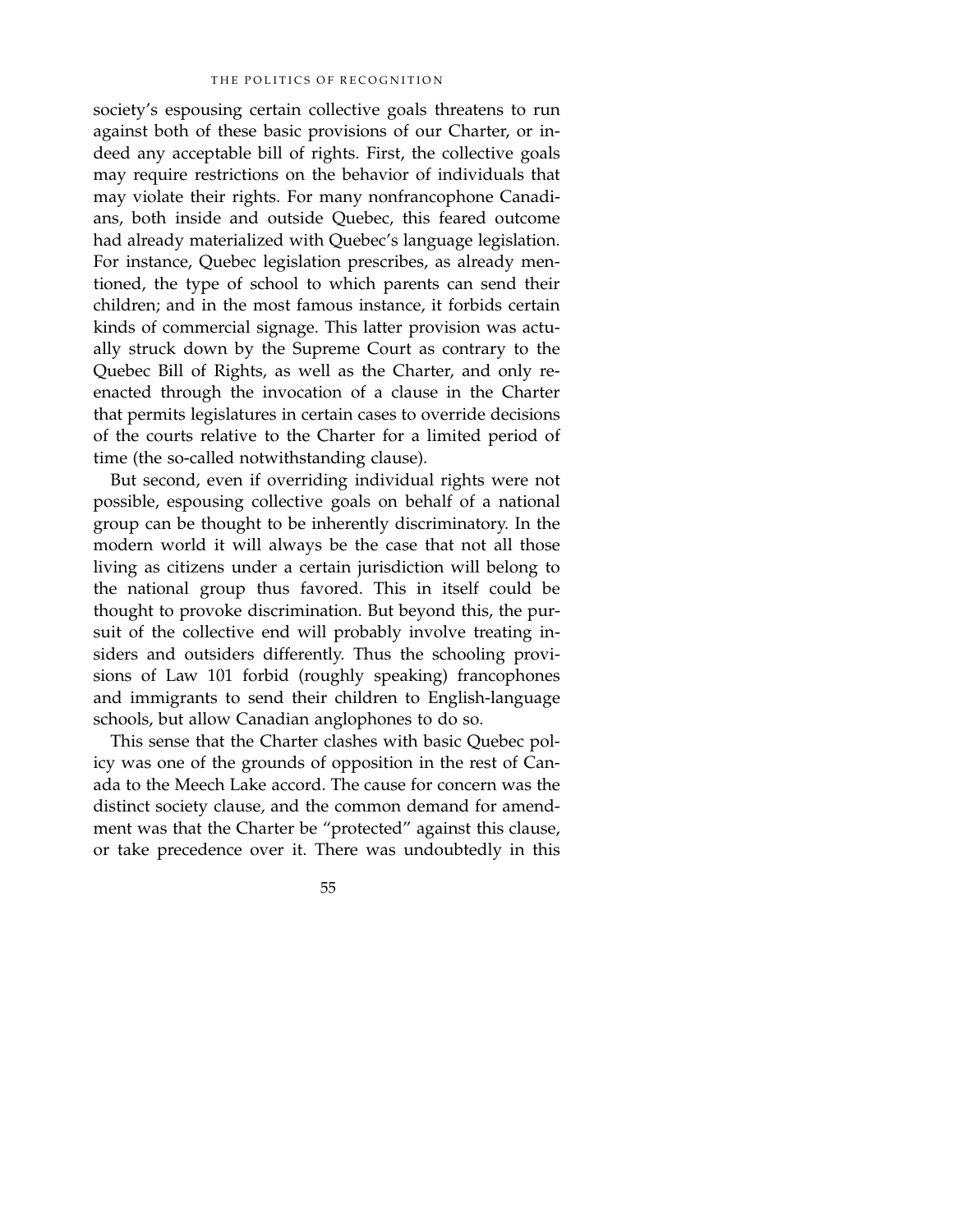society's espousing certain collective goals threatens to run against both of these basic provisions of our Charter, or indeed any acceptable bill of rights. First, the collective goals may require restrictions on the behavior of individuals that may violate their rights. For many nonfrancophone Canadians, both inside and outside Quebec, this feared outcome had already materialized with Quebec's language legislation. For instance, Quebec legislation prescribes, as already mentioned, the type of school to which parents can send their children; and in the most famous instance, it forbids certain kinds of commercial signage. This latter provision was actually struck down by the Supreme Court as contrary to the Quebec Bill of Rights, as well as the Charter, and only reenacted through the invocation of a clause in the Charter that permits legislatures in certain cases to override decisions of the courts relative to the Charter for a limited period of time (the so-called notwithstanding clause).

But second, even if overriding individual rights were not possible, espousing collective goals on behalf of a national group can be thought to be inherently discriminatory. In the modern world it will always be the case that not all those living as citizens under a certain jurisdiction will belong to the national group thus favored. This in itself could be thought to provoke discrimination. But beyond this, the pursuit of the collective end will probably involve treating insiders and outsiders differently. Thus the schooling provisions of Law 101 forbid (roughly speaking) francophones and immigrants to send their children to English-language schools, but allow Canadian anglophones to do so.

This sense that the Charter clashes with basic Quebec policy was one of the grounds of opposition in the rest of Canada to the Meech Lake accord. The cause for concern was the distinct society clause, and the common demand for amendment was that the Charter be "protected" against this clause, or take precedence over it. There was undoubtedly in this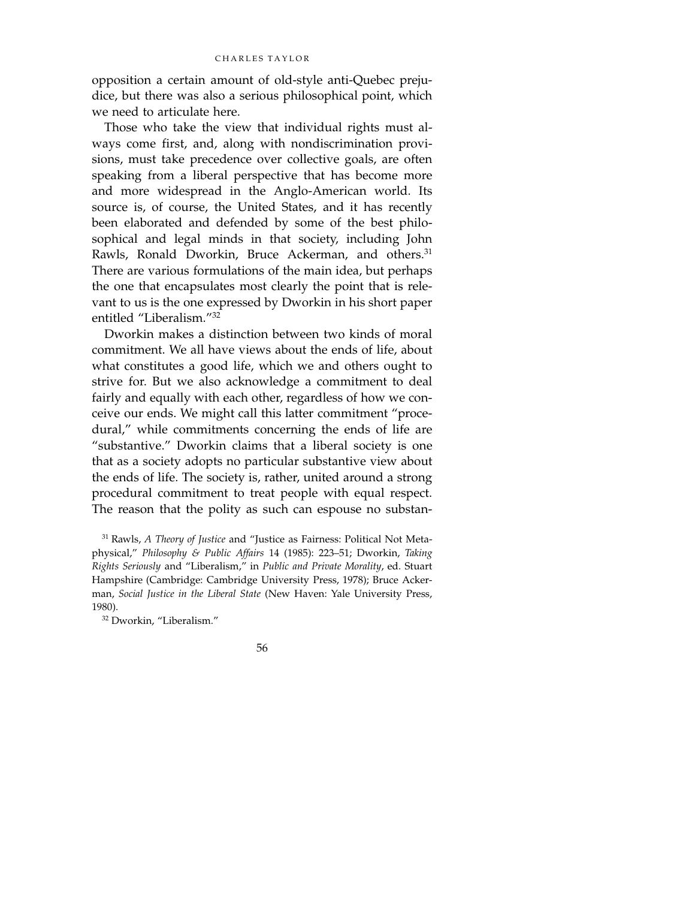opposition a certain amount of old-style anti-Quebec prejudice, but there was also a serious philosophical point, which we need to articulate here.

Those who take the view that individual rights must always come first, and, along with nondiscrimination provisions, must take precedence over collective goals, are often speaking from a liberal perspective that has become more and more widespread in the Anglo-American world. Its source is, of course, the United States, and it has recently been elaborated and defended by some of the best philosophical and legal minds in that society, including John Rawls, Ronald Dworkin, Bruce Ackerman, and others.[31] There are various formulations of the main idea, but perhaps the one that encapsulates most clearly the point that is relevant to us is the one expressed by Dworkin in his short paper entitled "Liberalism."[32]

Dworkin makes a distinction between two kinds of moral commitment. We all have views about the ends of life, about what constitutes a good life, which we and others ought to strive for. But we also acknowledge a commitment to deal fairly and equally with each other, regardless of how we conceive our ends. We might call this latter commitment "procedural," while commitments concerning the ends of life are "substantive." Dworkin claims that a liberal society is one that as a society adopts no particular substantive view about the ends of life. The society is, rather, united around a strong procedural commitment to treat people with equal respect. The reason that the polity as such can espouse no substan-

[31] Rawls, *A Theory of Justice* and "Justice as Fairness: Political Not Metaphysical," *Philosophy & Public Affairs* 14 (1985): 223–51; Dworkin, *Taking Rights Seriously* and "Liberalism," in *Public and Private Morality*, ed. Stuart Hampshire (Cambridge: Cambridge University Press, 1978); Bruce Ackerman, *Social Justice in the Liberal State* (New Haven: Yale University Press, 1980).

[32] Dworkin, "Liberalism."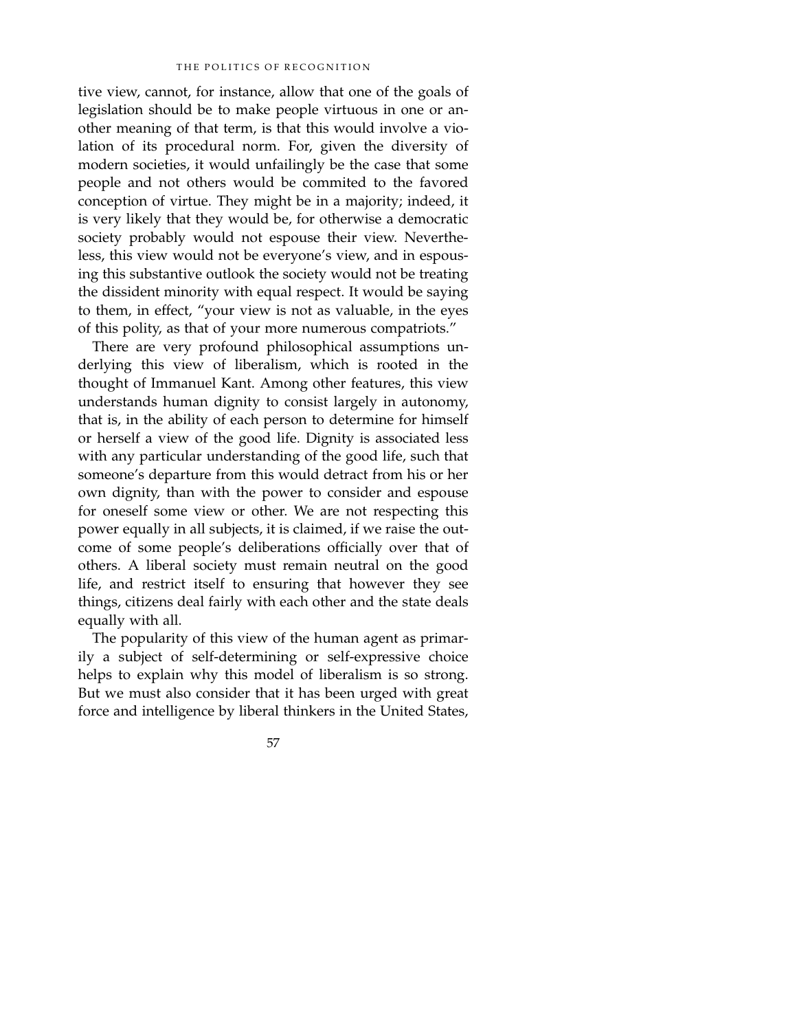tive view, cannot, for instance, allow that one of the goals of legislation should be to make people virtuous in one or another meaning of that term, is that this would involve a violation of its procedural norm. For, given the diversity of modern societies, it would unfailingly be the case that some people and not others would be commited to the favored conception of virtue. They might be in a majority; indeed, it is very likely that they would be, for otherwise a democratic society probably would not espouse their view. Nevertheless, this view would not be everyone's view, and in espousing this substantive outlook the society would not be treating the dissident minority with equal respect. It would be saying to them, in effect, "your view is not as valuable, in the eyes of this polity, as that of your more numerous compatriots."

There are very profound philosophical assumptions underlying this view of liberalism, which is rooted in the thought of Immanuel Kant. Among other features, this view understands human dignity to consist largely in autonomy, that is, in the ability of each person to determine for himself or herself a view of the good life. Dignity is associated less with any particular understanding of the good life, such that someone's departure from this would detract from his or her own dignity, than with the power to consider and espouse for oneself some view or other. We are not respecting this power equally in all subjects, it is claimed, if we raise the outcome of some people's deliberations officially over that of others. A liberal society must remain neutral on the good life, and restrict itself to ensuring that however they see things, citizens deal fairly with each other and the state deals equally with all.

The popularity of this view of the human agent as primarily a subject of self-determining or self-expressive choice helps to explain why this model of liberalism is so strong. But we must also consider that it has been urged with great force and intelligence by liberal thinkers in the United States,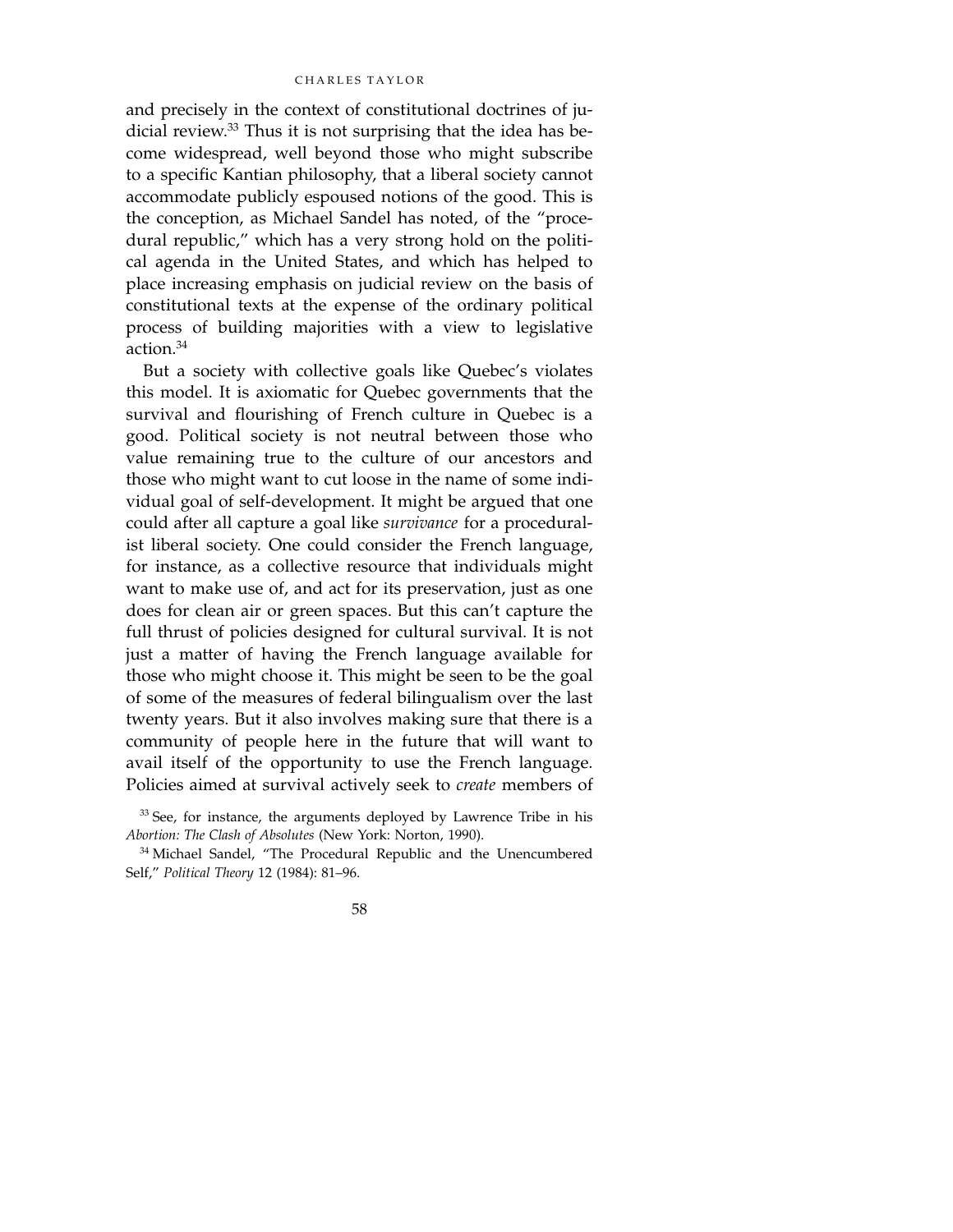and precisely in the context of constitutional doctrines of judicial review.[33] Thus it is not surprising that the idea has become widespread, well beyond those who might subscribe to a specific Kantian philosophy, that a liberal society cannot accommodate publicly espoused notions of the good. This is the conception, as Michael Sandel has noted, of the "procedural republic," which has a very strong hold on the political agenda in the United States, and which has helped to place increasing emphasis on judicial review on the basis of constitutional texts at the expense of the ordinary political process of building majorities with a view to legislative action.[34]

But a society with collective goals like Quebec's violates this model. It is axiomatic for Quebec governments that the survival and flourishing of French culture in Quebec is a good. Political society is not neutral between those who value remaining true to the culture of our ancestors and those who might want to cut loose in the name of some individual goal of self-development. It might be argued that one could after all capture a goal like *survivance* for a proceduralist liberal society. One could consider the French language, for instance, as a collective resource that individuals might want to make use of, and act for its preservation, just as one does for clean air or green spaces. But this can't capture the full thrust of policies designed for cultural survival. It is not just a matter of having the French language available for those who might choose it. This might be seen to be the goal of some of the measures of federal bilingualism over the last twenty years. But it also involves making sure that there is a community of people here in the future that will want to avail itself of the opportunity to use the French language. Policies aimed at survival actively seek to *create* members of

[33] See, for instance, the arguments deployed by Lawrence Tribe in his *Abortion: The Clash of Absolutes* (New York: Norton, 1990).

[34] Michael Sandel, "The Procedural Republic and the Unencumbered Self," *Political Theory* 12 (1984): 81–96.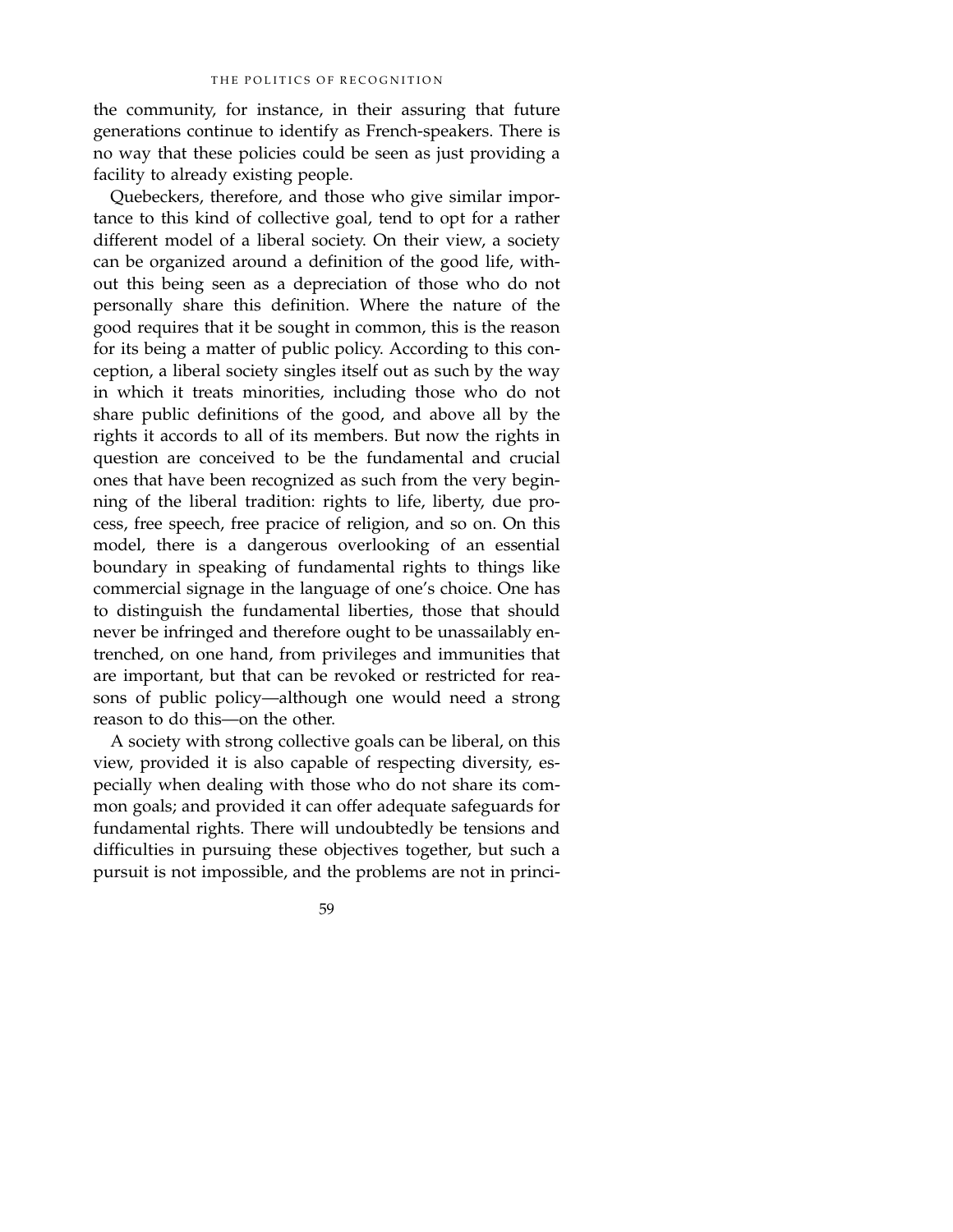the community, for instance, in their assuring that future generations continue to identify as French-speakers. There is no way that these policies could be seen as just providing a facility to already existing people.

Quebeckers, therefore, and those who give similar importance to this kind of collective goal, tend to opt for a rather different model of a liberal society. On their view, a society can be organized around a definition of the good life, without this being seen as a depreciation of those who do not personally share this definition. Where the nature of the good requires that it be sought in common, this is the reason for its being a matter of public policy. According to this conception, a liberal society singles itself out as such by the way in which it treats minorities, including those who do not share public definitions of the good, and above all by the rights it accords to all of its members. But now the rights in question are conceived to be the fundamental and crucial ones that have been recognized as such from the very beginning of the liberal tradition: rights to life, liberty, due process, free speech, free pracice of religion, and so on. On this model, there is a dangerous overlooking of an essential boundary in speaking of fundamental rights to things like commercial signage in the language of one's choice. One has to distinguish the fundamental liberties, those that should never be infringed and therefore ought to be unassailably entrenched, on one hand, from privileges and immunities that are important, but that can be revoked or restricted for reasons of public policy—although one would need a strong reason to do this—on the other.

A society with strong collective goals can be liberal, on this view, provided it is also capable of respecting diversity, especially when dealing with those who do not share its common goals; and provided it can offer adequate safeguards for fundamental rights. There will undoubtedly be tensions and difficulties in pursuing these objectives together, but such a pursuit is not impossible, and the problems are not in princi-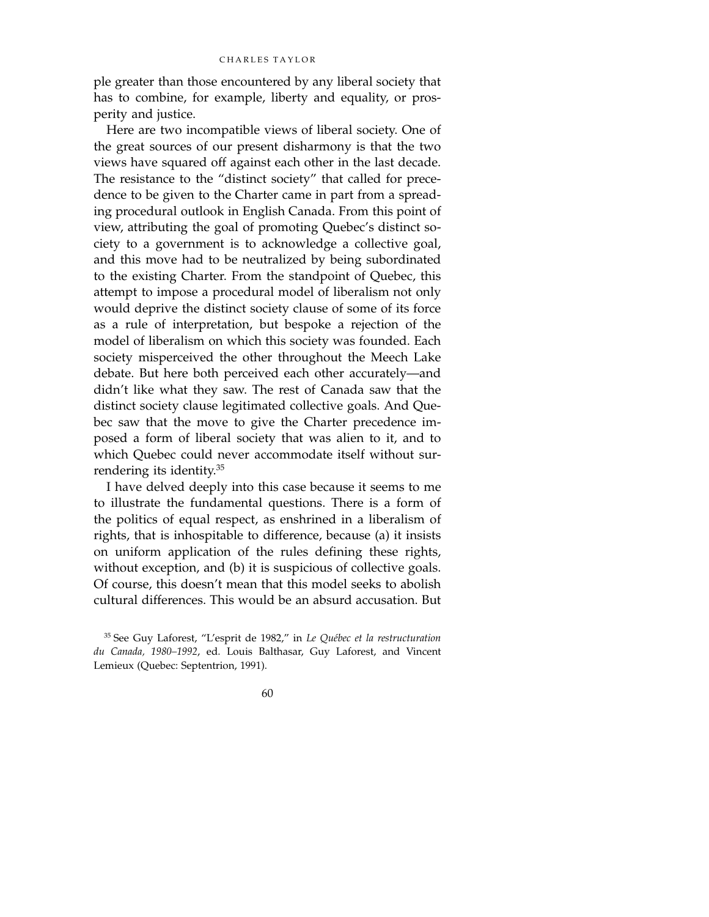ple greater than those encountered by any liberal society that has to combine, for example, liberty and equality, or prosperity and justice.

Here are two incompatible views of liberal society. One of the great sources of our present disharmony is that the two views have squared off against each other in the last decade. The resistance to the "distinct society" that called for precedence to be given to the Charter came in part from a spreading procedural outlook in English Canada. From this point of view, attributing the goal of promoting Quebec's distinct society to a government is to acknowledge a collective goal, and this move had to be neutralized by being subordinated to the existing Charter. From the standpoint of Quebec, this attempt to impose a procedural model of liberalism not only would deprive the distinct society clause of some of its force as a rule of interpretation, but bespoke a rejection of the model of liberalism on which this society was founded. Each society misperceived the other throughout the Meech Lake debate. But here both perceived each other accurately—and didn't like what they saw. The rest of Canada saw that the distinct society clause legitimated collective goals. And Quebec saw that the move to give the Charter precedence imposed a form of liberal society that was alien to it, and to which Quebec could never accommodate itself without surrendering its identity.[35]

I have delved deeply into this case because it seems to me to illustrate the fundamental questions. There is a form of the politics of equal respect, as enshrined in a liberalism of rights, that is inhospitable to difference, because (a) it insists on uniform application of the rules defining these rights, without exception, and (b) it is suspicious of collective goals. Of course, this doesn't mean that this model seeks to abolish cultural differences. This would be an absurd accusation. But

[35] See Guy Laforest, "L'esprit de 1982," in *Le Québec et la restructuration du Canada, 1980–1992*, ed. Louis Balthasar, Guy Laforest, and Vincent Lemieux (Quebec: Septentrion, 1991).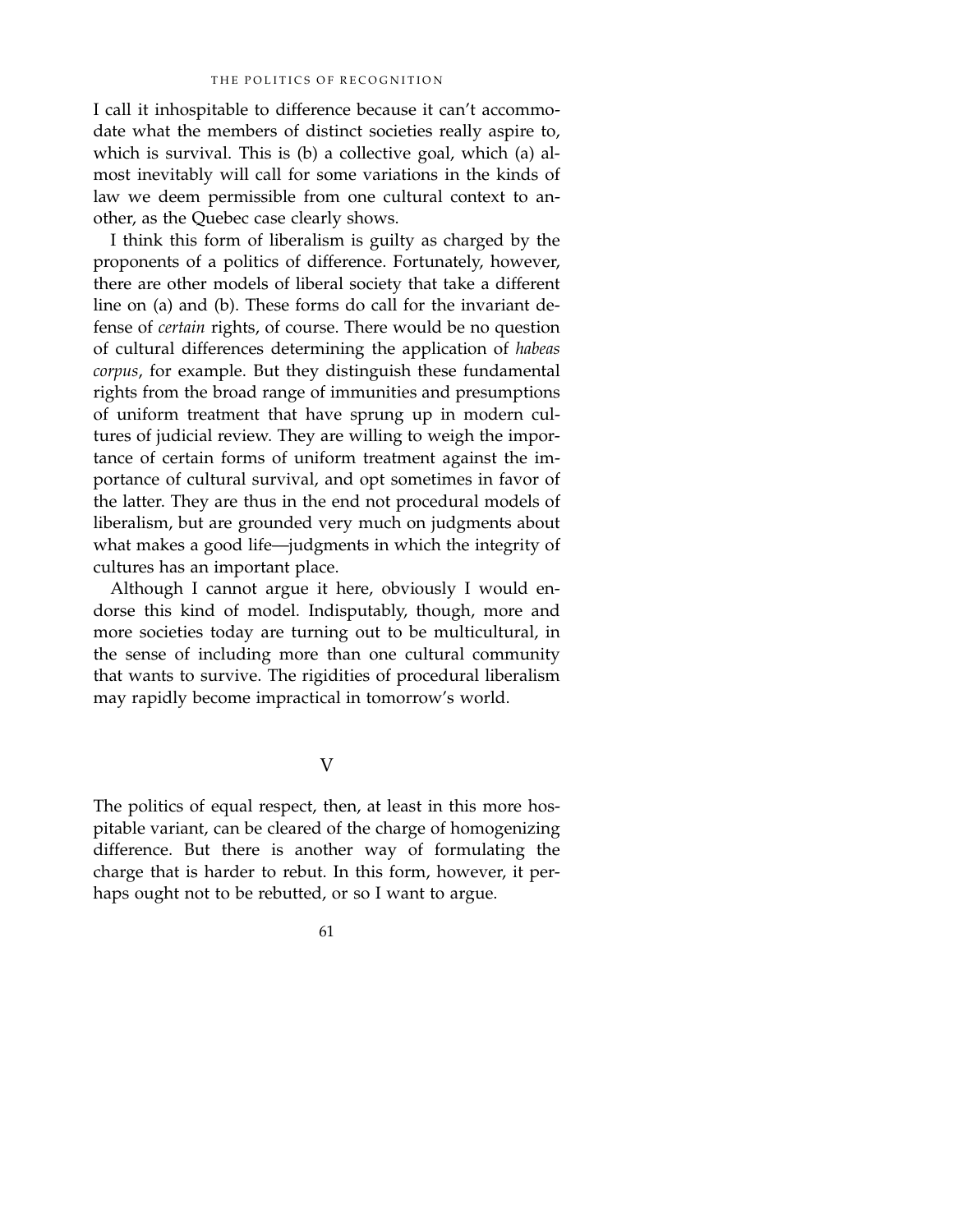I call it inhospitable to difference because it can't accommodate what the members of distinct societies really aspire to, which is survival. This is (b) a collective goal, which (a) almost inevitably will call for some variations in the kinds of law we deem permissible from one cultural context to another, as the Quebec case clearly shows.

I think this form of liberalism is guilty as charged by the proponents of a politics of difference. Fortunately, however, there are other models of liberal society that take a different line on (a) and (b). These forms do call for the invariant defense of *certain* rights, of course. There would be no question of cultural differences determining the application of *habeas corpus*, for example. But they distinguish these fundamental rights from the broad range of immunities and presumptions of uniform treatment that have sprung up in modern cultures of judicial review. They are willing to weigh the importance of certain forms of uniform treatment against the importance of cultural survival, and opt sometimes in favor of the latter. They are thus in the end not procedural models of liberalism, but are grounded very much on judgments about what makes a good life—judgments in which the integrity of cultures has an important place.

Although I cannot argue it here, obviously I would endorse this kind of model. Indisputably, though, more and more societies today are turning out to be multicultural, in the sense of including more than one cultural community that wants to survive. The rigidities of procedural liberalism may rapidly become impractical in tomorrow's world.

## V

The politics of equal respect, then, at least in this more hospitable variant, can be cleared of the charge of homogenizing difference. But there is another way of formulating the charge that is harder to rebut. In this form, however, it perhaps ought not to be rebutted, or so I want to argue.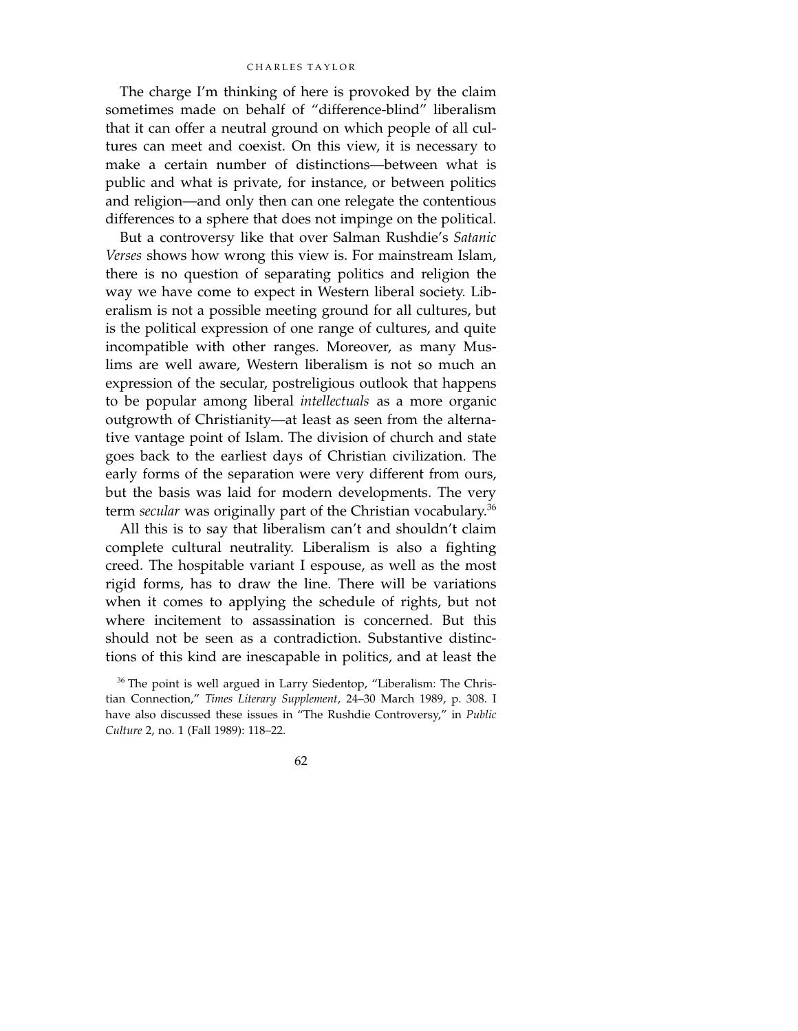The charge I'm thinking of here is provoked by the claim sometimes made on behalf of "difference-blind" liberalism that it can offer a neutral ground on which people of all cultures can meet and coexist. On this view, it is necessary to make a certain number of distinctions—between what is public and what is private, for instance, or between politics and religion—and only then can one relegate the contentious differences to a sphere that does not impinge on the political.

But a controversy like that over Salman Rushdie's *Satanic Verses* shows how wrong this view is. For mainstream Islam, there is no question of separating politics and religion the way we have come to expect in Western liberal society. Liberalism is not a possible meeting ground for all cultures, but is the political expression of one range of cultures, and quite incompatible with other ranges. Moreover, as many Muslims are well aware, Western liberalism is not so much an expression of the secular, postreligious outlook that happens to be popular among liberal *intellectuals* as a more organic outgrowth of Christianity—at least as seen from the alternative vantage point of Islam. The division of church and state goes back to the earliest days of Christian civilization. The early forms of the separation were very different from ours, but the basis was laid for modern developments. The very term *secular* was originally part of the Christian vocabulary.[36]

All this is to say that liberalism can't and shouldn't claim complete cultural neutrality. Liberalism is also a fighting creed. The hospitable variant I espouse, as well as the most rigid forms, has to draw the line. There will be variations when it comes to applying the schedule of rights, but not where incitement to assassination is concerned. But this should not be seen as a contradiction. Substantive distinctions of this kind are inescapable in politics, and at least the

[36] The point is well argued in Larry Siedentop, "Liberalism: The Christian Connection," *Times Literary Supplement*, 24–30 March 1989, p. 308. I have also discussed these issues in "The Rushdie Controversy," in *Public Culture* 2, no. 1 (Fall 1989): 118–22.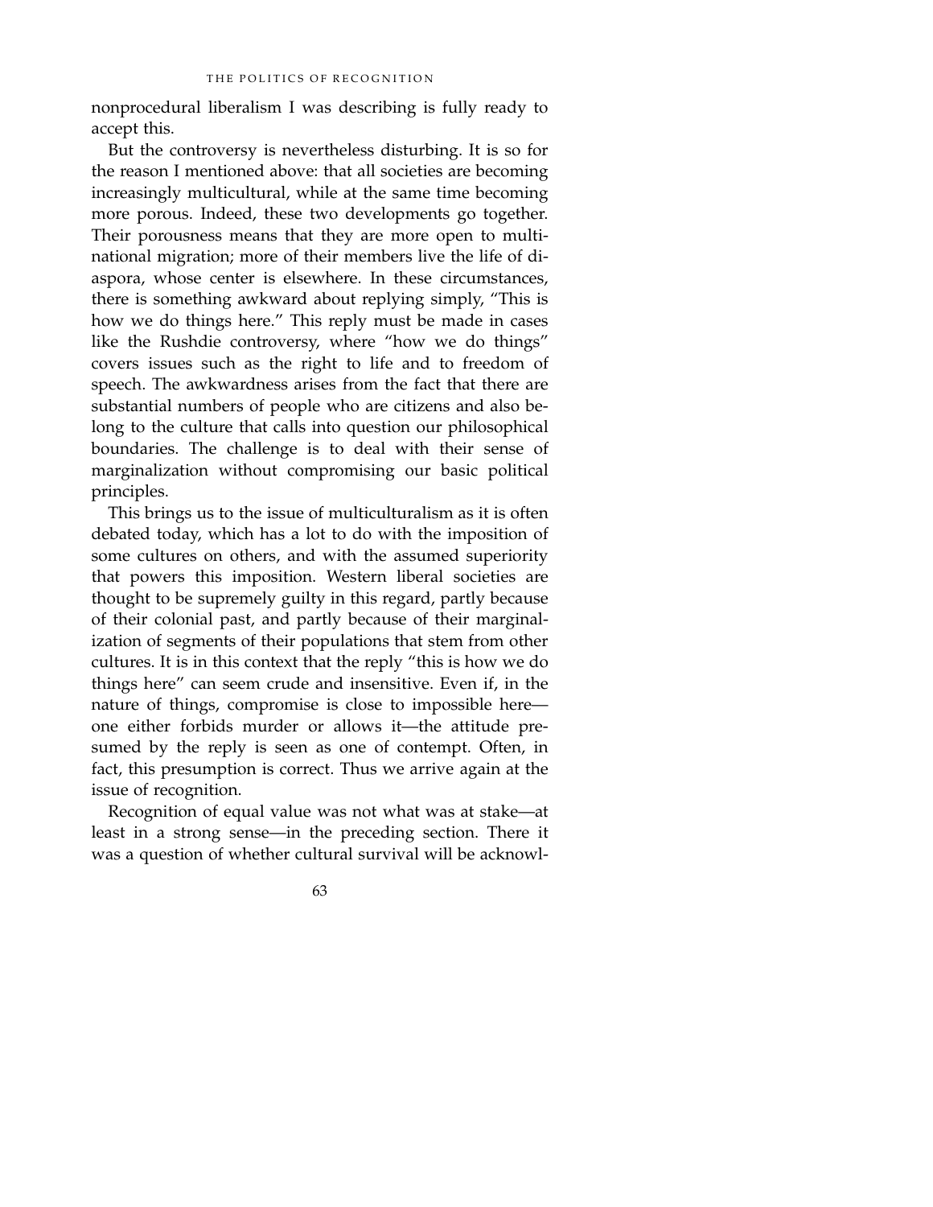nonprocedural liberalism I was describing is fully ready to accept this.

But the controversy is nevertheless disturbing. It is so for the reason I mentioned above: that all societies are becoming increasingly multicultural, while at the same time becoming more porous. Indeed, these two developments go together. Their porousness means that they are more open to multinational migration; more of their members live the life of diaspora, whose center is elsewhere. In these circumstances, there is something awkward about replying simply, "This is how we do things here." This reply must be made in cases like the Rushdie controversy, where "how we do things" covers issues such as the right to life and to freedom of speech. The awkwardness arises from the fact that there are substantial numbers of people who are citizens and also belong to the culture that calls into question our philosophical boundaries. The challenge is to deal with their sense of marginalization without compromising our basic political principles.

This brings us to the issue of multiculturalism as it is often debated today, which has a lot to do with the imposition of some cultures on others, and with the assumed superiority that powers this imposition. Western liberal societies are thought to be supremely guilty in this regard, partly because of their colonial past, and partly because of their marginalization of segments of their populations that stem from other cultures. It is in this context that the reply "this is how we do things here" can seem crude and insensitive. Even if, in the nature of things, compromise is close to impossible here—one either forbids murder or allows it—the attitude presumed by the reply is seen as one of contempt. Often, in fact, this presumption is correct. Thus we arrive again at the issue of recognition.

Recognition of equal value was not what was at stake—at least in a strong sense—in the preceding section. There it was a question of whether cultural survival will be acknowl-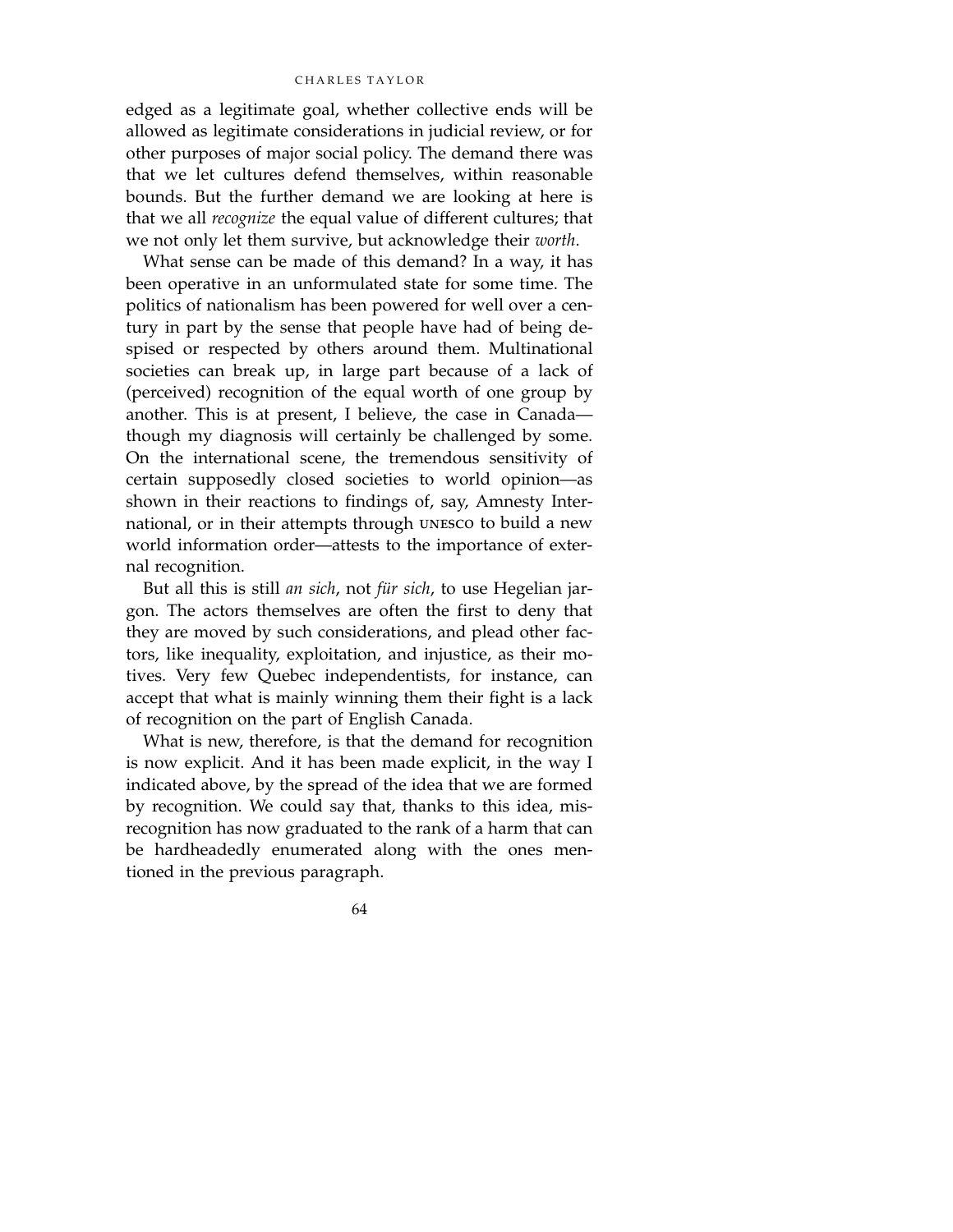edged as a legitimate goal, whether collective ends will be allowed as legitimate considerations in judicial review, or for other purposes of major social policy. The demand there was that we let cultures defend themselves, within reasonable bounds. But the further demand we are looking at here is that we all *recognize* the equal value of different cultures; that we not only let them survive, but acknowledge their *worth*.

What sense can be made of this demand? In a way, it has been operative in an unformulated state for some time. The politics of nationalism has been powered for well over a century in part by the sense that people have had of being despised or respected by others around them. Multinational societies can break up, in large part because of a lack of (perceived) recognition of the equal worth of one group by another. This is at present, I believe, the case in Canada—though my diagnosis will certainly be challenged by some. On the international scene, the tremendous sensitivity of certain supposedly closed societies to world opinion—as shown in their reactions to findings of, say, Amnesty International, or in their attempts through UNESCO to build a new world information order—attests to the importance of external recognition.

But all this is still *an sich*, not *für sich*, to use Hegelian jargon. The actors themselves are often the first to deny that they are moved by such considerations, and plead other factors, like inequality, exploitation, and injustice, as their motives. Very few Quebec independentists, for instance, can accept that what is mainly winning them their fight is a lack of recognition on the part of English Canada.

What is new, therefore, is that the demand for recognition is now explicit. And it has been made explicit, in the way I indicated above, by the spread of the idea that we are formed by recognition. We could say that, thanks to this idea, misrecognition has now graduated to the rank of a harm that can be hardheadedly enumerated along with the ones mentioned in the previous paragraph.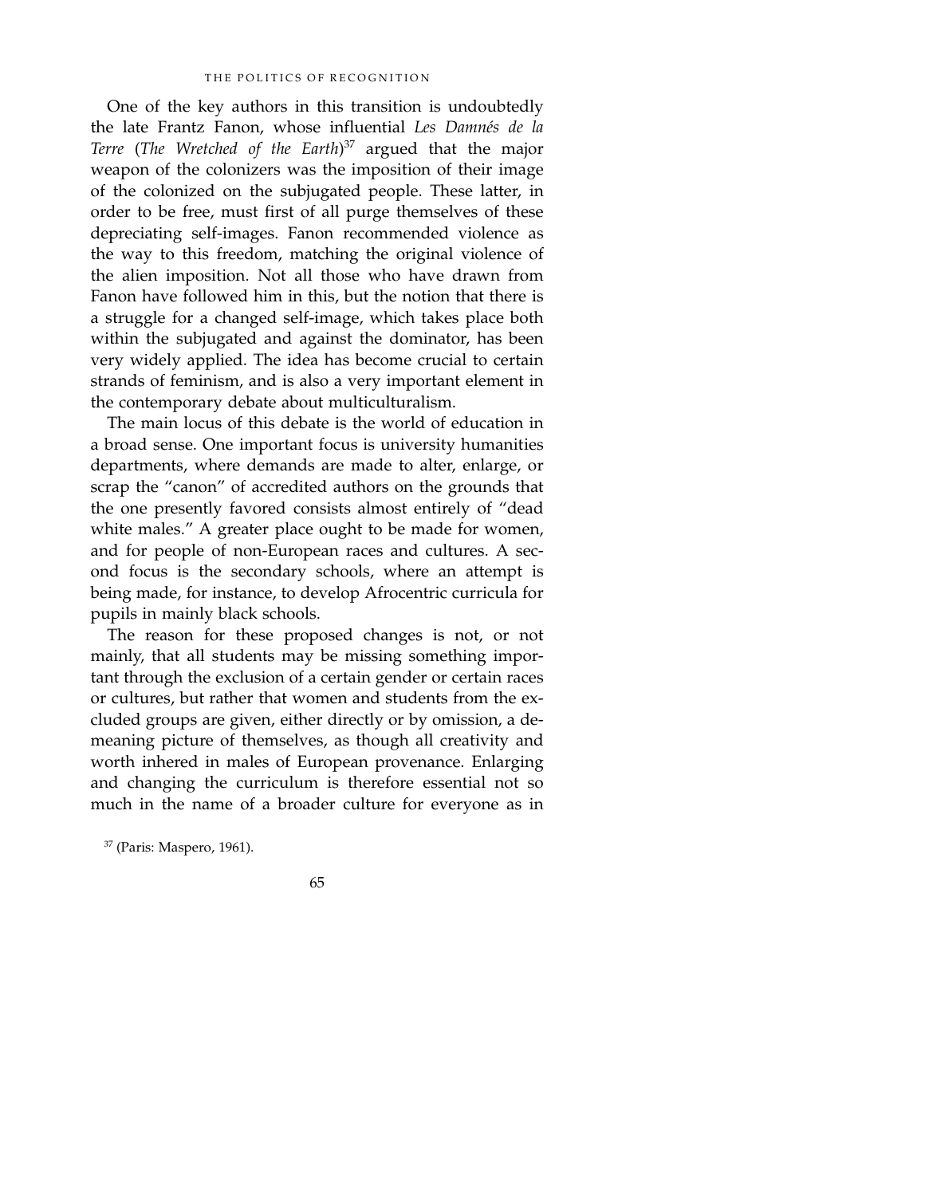One of the key authors in this transition is undoubtedly the late Frantz Fanon, whose influential *Les Damnés de la Terre* (*The Wretched of the Earth*)[37] argued that the major weapon of the colonizers was the imposition of their image of the colonized on the subjugated people. These latter, in order to be free, must first of all purge themselves of these depreciating self-images. Fanon recommended violence as the way to this freedom, matching the original violence of the alien imposition. Not all those who have drawn from Fanon have followed him in this, but the notion that there is a struggle for a changed self-image, which takes place both within the subjugated and against the dominator, has been very widely applied. The idea has become crucial to certain strands of feminism, and is also a very important element in the contemporary debate about multiculturalism.

The main locus of this debate is the world of education in a broad sense. One important focus is university humanities departments, where demands are made to alter, enlarge, or scrap the "canon" of accredited authors on the grounds that the one presently favored consists almost entirely of "dead white males." A greater place ought to be made for women, and for people of non-European races and cultures. A second focus is the secondary schools, where an attempt is being made, for instance, to develop Afrocentric curricula for pupils in mainly black schools.

The reason for these proposed changes is not, or not mainly, that all students may be missing something important through the exclusion of a certain gender or certain races or cultures, but rather that women and students from the excluded groups are given, either directly or by omission, a demeaning picture of themselves, as though all creativity and worth inhered in males of European provenance. Enlarging and changing the curriculum is therefore essential not so much in the name of a broader culture for everyone as in

[37] (Paris: Maspero, 1961).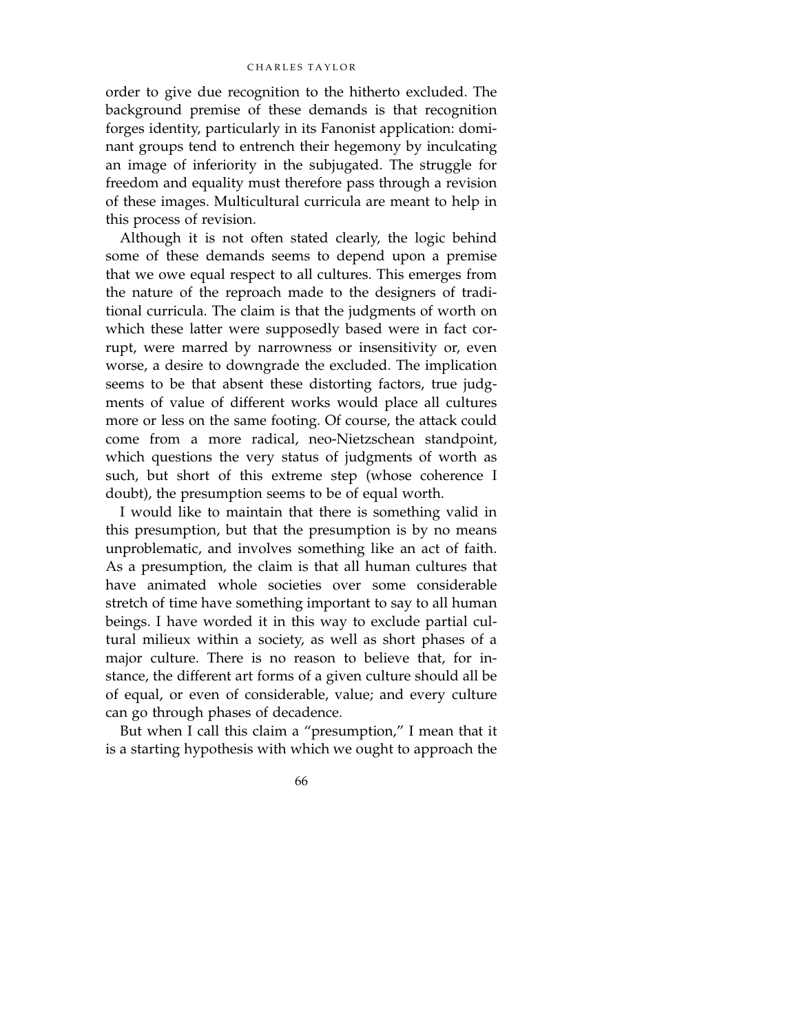order to give due recognition to the hitherto excluded. The background premise of these demands is that recognition forges identity, particularly in its Fanonist application: dominant groups tend to entrench their hegemony by inculcating an image of inferiority in the subjugated. The struggle for freedom and equality must therefore pass through a revision of these images. Multicultural curricula are meant to help in this process of revision.

Although it is not often stated clearly, the logic behind some of these demands seems to depend upon a premise that we owe equal respect to all cultures. This emerges from the nature of the reproach made to the designers of traditional curricula. The claim is that the judgments of worth on which these latter were supposedly based were in fact corrupt, were marred by narrowness or insensitivity or, even worse, a desire to downgrade the excluded. The implication seems to be that absent these distorting factors, true judgments of value of different works would place all cultures more or less on the same footing. Of course, the attack could come from a more radical, neo-Nietzschean standpoint, which questions the very status of judgments of worth as such, but short of this extreme step (whose coherence I doubt), the presumption seems to be of equal worth.

I would like to maintain that there is something valid in this presumption, but that the presumption is by no means unproblematic, and involves something like an act of faith. As a presumption, the claim is that all human cultures that have animated whole societies over some considerable stretch of time have something important to say to all human beings. I have worded it in this way to exclude partial cultural milieux within a society, as well as short phases of a major culture. There is no reason to believe that, for instance, the different art forms of a given culture should all be of equal, or even of considerable, value; and every culture can go through phases of decadence.

But when I call this claim a "presumption," I mean that it is a starting hypothesis with which we ought to approach the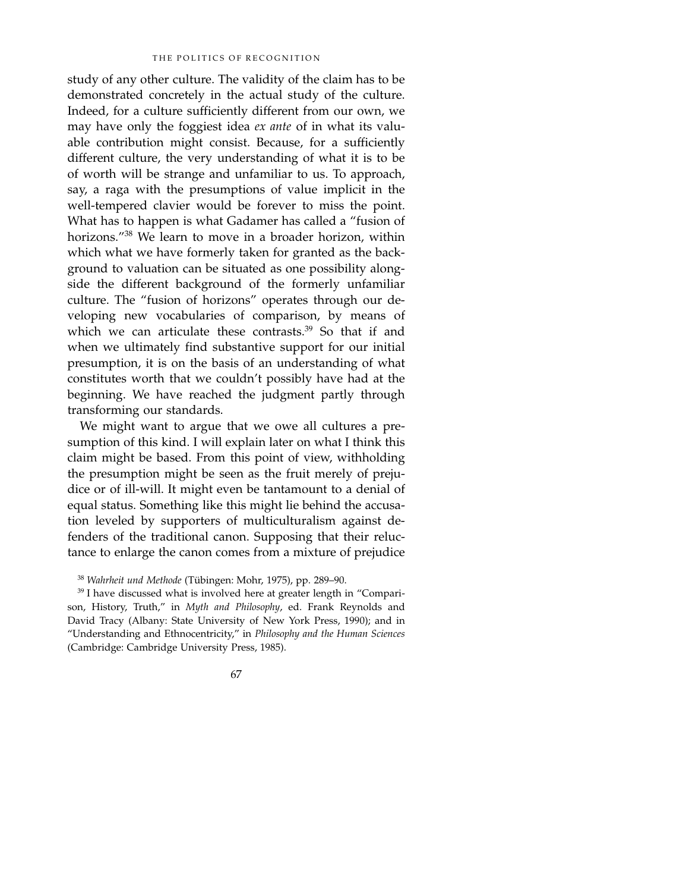study of any other culture. The validity of the claim has to be demonstrated concretely in the actual study of the culture. Indeed, for a culture sufficiently different from our own, we may have only the foggiest idea *ex ante* of in what its valuable contribution might consist. Because, for a sufficiently different culture, the very understanding of what it is to be of worth will be strange and unfamiliar to us. To approach, say, a raga with the presumptions of value implicit in the well-tempered clavier would be forever to miss the point. What has to happen is what Gadamer has called a "fusion of horizons."[38] We learn to move in a broader horizon, within which what we have formerly taken for granted as the background to valuation can be situated as one possibility alongside the different background of the formerly unfamiliar culture. The "fusion of horizons" operates through our developing new vocabularies of comparison, by means of which we can articulate these contrasts.[39] So that if and when we ultimately find substantive support for our initial presumption, it is on the basis of an understanding of what constitutes worth that we couldn't possibly have had at the beginning. We have reached the judgment partly through transforming our standards.

We might want to argue that we owe all cultures a presumption of this kind. I will explain later on what I think this claim might be based. From this point of view, withholding the presumption might be seen as the fruit merely of prejudice or of ill-will. It might even be tantamount to a denial of equal status. Something like this might lie behind the accusation leveled by supporters of multiculturalism against defenders of the traditional canon. Supposing that their reluctance to enlarge the canon comes from a mixture of prejudice

[38] *Wahrheit und Methode* (Tübingen: Mohr, 1975), pp. 289–90.

[39] I have discussed what is involved here at greater length in "Comparison, History, Truth," in *Myth and Philosophy*, ed. Frank Reynolds and David Tracy (Albany: State University of New York Press, 1990); and in "Understanding and Ethnocentricity," in *Philosophy and the Human Sciences* (Cambridge: Cambridge University Press, 1985).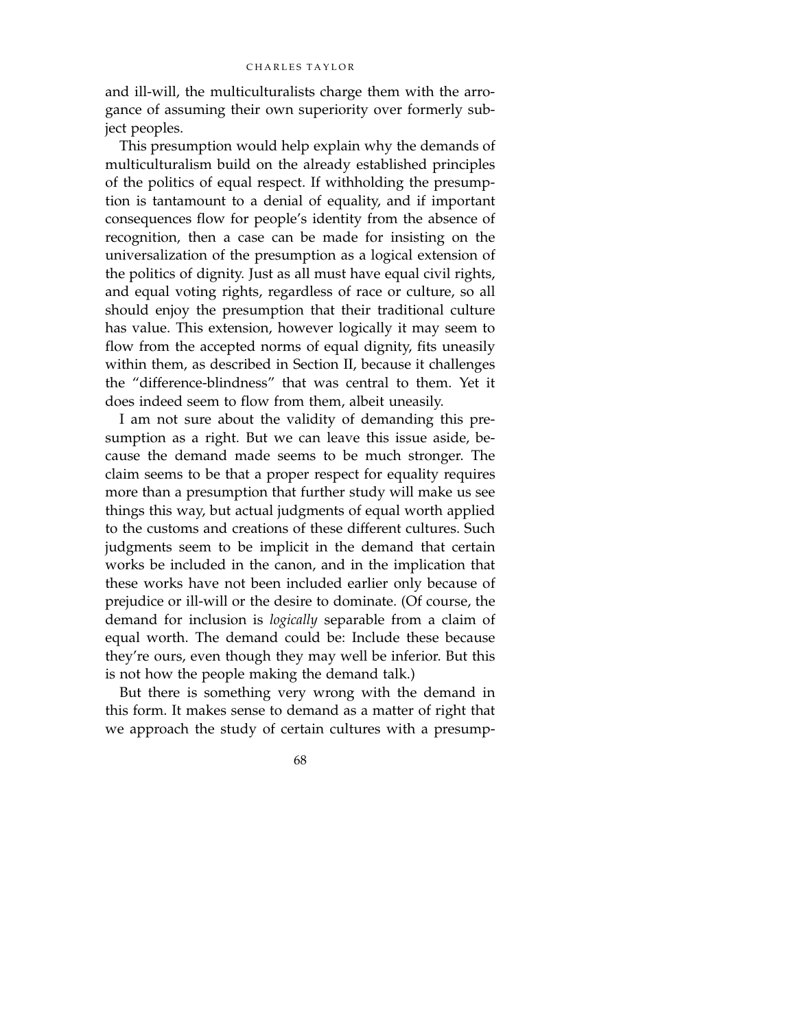and ill-will, the multiculturalists charge them with the arrogance of assuming their own superiority over formerly subject peoples.

This presumption would help explain why the demands of multiculturalism build on the already established principles of the politics of equal respect. If withholding the presumption is tantamount to a denial of equality, and if important consequences flow for people's identity from the absence of recognition, then a case can be made for insisting on the universalization of the presumption as a logical extension of the politics of dignity. Just as all must have equal civil rights, and equal voting rights, regardless of race or culture, so all should enjoy the presumption that their traditional culture has value. This extension, however logically it may seem to flow from the accepted norms of equal dignity, fits uneasily within them, as described in Section II, because it challenges the "difference-blindness" that was central to them. Yet it does indeed seem to flow from them, albeit uneasily.

I am not sure about the validity of demanding this presumption as a right. But we can leave this issue aside, because the demand made seems to be much stronger. The claim seems to be that a proper respect for equality requires more than a presumption that further study will make us see things this way, but actual judgments of equal worth applied to the customs and creations of these different cultures. Such judgments seem to be implicit in the demand that certain works be included in the canon, and in the implication that these works have not been included earlier only because of prejudice or ill-will or the desire to dominate. (Of course, the demand for inclusion is *logically* separable from a claim of equal worth. The demand could be: Include these because they're ours, even though they may well be inferior. But this is not how the people making the demand talk.)

But there is something very wrong with the demand in this form. It makes sense to demand as a matter of right that we approach the study of certain cultures with a presump-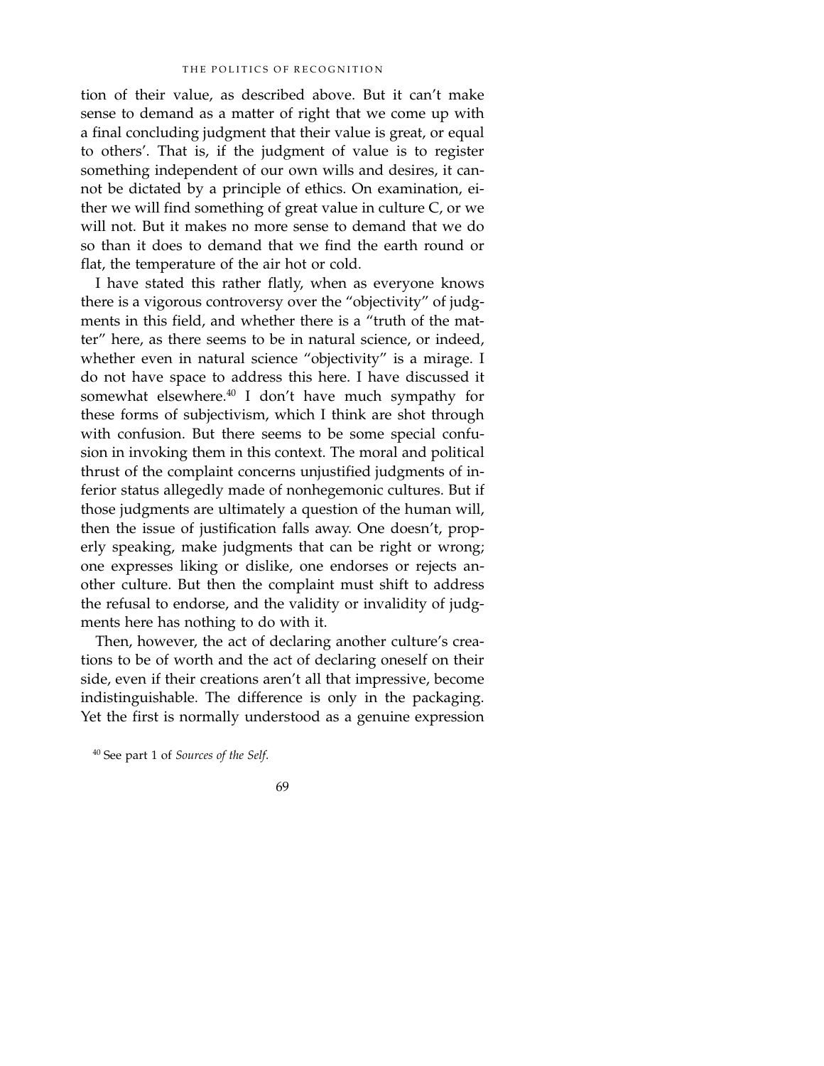tion of their value, as described above. But it can't make sense to demand as a matter of right that we come up with a final concluding judgment that their value is great, or equal to others'. That is, if the judgment of value is to register something independent of our own wills and desires, it cannot be dictated by a principle of ethics. On examination, either we will find something of great value in culture C, or we will not. But it makes no more sense to demand that we do so than it does to demand that we find the earth round or flat, the temperature of the air hot or cold.

I have stated this rather flatly, when as everyone knows there is a vigorous controversy over the "objectivity" of judgments in this field, and whether there is a "truth of the matter" here, as there seems to be in natural science, or indeed, whether even in natural science "objectivity" is a mirage. I do not have space to address this here. I have discussed it somewhat elsewhere.[40] I don't have much sympathy for these forms of subjectivism, which I think are shot through with confusion. But there seems to be some special confusion in invoking them in this context. The moral and political thrust of the complaint concerns unjustified judgments of inferior status allegedly made of nonhegemonic cultures. But if those judgments are ultimately a question of the human will, then the issue of justification falls away. One doesn't, properly speaking, make judgments that can be right or wrong; one expresses liking or dislike, one endorses or rejects another culture. But then the complaint must shift to address the refusal to endorse, and the validity or invalidity of judgments here has nothing to do with it.

Then, however, the act of declaring another culture's creations to be of worth and the act of declaring oneself on their side, even if their creations aren't all that impressive, become indistinguishable. The difference is only in the packaging. Yet the first is normally understood as a genuine expression

[40] See part 1 of *Sources of the Self*.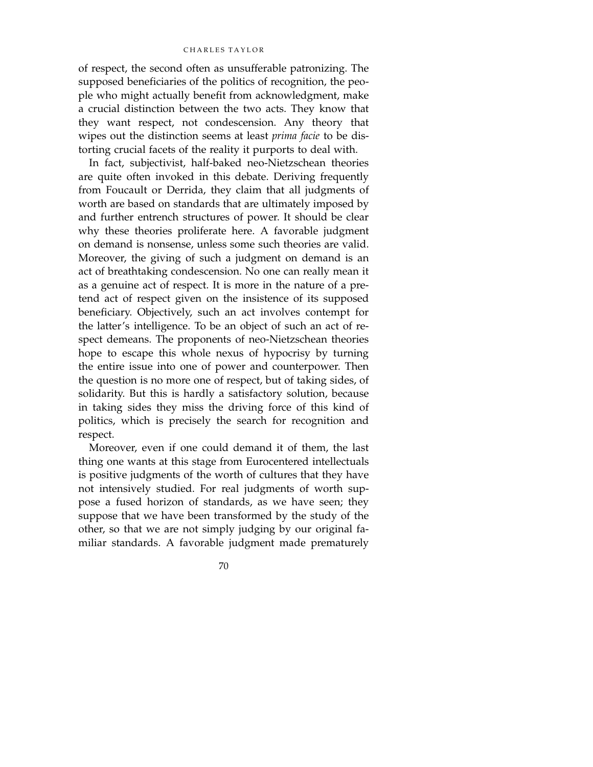of respect, the second often as unsufferable patronizing. The supposed beneficiaries of the politics of recognition, the people who might actually benefit from acknowledgment, make a crucial distinction between the two acts. They know that they want respect, not condescension. Any theory that wipes out the distinction seems at least *prima facie* to be distorting crucial facets of the reality it purports to deal with.

In fact, subjectivist, half-baked neo-Nietzschean theories are quite often invoked in this debate. Deriving frequently from Foucault or Derrida, they claim that all judgments of worth are based on standards that are ultimately imposed by and further entrench structures of power. It should be clear why these theories proliferate here. A favorable judgment on demand is nonsense, unless some such theories are valid. Moreover, the giving of such a judgment on demand is an act of breathtaking condescension. No one can really mean it as a genuine act of respect. It is more in the nature of a pretend act of respect given on the insistence of its supposed beneficiary. Objectively, such an act involves contempt for the latter's intelligence. To be an object of such an act of respect demeans. The proponents of neo-Nietzschean theories hope to escape this whole nexus of hypocrisy by turning the entire issue into one of power and counterpower. Then the question is no more one of respect, but of taking sides, of solidarity. But this is hardly a satisfactory solution, because in taking sides they miss the driving force of this kind of politics, which is precisely the search for recognition and respect.

Moreover, even if one could demand it of them, the last thing one wants at this stage from Eurocentered intellectuals is positive judgments of the worth of cultures that they have not intensively studied. For real judgments of worth suppose a fused horizon of standards, as we have seen; they suppose that we have been transformed by the study of the other, so that we are not simply judging by our original familiar standards. A favorable judgment made prematurely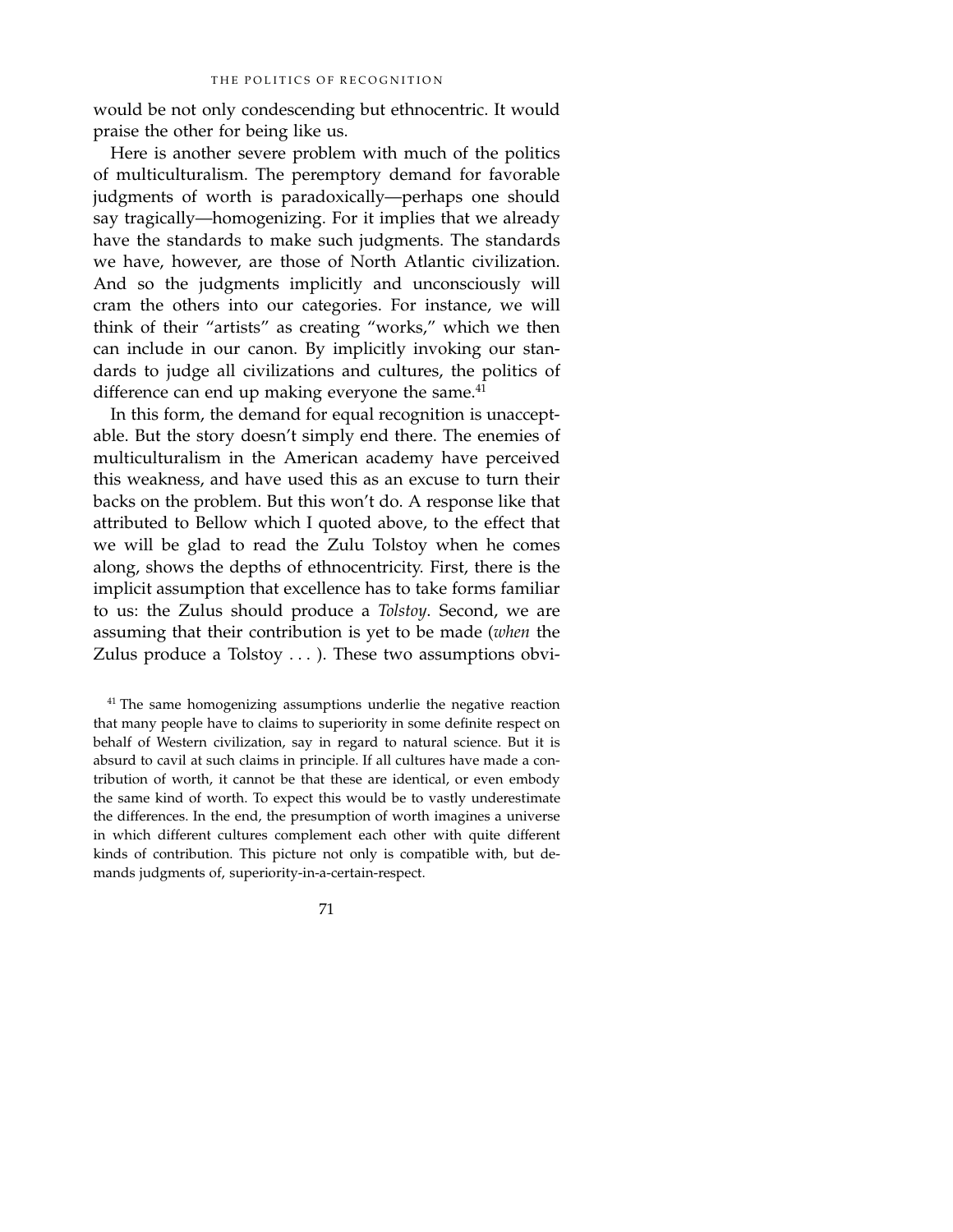would be not only condescending but ethnocentric. It would praise the other for being like us.

Here is another severe problem with much of the politics of multiculturalism. The peremptory demand for favorable judgments of worth is paradoxically—perhaps one should say tragically—homogenizing. For it implies that we already have the standards to make such judgments. The standards we have, however, are those of North Atlantic civilization. And so the judgments implicitly and unconsciously will cram the others into our categories. For instance, we will think of their "artists" as creating "works," which we then can include in our canon. By implicitly invoking our standards to judge all civilizations and cultures, the politics of difference can end up making everyone the same.[41]

In this form, the demand for equal recognition is unacceptable. But the story doesn't simply end there. The enemies of multiculturalism in the American academy have perceived this weakness, and have used this as an excuse to turn their backs on the problem. But this won't do. A response like that attributed to Bellow which I quoted above, to the effect that we will be glad to read the Zulu Tolstoy when he comes along, shows the depths of ethnocentricity. First, there is the implicit assumption that excellence has to take forms familiar to us: the Zulus should produce a *Tolstoy*. Second, we are assuming that their contribution is yet to be made (*when* the Zulus produce a Tolstoy . . . ). These two assumptions obvi-

[41] The same homogenizing assumptions underlie the negative reaction that many people have to claims to superiority in some definite respect on behalf of Western civilization, say in regard to natural science. But it is absurd to cavil at such claims in principle. If all cultures have made a contribution of worth, it cannot be that these are identical, or even embody the same kind of worth. To expect this would be to vastly underestimate the differences. In the end, the presumption of worth imagines a universe in which different cultures complement each other with quite different kinds of contribution. This picture not only is compatible with, but demands judgments of, superiority-in-a-certain-respect.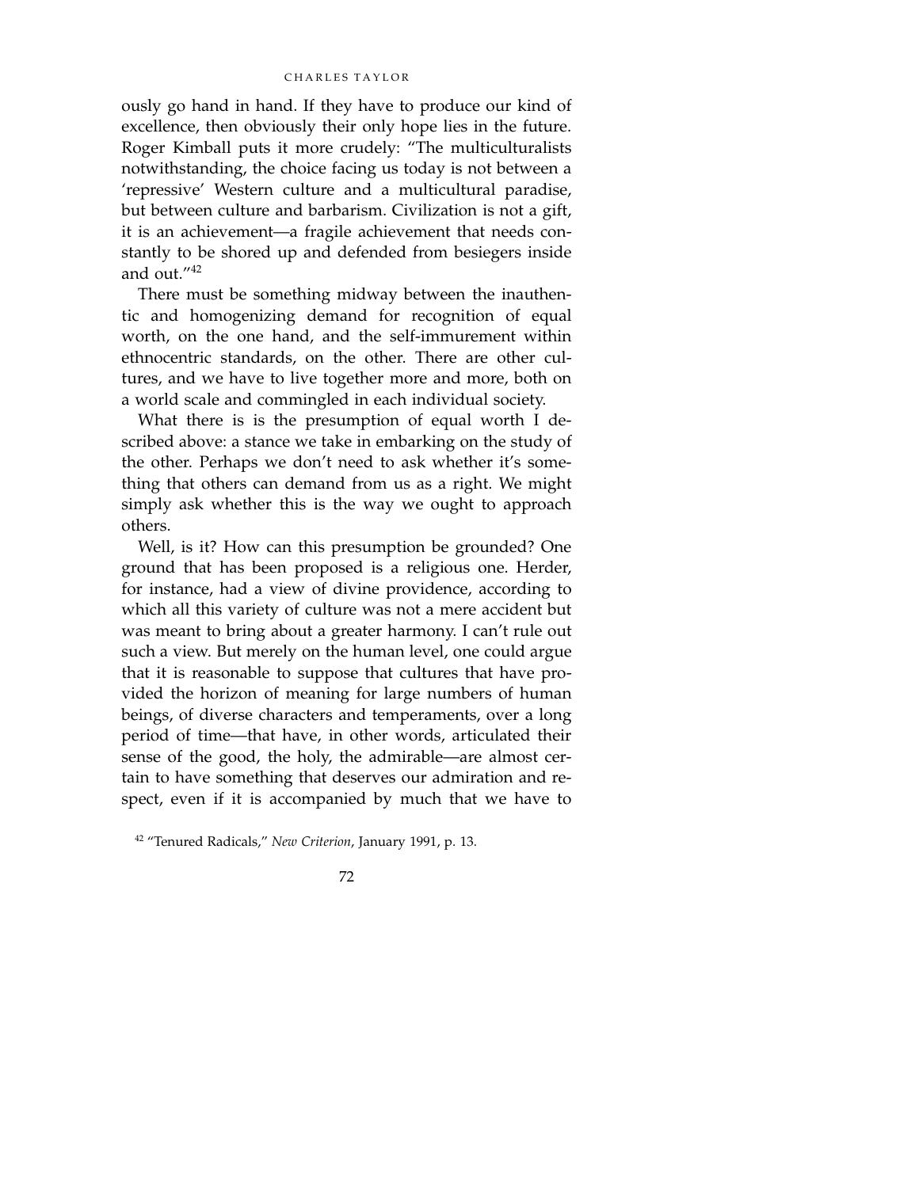ously go hand in hand. If they have to produce our kind of excellence, then obviously their only hope lies in the future. Roger Kimball puts it more crudely: "The multiculturalists notwithstanding, the choice facing us today is not between a 'repressive' Western culture and a multicultural paradise, but between culture and barbarism. Civilization is not a gift, it is an achievement—a fragile achievement that needs constantly to be shored up and defended from besiegers inside and out."[42]

There must be something midway between the inauthentic and homogenizing demand for recognition of equal worth, on the one hand, and the self-immurement within ethnocentric standards, on the other. There are other cultures, and we have to live together more and more, both on a world scale and commingled in each individual society.

What there is is the presumption of equal worth I described above: a stance we take in embarking on the study of the other. Perhaps we don't need to ask whether it's something that others can demand from us as a right. We might simply ask whether this is the way we ought to approach others.

Well, is it? How can this presumption be grounded? One ground that has been proposed is a religious one. Herder, for instance, had a view of divine providence, according to which all this variety of culture was not a mere accident but was meant to bring about a greater harmony. I can't rule out such a view. But merely on the human level, one could argue that it is reasonable to suppose that cultures that have provided the horizon of meaning for large numbers of human beings, of diverse characters and temperaments, over a long period of time—that have, in other words, articulated their sense of the good, the holy, the admirable—are almost certain to have something that deserves our admiration and respect, even if it is accompanied by much that we have to

[42] "Tenured Radicals," *New Criterion*, January 1991, p. 13.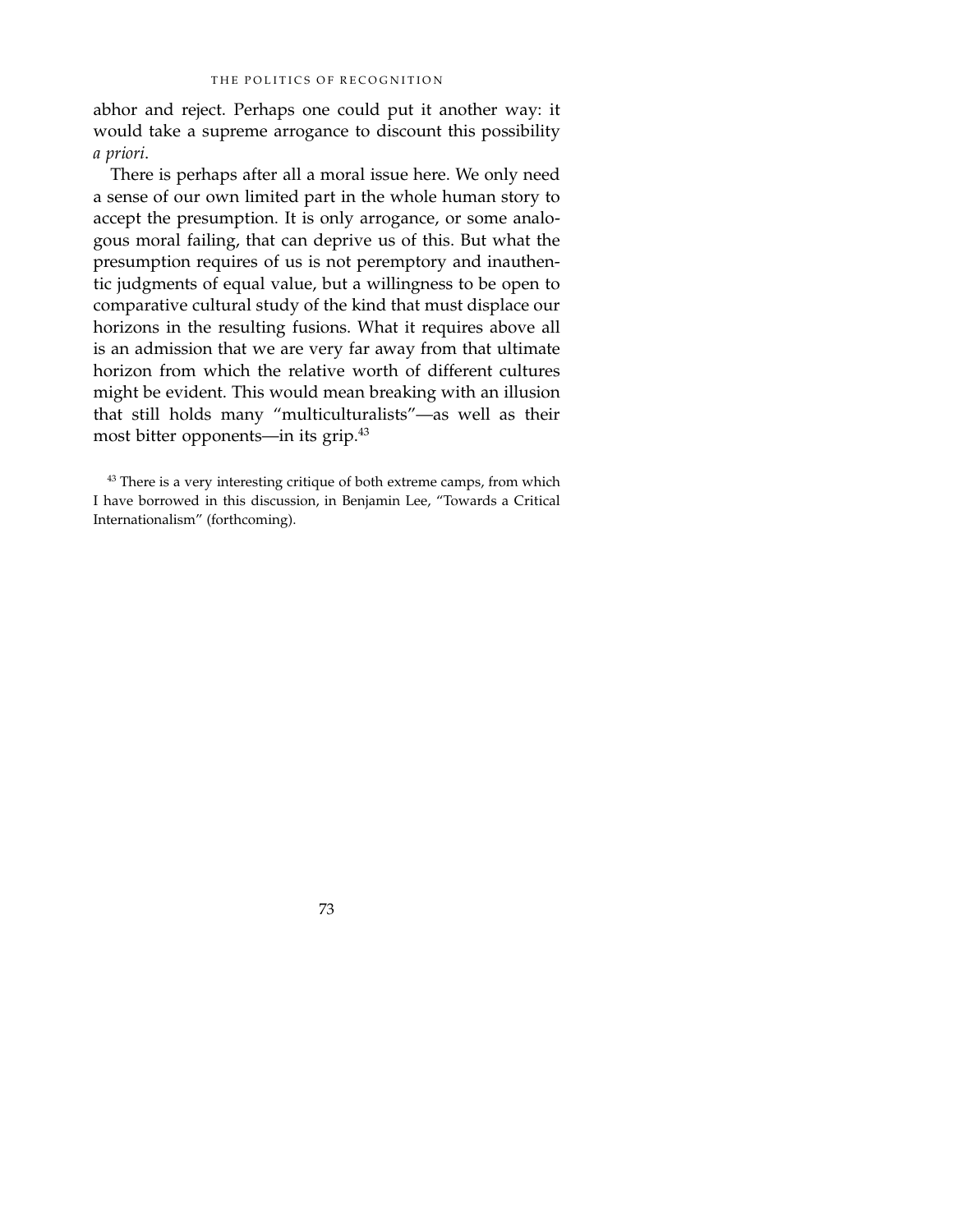abhor and reject. Perhaps one could put it another way: it would take a supreme arrogance to discount this possibility *a priori*.

There is perhaps after all a moral issue here. We only need a sense of our own limited part in the whole human story to accept the presumption. It is only arrogance, or some analogous moral failing, that can deprive us of this. But what the presumption requires of us is not peremptory and inauthentic judgments of equal value, but a willingness to be open to comparative cultural study of the kind that must displace our horizons in the resulting fusions. What it requires above all is an admission that we are very far away from that ultimate horizon from which the relative worth of different cultures might be evident. This would mean breaking with an illusion that still holds many "multiculturalists"—as well as their most bitter opponents—in its grip.[43]

[43] There is a very interesting critique of both extreme camps, from which I have borrowed in this discussion, in Benjamin Lee, "Towards a Critical Internationalism" (forthcoming).